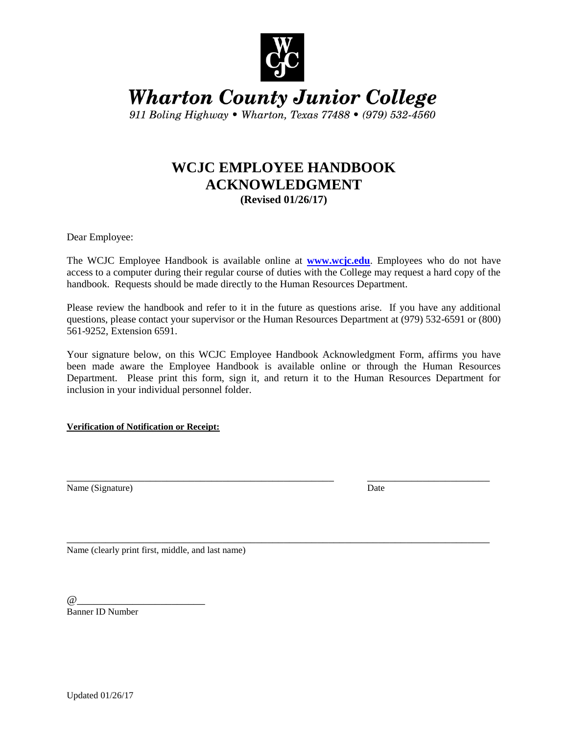# Wharton County Junior College

*911 Boling Highway • Wharton, Texas 77488 • (979) 532-4560*

## WCJC EMPLOYEE HANDBOOK ACKNOWLEDGMENT

**(Revised 01/26/17)**

Dear Employee:

The WCJC Employee Handbook is available online at **www.wcjc.edu**. Employees who do not have access to a computer during their regular course of duties with the College may request a hard copy of the handbook. Requests should be made directly to the Human Resources Department.

Please review the handbook and refer to it in the future as questions arise. If you have any additional questions, please contact your supervisor or the Human Resources Department at (979) 532-6591 or (800) 561-9252, Extension 6591.

Your signature below, on this WCJC Employee Handbook Acknowledgment Form, affirms you have been made aware the Employee Handbook is available online or through the Human Resources Department. Please print this form, sign it, and return it to the Human Resources Department for inclusion in your individual personnel folder.

**Verification of Notification or Receipt:**

_______________________________________________ _______________________

Name (Signature) Date

_____________________________________________________________________________

Name (clearly print first, middle, and last name)

@_________________________

Banner ID Number

Updated 01/26/17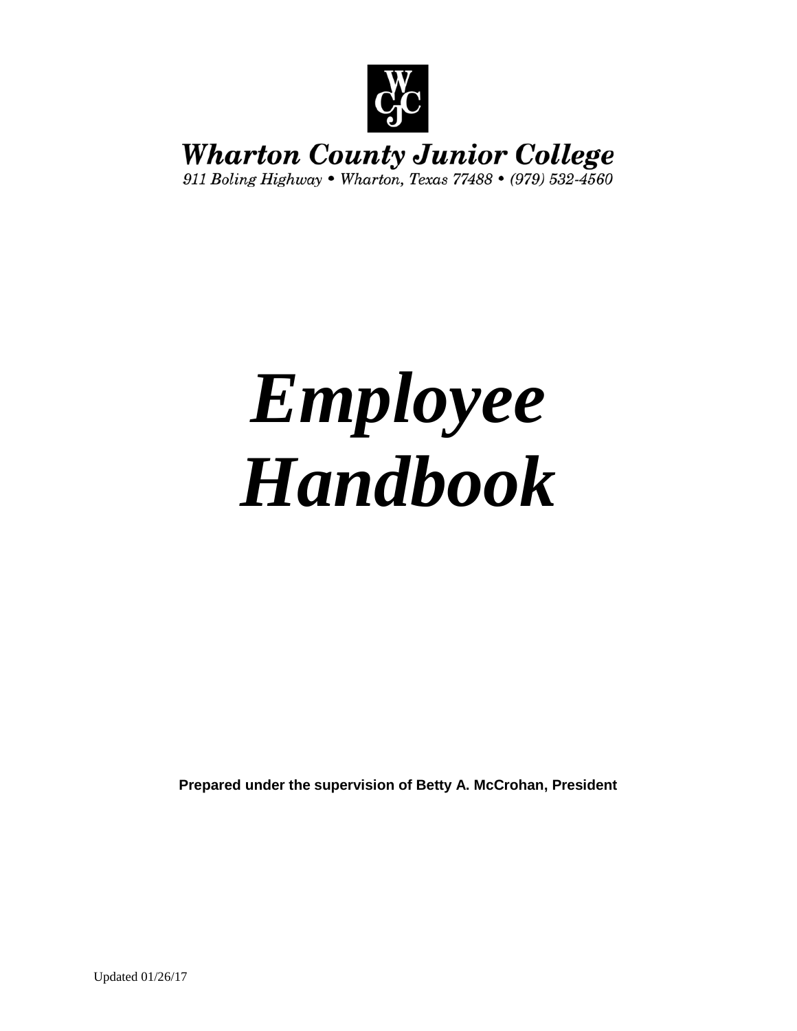Wharton County Junior College

911 Boling Highway • Wharton, Texas 77488 • (979) 532-4560

# *Employee Handbook*

**Prepared under the supervision of Betty A. McCrohan, President**

Updated 01/26/17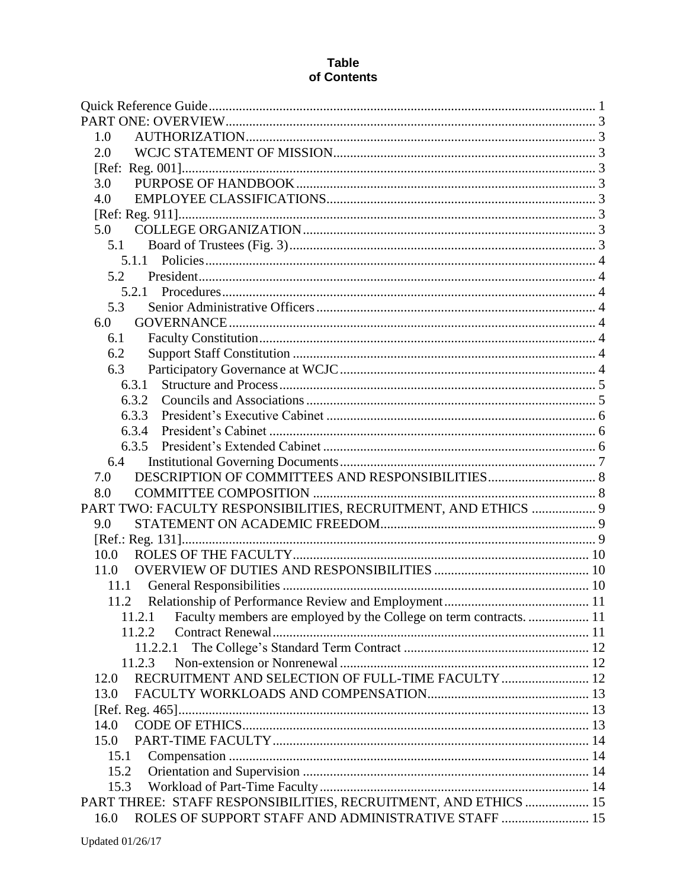# Table of Contents

Quick Reference Guide ..... 1
PART ONE: OVERVIEW ..... 3
- 1.0 AUTHORIZATION ..... 3
- 2.0 WCJC STATEMENT OF MISSION ..... 3
- [Ref: Reg. 001] ..... 3
- 3.0 PURPOSE OF HANDBOOK ..... 3
- 4.0 EMPLOYEE CLASSIFICATIONS ..... 3
- [Ref: Reg. 911] ..... 3
- 5.0 COLLEGE ORGANIZATION ..... 3
  - 5.1 Board of Trustees (Fig. 3) ..... 3
    - 5.1.1 Policies ..... 4
  - 5.2 President ..... 4
    - 5.2.1 Procedures ..... 4
  - 5.3 Senior Administrative Officers ..... 4
- 6.0 GOVERNANCE ..... 4
  - 6.1 Faculty Constitution ..... 4
  - 6.2 Support Staff Constitution ..... 4
  - 6.3 Participatory Governance at WCJC ..... 4
    - 6.3.1 Structure and Process ..... 5
    - 6.3.2 Councils and Associations ..... 5
    - 6.3.3 President's Executive Cabinet ..... 6
    - 6.3.4 President's Cabinet ..... 6
    - 6.3.5 President's Extended Cabinet ..... 6
  - 6.4 Institutional Governing Documents ..... 7
- 7.0 DESCRIPTION OF COMMITTEES AND RESPONSIBILITIES ..... 8
- 8.0 COMMITTEE COMPOSITION ..... 8

PART TWO: FACULTY RESPONSIBILITIES, RECRUITMENT, AND ETHICS ..... 9
- 9.0 STATEMENT ON ACADEMIC FREEDOM ..... 9
- [Ref.: Reg. 131] ..... 9
- 10.0 ROLES OF THE FACULTY ..... 10
- 11.0 OVERVIEW OF DUTIES AND RESPONSIBILITIES ..... 10
  - 11.1 General Responsibilities ..... 10
  - 11.2 Relationship of Performance Review and Employment ..... 11
    - 11.2.1 Faculty members are employed by the College on term contracts. ..... 11
    - 11.2.2 Contract Renewal ..... 11
      - 11.2.2.1 The College's Standard Term Contract ..... 12
    - 11.2.3 Non-extension or Nonrenewal ..... 12
- 12.0 RECRUITMENT AND SELECTION OF FULL-TIME FACULTY ..... 12
- 13.0 FACULTY WORKLOADS AND COMPENSATION ..... 13
- [Ref. Reg. 465] ..... 13
- 14.0 CODE OF ETHICS ..... 13
- 15.0 PART-TIME FACULTY ..... 14
  - 15.1 Compensation ..... 14
  - 15.2 Orientation and Supervision ..... 14
  - 15.3 Workload of Part-Time Faculty ..... 14

PART THREE: STAFF RESPONSIBILITIES, RECRUITMENT, AND ETHICS ..... 15
- 16.0 ROLES OF SUPPORT STAFF AND ADMINISTRATIVE STAFF ..... 15

Updated 01/26/17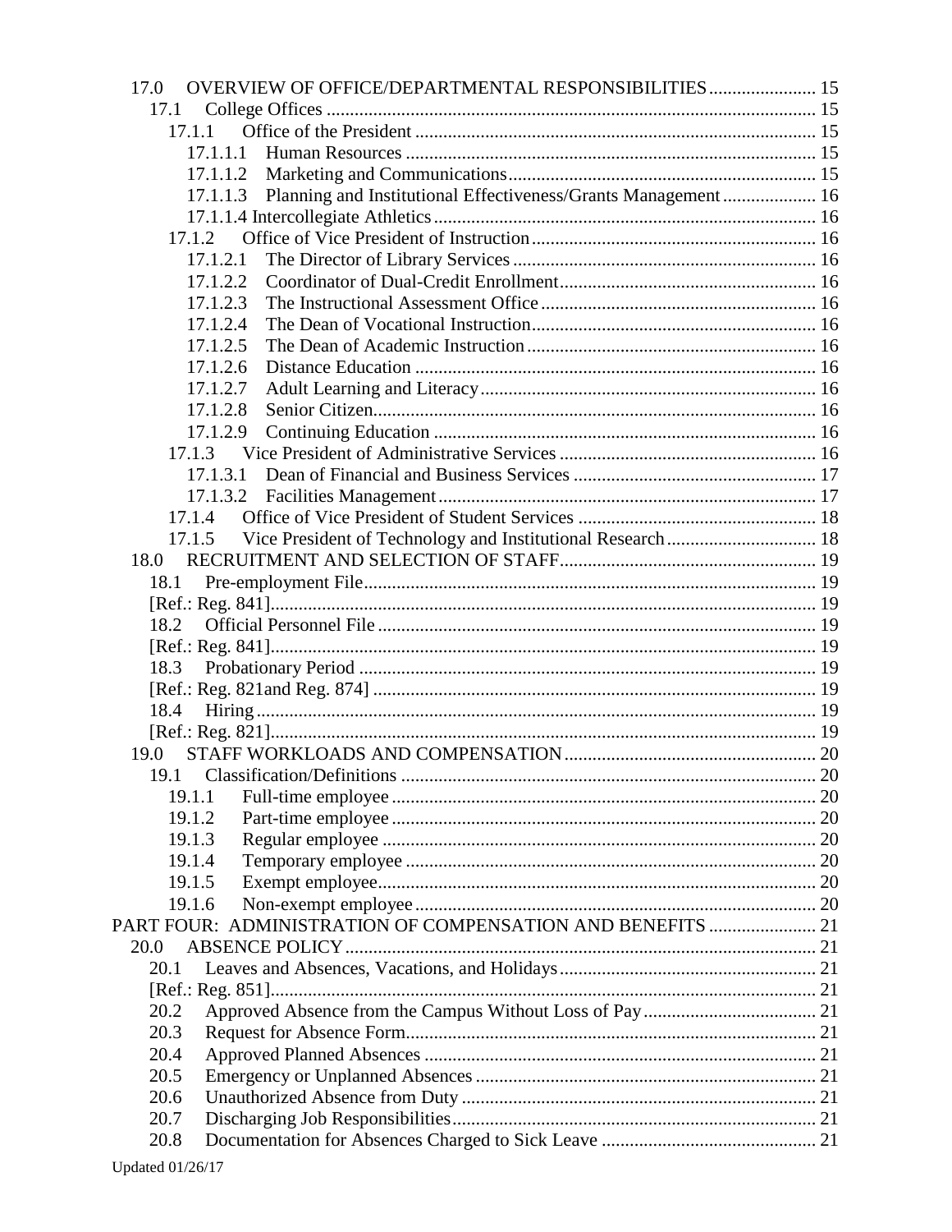17.0 OVERVIEW OF OFFICE/DEPARTMENTAL RESPONSIBILITIES ....................... 15
  17.1 College Offices ........................................................................................ 15
    17.1.1 Office of the President ..................................................................... 15
      17.1.1.1 Human Resources ....................................................................... 15
      17.1.1.2 Marketing and Communications................................................. 15
      17.1.1.3 Planning and Institutional Effectiveness/Grants Management .................... 16
      17.1.1.4 Intercollegiate Athletics ................................................................. 16
    17.1.2 Office of Vice President of Instruction ............................................ 16
      17.1.2.1 The Director of Library Services ................................................ 16
      17.1.2.2 Coordinator of Dual-Credit Enrollment....................................... 16
      17.1.2.3 The Instructional Assessment Office ........................................... 16
      17.1.2.4 The Dean of Vocational Instruction............................................ 16
      17.1.2.5 The Dean of Academic Instruction ............................................. 16
      17.1.2.6 Distance Education ..................................................................... 16
      17.1.2.7 Adult Learning and Literacy....................................................... 16
      17.1.2.8 Senior Citizen.............................................................................. 16
      17.1.2.9 Continuing Education ................................................................. 16
    17.1.3 Vice President of Administrative Services ....................................... 16
      17.1.3.1 Dean of Financial and Business Services .................................... 17
      17.1.3.2 Facilities Management ................................................................ 17
    17.1.4 Office of Vice President of Student Services .................................. 18
    17.1.5 Vice President of Technology and Institutional Research ................................ 18
18.0 RECRUITMENT AND SELECTION OF STAFF....................................................... 19
  18.1 Pre-employment File................................................................................ 19
  [Ref.: Reg. 841].................................................................................................... 19
  18.2 Official Personnel File ............................................................................. 19
  [Ref.: Reg. 841].................................................................................................... 19
  18.3 Probationary Period ................................................................................. 19
  [Ref.: Reg. 821and Reg. 874] ............................................................................. 19
  18.4 Hiring....................................................................................................... 19
  [Ref.: Reg. 821].................................................................................................... 19
19.0 STAFF WORKLOADS AND COMPENSATION...................................................... 20
  19.1 Classification/Definitions ......................................................................... 20
    19.1.1 Full-time employee .......................................................................... 20
    19.1.2 Part-time employee .......................................................................... 20
    19.1.3 Regular employee ............................................................................ 20
    19.1.4 Temporary employee ....................................................................... 20
    19.1.5 Exempt employee............................................................................. 20
    19.1.6 Non-exempt employee ...................................................................... 20
PART FOUR: ADMINISTRATION OF COMPENSATION AND BENEFITS ....................... 21
20.0 ABSENCE POLICY.................................................................................................... 21
  20.1 Leaves and Absences, Vacations, and Holidays....................................... 21
  [Ref.: Reg. 851].................................................................................................... 21
  20.2 Approved Absence from the Campus Without Loss of Pay..................................... 21
  20.3 Request for Absence Form....................................................................... 21
  20.4 Approved Planned Absences .................................................................... 21
  20.5 Emergency or Unplanned Absences ......................................................... 21
  20.6 Unauthorized Absence from Duty ............................................................ 21
  20.7 Discharging Job Responsibilities.............................................................. 21
  20.8 Documentation for Absences Charged to Sick Leave .............................................. 21

Updated 01/26/17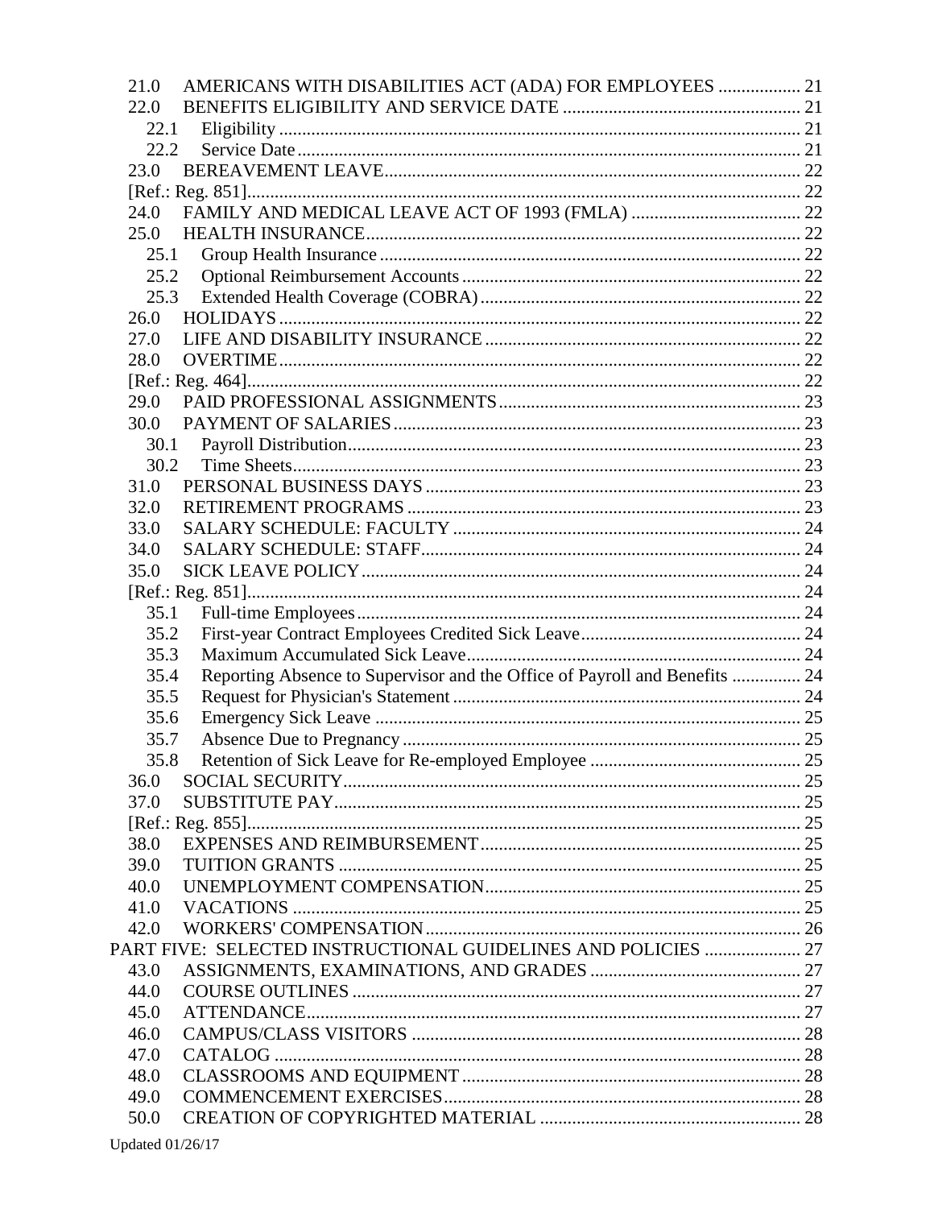21.0 AMERICANS WITH DISABILITIES ACT (ADA) FOR EMPLOYEES .................. 21
22.0 BENEFITS ELIGIBILITY AND SERVICE DATE .................................................... 21
  22.1 Eligibility ................................................................................................... 21
  22.2 Service Date ................................................................................................. 21
23.0 BEREAVEMENT LEAVE ........................................................................................ 22
[Ref.: Reg. 851] ........................................................................................................ 22
24.0 FAMILY AND MEDICAL LEAVE ACT OF 1993 (FMLA) ..................................... 22
25.0 HEALTH INSURANCE ............................................................................................ 22
  25.1 Group Health Insurance ............................................................................ 22
  25.2 Optional Reimbursement Accounts ............................................................ 22
  25.3 Extended Health Coverage (COBRA) ........................................................ 22
26.0 HOLIDAYS ............................................................................................................. 22
27.0 LIFE AND DISABILITY INSURANCE .................................................................... 22
28.0 OVERTIME ............................................................................................................. 22
[Ref.: Reg. 464] ........................................................................................................ 22
29.0 PAID PROFESSIONAL ASSIGNMENTS ................................................................. 23
30.0 PAYMENT OF SALARIES ...................................................................................... 23
  30.1 Payroll Distribution ..................................................................................... 23
  30.2 Time Sheets ................................................................................................. 23
31.0 PERSONAL BUSINESS DAYS ................................................................................ 23
32.0 RETIREMENT PROGRAMS .................................................................................... 23
33.0 SALARY SCHEDULE: FACULTY .......................................................................... 24
34.0 SALARY SCHEDULE: STAFF ................................................................................. 24
35.0 SICK LEAVE POLICY ............................................................................................. 24
[Ref.: Reg. 851] ........................................................................................................ 24
  35.1 Full-time Employees .................................................................................... 24
  35.2 First-year Contract Employees Credited Sick Leave .................................. 24
  35.3 Maximum Accumulated Sick Leave ........................................................... 24
  35.4 Reporting Absence to Supervisor and the Office of Payroll and Benefits ............... 24
  35.5 Request for Physician's Statement ............................................................. 24
  35.6 Emergency Sick Leave ............................................................................... 25
  35.7 Absence Due to Pregnancy ........................................................................ 25
  35.8 Retention of Sick Leave for Re-employed Employee ................................ 25
36.0 SOCIAL SECURITY ................................................................................................. 25
37.0 SUBSTITUTE PAY .................................................................................................. 25
[Ref.: Reg. 855] ........................................................................................................ 25
38.0 EXPENSES AND REIMBURSEMENT ..................................................................... 25
39.0 TUITION GRANTS .................................................................................................. 25
40.0 UNEMPLOYMENT COMPENSATION ..................................................................... 25
41.0 VACATIONS ........................................................................................................... 25
42.0 WORKERS' COMPENSATION ................................................................................ 26

PART FIVE: SELECTED INSTRUCTIONAL GUIDELINES AND POLICIES ..................... 27

43.0 ASSIGNMENTS, EXAMINATIONS, AND GRADES .............................................. 27
44.0 COURSE OUTLINES ............................................................................................... 27
45.0 ATTENDANCE ......................................................................................................... 27
46.0 CAMPUS/CLASS VISITORS .................................................................................... 28
47.0 CATALOG ................................................................................................................ 28
48.0 CLASSROOMS AND EQUIPMENT .......................................................................... 28
49.0 COMMENCEMENT EXERCISES ............................................................................. 28
50.0 CREATION OF COPYRIGHTED MATERIAL .......................................................... 28

Updated 01/26/17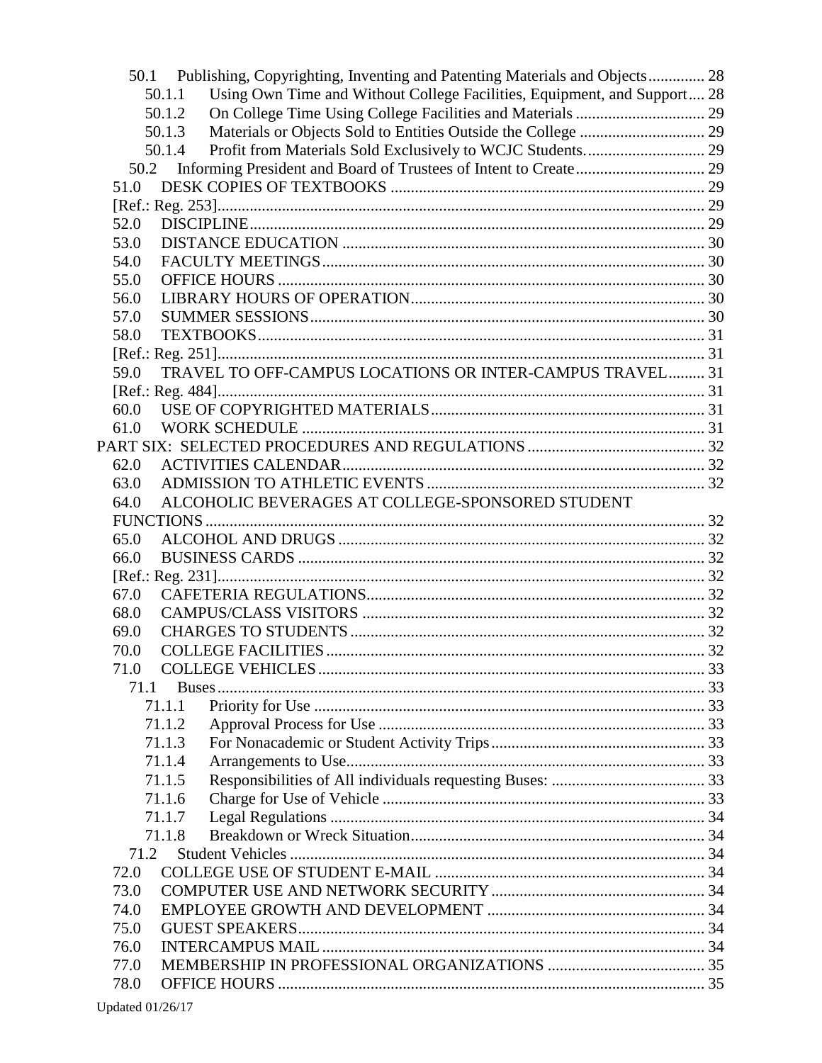50.1 Publishing, Copyrighting, Inventing and Patenting Materials and Objects.............. 28
50.1.1 Using Own Time and Without College Facilities, Equipment, and Support.... 28
50.1.2 On College Time Using College Facilities and Materials ................................ 29
50.1.3 Materials or Objects Sold to Entities Outside the College ............................... 29
50.1.4 Profit from Materials Sold Exclusively to WCJC Students.............................. 29
50.2 Informing President and Board of Trustees of Intent to Create................................ 29
51.0 DESK COPIES OF TEXTBOOKS ............................................................................. 29
[Ref.: Reg. 253]........................................................................................................... 29
52.0 DISCIPLINE................................................................................................................ 29
53.0 DISTANCE EDUCATION ......................................................................................... 30
54.0 FACULTY MEETINGS.............................................................................................. 30
55.0 OFFICE HOURS ......................................................................................................... 30
56.0 LIBRARY HOURS OF OPERATION........................................................................ 30
57.0 SUMMER SESSIONS................................................................................................ 30
58.0 TEXTBOOKS.............................................................................................................. 31
[Ref.: Reg. 251]........................................................................................................... 31
59.0 TRAVEL TO OFF-CAMPUS LOCATIONS OR INTER-CAMPUS TRAVEL......... 31
[Ref.: Reg. 484]........................................................................................................... 31
60.0 USE OF COPYRIGHTED MATERIALS................................................................... 31
61.0 WORK SCHEDULE ................................................................................................... 31
PART SIX: SELECTED PROCEDURES AND REGULATIONS........................................... 32
62.0 ACTIVITIES CALENDAR......................................................................................... 32
63.0 ADMISSION TO ATHLETIC EVENTS .................................................................... 32
64.0 ALCOHOLIC BEVERAGES AT COLLEGE-SPONSORED STUDENT FUNCTIONS.......................................................................................................................... 32
65.0 ALCOHOL AND DRUGS .......................................................................................... 32
66.0 BUSINESS CARDS .................................................................................................... 32
[Ref.: Reg. 231]........................................................................................................... 32
67.0 CAFETERIA REGULATIONS................................................................................... 32
68.0 CAMPUS/CLASS VISITORS .................................................................................... 32
69.0 CHARGES TO STUDENTS....................................................................................... 32
70.0 COLLEGE FACILITIES............................................................................................. 32
71.0 COLLEGE VEHICLES............................................................................................... 33
71.1 Buses........................................................................................................................ 33
71.1.1 Priority for Use ................................................................................................. 33
71.1.2 Approval Process for Use ................................................................................ 33
71.1.3 For Nonacademic or Student Activity Trips..................................................... 33
71.1.4 Arrangements to Use......................................................................................... 33
71.1.5 Responsibilities of All individuals requesting Buses: ...................................... 33
71.1.6 Charge for Use of Vehicle ................................................................................ 33
71.1.7 Legal Regulations ............................................................................................. 34
71.1.8 Breakdown or Wreck Situation......................................................................... 34
71.2 Student Vehicles ...................................................................................................... 34
72.0 COLLEGE USE OF STUDENT E-MAIL .................................................................. 34
73.0 COMPUTER USE AND NETWORK SECURITY.................................................... 34
74.0 EMPLOYEE GROWTH AND DEVELOPMENT ...................................................... 34
75.0 GUEST SPEAKERS.................................................................................................... 34
76.0 INTERCAMPUS MAIL.............................................................................................. 34
77.0 MEMBERSHIP IN PROFESSIONAL ORGANIZATIONS ....................................... 35
78.0 OFFICE HOURS ......................................................................................................... 35

Updated 01/26/17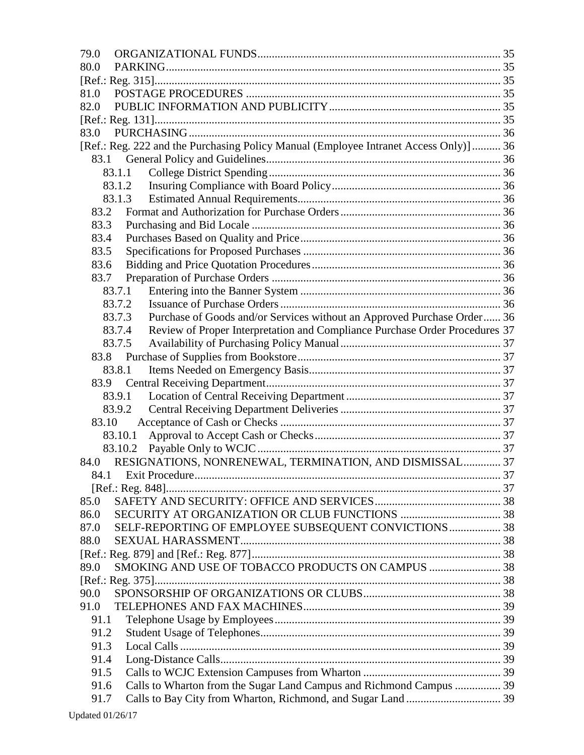79.0 ORGANIZATIONAL FUNDS ..... 35
80.0 PARKING ..... 35
[Ref.: Reg. 315] ..... 35
81.0 POSTAGE PROCEDURES ..... 35
82.0 PUBLIC INFORMATION AND PUBLICITY ..... 35
[Ref.: Reg. 131] ..... 35
83.0 PURCHASING ..... 36
[Ref.: Reg. 222 and the Purchasing Policy Manual (Employee Intranet Access Only)] ..... 36
- 83.1 General Policy and Guidelines ..... 36
  - 83.1.1 College District Spending ..... 36
  - 83.1.2 Insuring Compliance with Board Policy ..... 36
  - 83.1.3 Estimated Annual Requirements ..... 36
- 83.2 Format and Authorization for Purchase Orders ..... 36
- 83.3 Purchasing and Bid Locale ..... 36
- 83.4 Purchases Based on Quality and Price ..... 36
- 83.5 Specifications for Proposed Purchases ..... 36
- 83.6 Bidding and Price Quotation Procedures ..... 36
- 83.7 Preparation of Purchase Orders ..... 36
  - 83.7.1 Entering into the Banner System ..... 36
  - 83.7.2 Issuance of Purchase Orders ..... 36
  - 83.7.3 Purchase of Goods and/or Services without an Approved Purchase Order ..... 36
  - 83.7.4 Review of Proper Interpretation and Compliance Purchase Order Procedures 37
  - 83.7.5 Availability of Purchasing Policy Manual ..... 37
- 83.8 Purchase of Supplies from Bookstore ..... 37
  - 83.8.1 Items Needed on Emergency Basis ..... 37
- 83.9 Central Receiving Department ..... 37
  - 83.9.1 Location of Central Receiving Department ..... 37
  - 83.9.2 Central Receiving Department Deliveries ..... 37
- 83.10 Acceptance of Cash or Checks ..... 37
  - 83.10.1 Approval to Accept Cash or Checks ..... 37
  - 83.10.2 Payable Only to WCJC ..... 37

84.0 RESIGNATIONS, NONRENEWAL, TERMINATION, AND DISMISSAL ..... 37
- 84.1 Exit Procedure ..... 37
- [Ref.: Reg. 848] ..... 37

85.0 SAFETY AND SECURITY: OFFICE AND SERVICES ..... 38
86.0 SECURITY AT ORGANIZATION OR CLUB FUNCTIONS ..... 38
87.0 SELF-REPORTING OF EMPLOYEE SUBSEQUENT CONVICTIONS ..... 38
88.0 SEXUAL HARASSMENT ..... 38
[Ref.: Reg. 879] and [Ref.: Reg. 877] ..... 38
89.0 SMOKING AND USE OF TOBACCO PRODUCTS ON CAMPUS ..... 38
[Ref.: Reg. 375] ..... 38
90.0 SPONSORSHIP OF ORGANIZATIONS OR CLUBS ..... 38
91.0 TELEPHONES AND FAX MACHINES ..... 39
- 91.1 Telephone Usage by Employees ..... 39
- 91.2 Student Usage of Telephones ..... 39
- 91.3 Local Calls ..... 39
- 91.4 Long-Distance Calls ..... 39
- 91.5 Calls to WCJC Extension Campuses from Wharton ..... 39
- 91.6 Calls to Wharton from the Sugar Land Campus and Richmond Campus ..... 39
- 91.7 Calls to Bay City from Wharton, Richmond, and Sugar Land ..... 39

Updated 01/26/17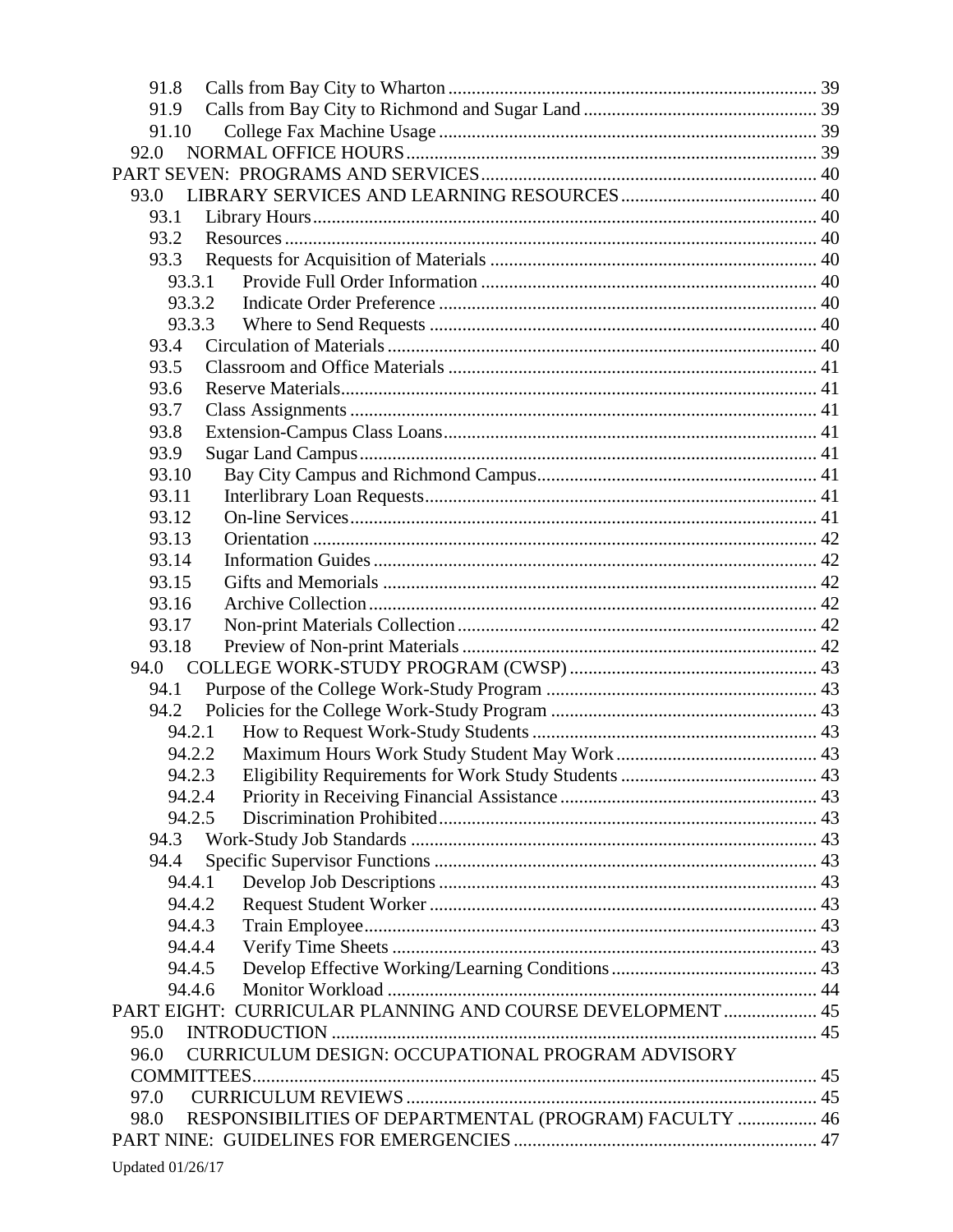91.8 Calls from Bay City to Wharton ........ 39
91.9 Calls from Bay City to Richmond and Sugar Land ........ 39
91.10 College Fax Machine Usage ........ 39
92.0 NORMAL OFFICE HOURS ........ 39
PART SEVEN: PROGRAMS AND SERVICES ........ 40
93.0 LIBRARY SERVICES AND LEARNING RESOURCES ........ 40
93.1 Library Hours ........ 40
93.2 Resources ........ 40
93.3 Requests for Acquisition of Materials ........ 40
93.3.1 Provide Full Order Information ........ 40
93.3.2 Indicate Order Preference ........ 40
93.3.3 Where to Send Requests ........ 40
93.4 Circulation of Materials ........ 40
93.5 Classroom and Office Materials ........ 41
93.6 Reserve Materials ........ 41
93.7 Class Assignments ........ 41
93.8 Extension-Campus Class Loans ........ 41
93.9 Sugar Land Campus ........ 41
93.10 Bay City Campus and Richmond Campus ........ 41
93.11 Interlibrary Loan Requests ........ 41
93.12 On-line Services ........ 41
93.13 Orientation ........ 42
93.14 Information Guides ........ 42
93.15 Gifts and Memorials ........ 42
93.16 Archive Collection ........ 42
93.17 Non-print Materials Collection ........ 42
93.18 Preview of Non-print Materials ........ 42
94.0 COLLEGE WORK-STUDY PROGRAM (CWSP) ........ 43
94.1 Purpose of the College Work-Study Program ........ 43
94.2 Policies for the College Work-Study Program ........ 43
94.2.1 How to Request Work-Study Students ........ 43
94.2.2 Maximum Hours Work Study Student May Work ........ 43
94.2.3 Eligibility Requirements for Work Study Students ........ 43
94.2.4 Priority in Receiving Financial Assistance ........ 43
94.2.5 Discrimination Prohibited ........ 43
94.3 Work-Study Job Standards ........ 43
94.4 Specific Supervisor Functions ........ 43
94.4.1 Develop Job Descriptions ........ 43
94.4.2 Request Student Worker ........ 43
94.4.3 Train Employee ........ 43
94.4.4 Verify Time Sheets ........ 43
94.4.5 Develop Effective Working/Learning Conditions ........ 43
94.4.6 Monitor Workload ........ 44
PART EIGHT: CURRICULAR PLANNING AND COURSE DEVELOPMENT ........ 45
95.0 INTRODUCTION ........ 45
96.0 CURRICULUM DESIGN: OCCUPATIONAL PROGRAM ADVISORY COMMITTEES ........ 45
97.0 CURRICULUM REVIEWS ........ 45
98.0 RESPONSIBILITIES OF DEPARTMENTAL (PROGRAM) FACULTY ........ 46
PART NINE: GUIDELINES FOR EMERGENCIES ........ 47

Updated 01/26/17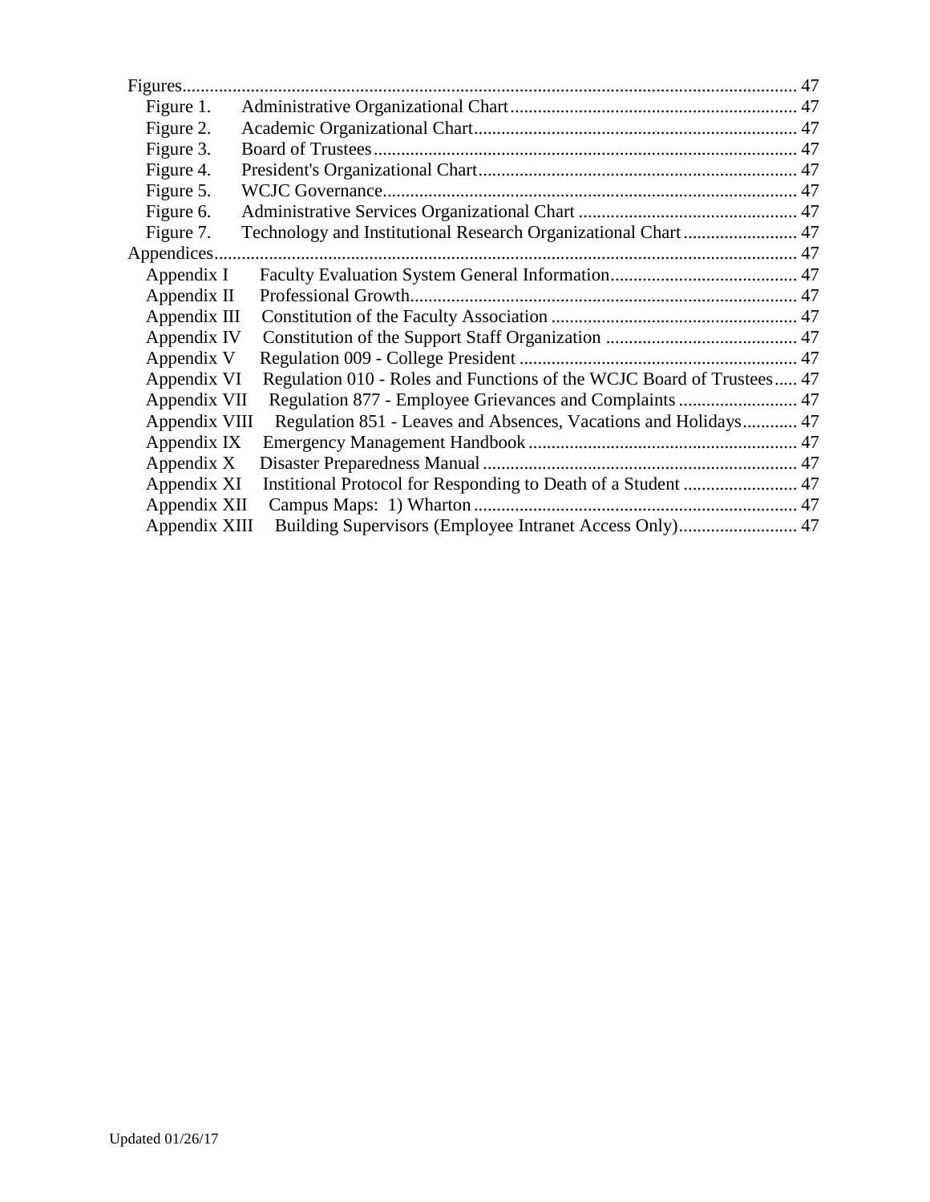Figures ........................................................................................................................... 47

- Figure 1. Administrative Organizational Chart ........................................................ 47
- Figure 2. Academic Organizational Chart ................................................................ 47
- Figure 3. Board of Trustees ...................................................................................... 47
- Figure 4. President's Organizational Chart .............................................................. 47
- Figure 5. WCJC Governance ..................................................................................... 47
- Figure 6. Administrative Services Organizational Chart ........................................... 47
- Figure 7. Technology and Institutional Research Organizational Chart .................... 47

Appendices ...................................................................................................................... 47

- Appendix I Faculty Evaluation System General Information ......................................... 47
- Appendix II Professional Growth ..................................................................................... 47
- Appendix III Constitution of the Faculty Association ..................................................... 47
- Appendix IV Constitution of the Support Staff Organization .......................................... 47
- Appendix V Regulation 009 - College President ............................................................ 47
- Appendix VI Regulation 010 - Roles and Functions of the WCJC Board of Trustees ..... 47
- Appendix VII Regulation 877 - Employee Grievances and Complaints .......................... 47
- Appendix VIII Regulation 851 - Leaves and Absences, Vacations and Holidays ............ 47
- Appendix IX Emergency Management Handbook ........................................................... 47
- Appendix X Disaster Preparedness Manual ..................................................................... 47
- Appendix XI Institional Protocol for Responding to Death of a Student ......................... 47
- Appendix XII Campus Maps: 1) Wharton ...................................................................... 47
- Appendix XIII Building Supervisors (Employee Intranet Access Only) .......................... 47

Updated 01/26/17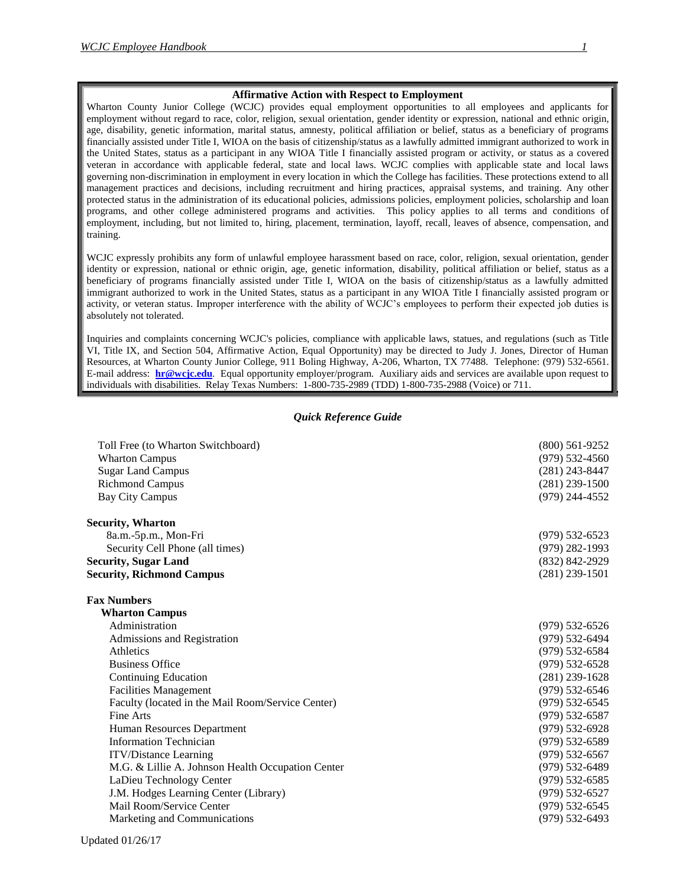### Affirmative Action with Respect to Employment

Wharton County Junior College (WCJC) provides equal employment opportunities to all employees and applicants for employment without regard to race, color, religion, sexual orientation, gender identity or expression, national and ethnic origin, age, disability, genetic information, marital status, amnesty, political affiliation or belief, status as a beneficiary of programs financially assisted under Title I, WIOA on the basis of citizenship/status as a lawfully admitted immigrant authorized to work in the United States, status as a participant in any WIOA Title I financially assisted program or activity, or status as a covered veteran in accordance with applicable federal, state and local laws. WCJC complies with applicable state and local laws governing non-discrimination in employment in every location in which the College has facilities. These protections extend to all management practices and decisions, including recruitment and hiring practices, appraisal systems, and training. Any other protected status in the administration of its educational policies, admissions policies, employment policies, scholarship and loan programs, and other college administered programs and activities. This policy applies to all terms and conditions of employment, including, but not limited to, hiring, placement, termination, layoff, recall, leaves of absence, compensation, and training.

WCJC expressly prohibits any form of unlawful employee harassment based on race, color, religion, sexual orientation, gender identity or expression, national or ethnic origin, age, genetic information, disability, political affiliation or belief, status as a beneficiary of programs financially assisted under Title I, WIOA on the basis of citizenship/status as a lawfully admitted immigrant authorized to work in the United States, status as a participant in any WIOA Title I financially assisted program or activity, or veteran status. Improper interference with the ability of WCJC's employees to perform their expected job duties is absolutely not tolerated.

Inquiries and complaints concerning WCJC's policies, compliance with applicable laws, statues, and regulations (such as Title VI, Title IX, and Section 504, Affirmative Action, Equal Opportunity) may be directed to Judy J. Jones, Director of Human Resources, at Wharton County Junior College, 911 Boling Highway, A-206, Wharton, TX 77488. Telephone: (979) 532-6561. E-mail address: **hr@wcjc.edu**. Equal opportunity employer/program. Auxiliary aids and services are available upon request to individuals with disabilities. Relay Texas Numbers: 1-800-735-2989 (TDD) 1-800-735-2988 (Voice) or 711.

### *Quick Reference Guide*

| | |
|---|---|
| Toll Free (to Wharton Switchboard) | (800) 561-9252 |
| Wharton Campus | (979) 532-4560 |
| Sugar Land Campus | (281) 243-8447 |
| Richmond Campus | (281) 239-1500 |
| Bay City Campus | (979) 244-4552 |
| **Security, Wharton** | |
| 8a.m.-5p.m., Mon-Fri | (979) 532-6523 |
| Security Cell Phone (all times) | (979) 282-1993 |
| **Security, Sugar Land** | (832) 842-2929 |
| **Security, Richmond Campus** | (281) 239-1501 |
| **Fax Numbers** | |
| **Wharton Campus** | |
| Administration | (979) 532-6526 |
| Admissions and Registration | (979) 532-6494 |
| Athletics | (979) 532-6584 |
| Business Office | (979) 532-6528 |
| Continuing Education | (281) 239-1628 |
| Facilities Management | (979) 532-6546 |
| Faculty (located in the Mail Room/Service Center) | (979) 532-6545 |
| Fine Arts | (979) 532-6587 |
| Human Resources Department | (979) 532-6928 |
| Information Technician | (979) 532-6589 |
| ITV/Distance Learning | (979) 532-6567 |
| M.G. & Lillie A. Johnson Health Occupation Center | (979) 532-6489 |
| LaDieu Technology Center | (979) 532-6585 |
| J.M. Hodges Learning Center (Library) | (979) 532-6527 |
| Mail Room/Service Center | (979) 532-6545 |
| Marketing and Communications | (979) 532-6493 |

Updated 01/26/17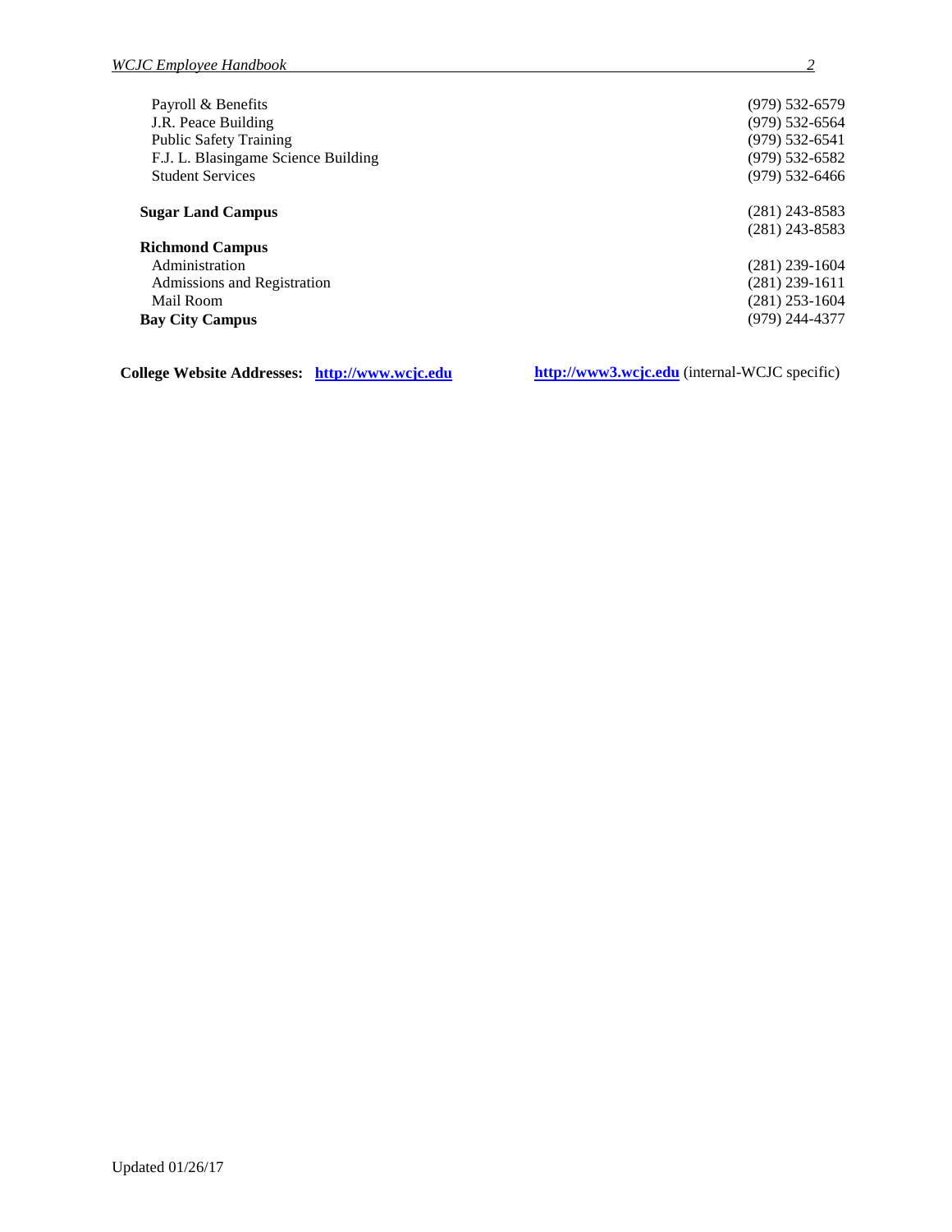| | |
|---|---|
| Payroll & Benefits | (979) 532-6579 |
| J.R. Peace Building | (979) 532-6564 |
| Public Safety Training | (979) 532-6541 |
| F.J. L. Blasingame Science Building | (979) 532-6582 |
| Student Services | (979) 532-6466 |
| **Sugar Land Campus** | (281) 243-8583 |
| | (281) 243-8583 |
| **Richmond Campus** | |
| Administration | (281) 239-1604 |
| Admissions and Registration | (281) 239-1611 |
| Mail Room | (281) 253-1604 |
| **Bay City Campus** | (979) 244-4377 |

**College Website Addresses:** **http://www.wcjc.edu** **http://www3.wcjc.edu** (internal-WCJC specific)

Updated 01/26/17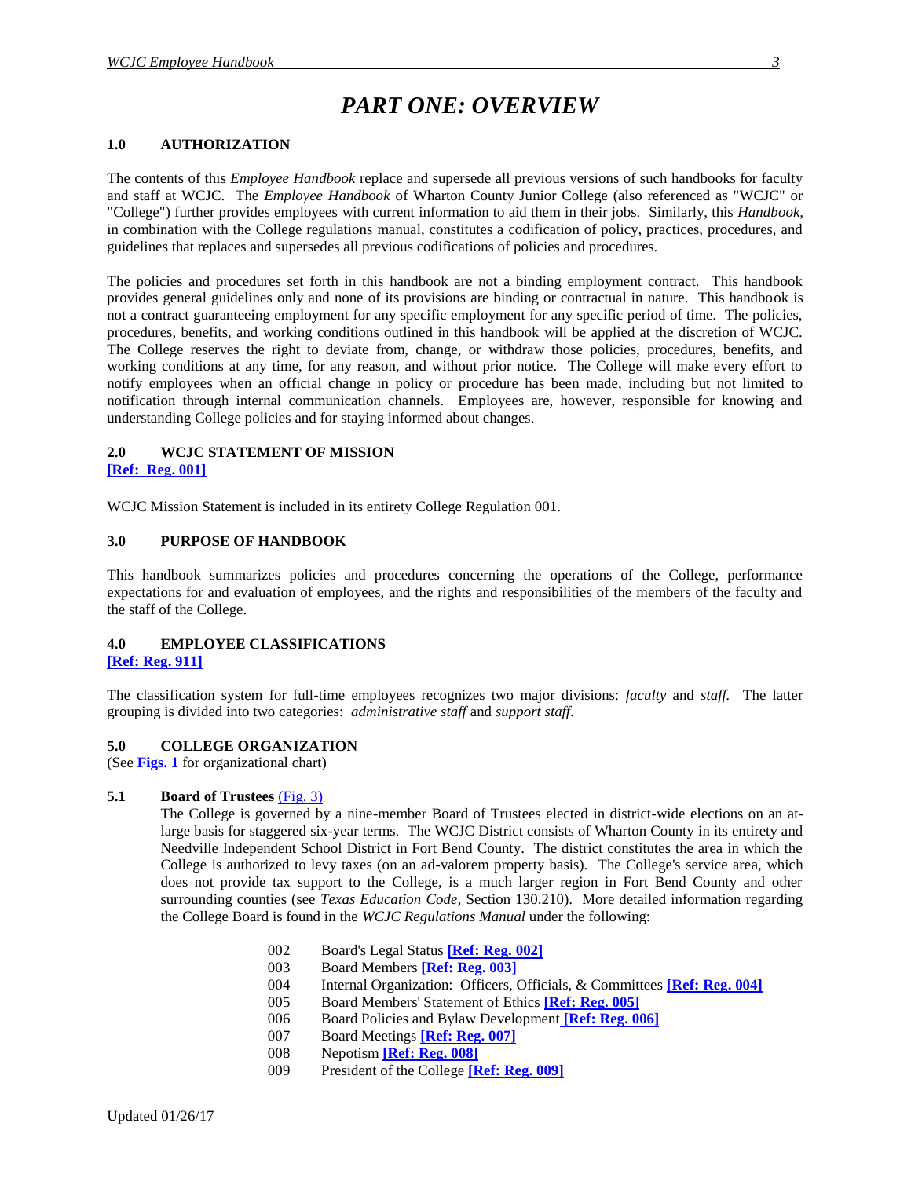# PART ONE: OVERVIEW

## 1.0 AUTHORIZATION

The contents of this *Employee Handbook* replace and supersede all previous versions of such handbooks for faculty and staff at WCJC. The *Employee Handbook* of Wharton County Junior College (also referenced as "WCJC" or "College") further provides employees with current information to aid them in their jobs. Similarly, this *Handbook*, in combination with the College regulations manual, constitutes a codification of policy, practices, procedures, and guidelines that replaces and supersedes all previous codifications of policies and procedures.

The policies and procedures set forth in this handbook are not a binding employment contract. This handbook provides general guidelines only and none of its provisions are binding or contractual in nature. This handbook is not a contract guaranteeing employment for any specific employment for any specific period of time. The policies, procedures, benefits, and working conditions outlined in this handbook will be applied at the discretion of WCJC. The College reserves the right to deviate from, change, or withdraw those policies, procedures, benefits, and working conditions at any time, for any reason, and without prior notice. The College will make every effort to notify employees when an official change in policy or procedure has been made, including but not limited to notification through internal communication channels. Employees are, however, responsible for knowing and understanding College policies and for staying informed about changes.

## 2.0 WCJC STATEMENT OF MISSION

**[Ref: Reg. 001]**

WCJC Mission Statement is included in its entirety College Regulation 001.

## 3.0 PURPOSE OF HANDBOOK

This handbook summarizes policies and procedures concerning the operations of the College, performance expectations for and evaluation of employees, and the rights and responsibilities of the members of the faculty and the staff of the College.

## 4.0 EMPLOYEE CLASSIFICATIONS

**[Ref: Reg. 911]**

The classification system for full-time employees recognizes two major divisions: *faculty* and *staff*. The latter grouping is divided into two categories: *administrative staff* and *support staff*.

## 5.0 COLLEGE ORGANIZATION

(See **Figs. 1** for organizational chart)

### 5.1 Board of Trustees (Fig. 3)

The College is governed by a nine-member Board of Trustees elected in district-wide elections on an at-large basis for staggered six-year terms. The WCJC District consists of Wharton County in its entirety and Needville Independent School District in Fort Bend County. The district constitutes the area in which the College is authorized to levy taxes (on an ad-valorem property basis). The College's service area, which does not provide tax support to the College, is a much larger region in Fort Bend County and other surrounding counties (see *Texas Education Code*, Section 130.210). More detailed information regarding the College Board is found in the *WCJC Regulations Manual* under the following:

- 002 Board's Legal Status **[Ref: Reg. 002]**
- 003 Board Members **[Ref: Reg. 003]**
- 004 Internal Organization: Officers, Officials, & Committees **[Ref: Reg. 004]**
- 005 Board Members' Statement of Ethics **[Ref: Reg. 005]**
- 006 Board Policies and Bylaw Development **[Ref: Reg. 006]**
- 007 Board Meetings **[Ref: Reg. 007]**
- 008 Nepotism **[Ref: Reg. 008]**
- 009 President of the College **[Ref: Reg. 009]**

Updated 01/26/17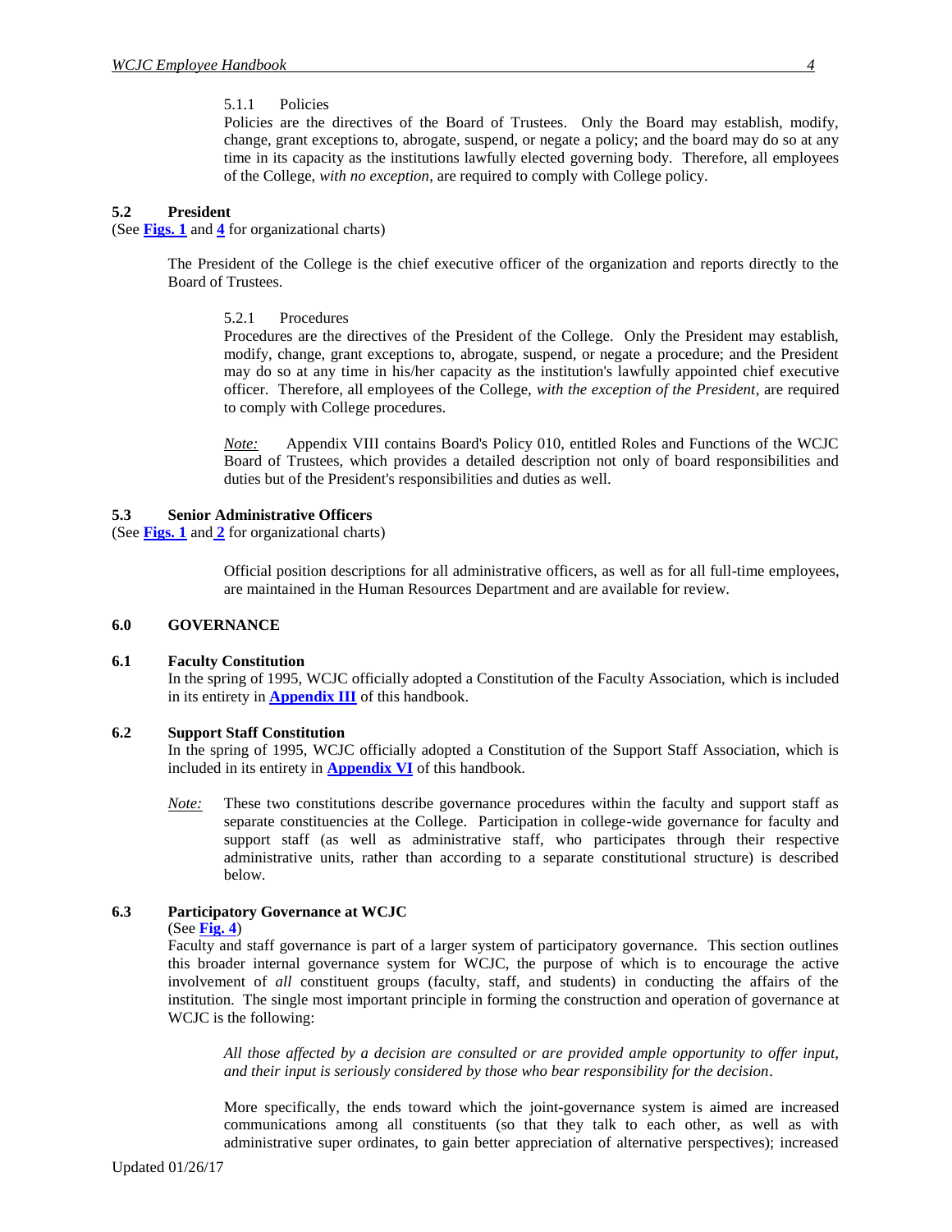5.1.1 Policies

Polici*e*s are the directives of the Board of Trustees. Only the Board may establish, modify, change, grant exceptions to, abrogate, suspend, or negate a policy; and the board may do so at any time in its capacity as the institutions lawfully elected governing body. Therefore, all employees of the College, *with no exception*, are required to comply with College policy.

## 5.2 President

(See **Figs. 1** and **4** for organizational charts)

The President of the College is the chief executive officer of the organization and reports directly to the Board of Trustees.

5.2.1 Procedures

Procedures are the directives of the President of the College. Only the President may establish, modify, change, grant exceptions to, abrogate, suspend, or negate a procedure; and the President may do so at any time in his/her capacity as the institution's lawfully appointed chief executive officer. Therefore, all employees of the College, *with the exception of the President*, are required to comply with College procedures.

*Note:* Appendix VIII contains Board's Policy 010, entitled Roles and Functions of the WCJC Board of Trustees, which provides a detailed description not only of board responsibilities and duties but of the President's responsibilities and duties as well.

## 5.3 Senior Administrative Officers

(See **Figs. 1** and **2** for organizational charts)

Official position descriptions for all administrative officers, as well as for all full-time employees, are maintained in the Human Resources Department and are available for review.

# 6.0 GOVERNANCE

## 6.1 Faculty Constitution

In the spring of 1995, WCJC officially adopted a Constitution of the Faculty Association, which is included in its entirety in **Appendix III** of this handbook.

## 6.2 Support Staff Constitution

In the spring of 1995, WCJC officially adopted a Constitution of the Support Staff Association, which is included in its entirety in **Appendix VI** of this handbook.

*Note:* These two constitutions describe governance procedures within the faculty and support staff as separate constituencies at the College. Participation in college-wide governance for faculty and support staff (as well as administrative staff, who participates through their respective administrative units, rather than according to a separate constitutional structure) is described below.

## 6.3 Participatory Governance at WCJC

(See **Fig. 4**)

Faculty and staff governance is part of a larger system of participatory governance. This section outlines this broader internal governance system for WCJC, the purpose of which is to encourage the active involvement of *all* constituent groups (faculty, staff, and students) in conducting the affairs of the institution. The single most important principle in forming the construction and operation of governance at WCJC is the following:

*All those affected by a decision are consulted or are provided ample opportunity to offer input, and their input is seriously considered by those who bear responsibility for the decision.*

More specifically, the ends toward which the joint-governance system is aimed are increased communications among all constituents (so that they talk to each other, as well as with administrative super ordinates, to gain better appreciation of alternative perspectives); increased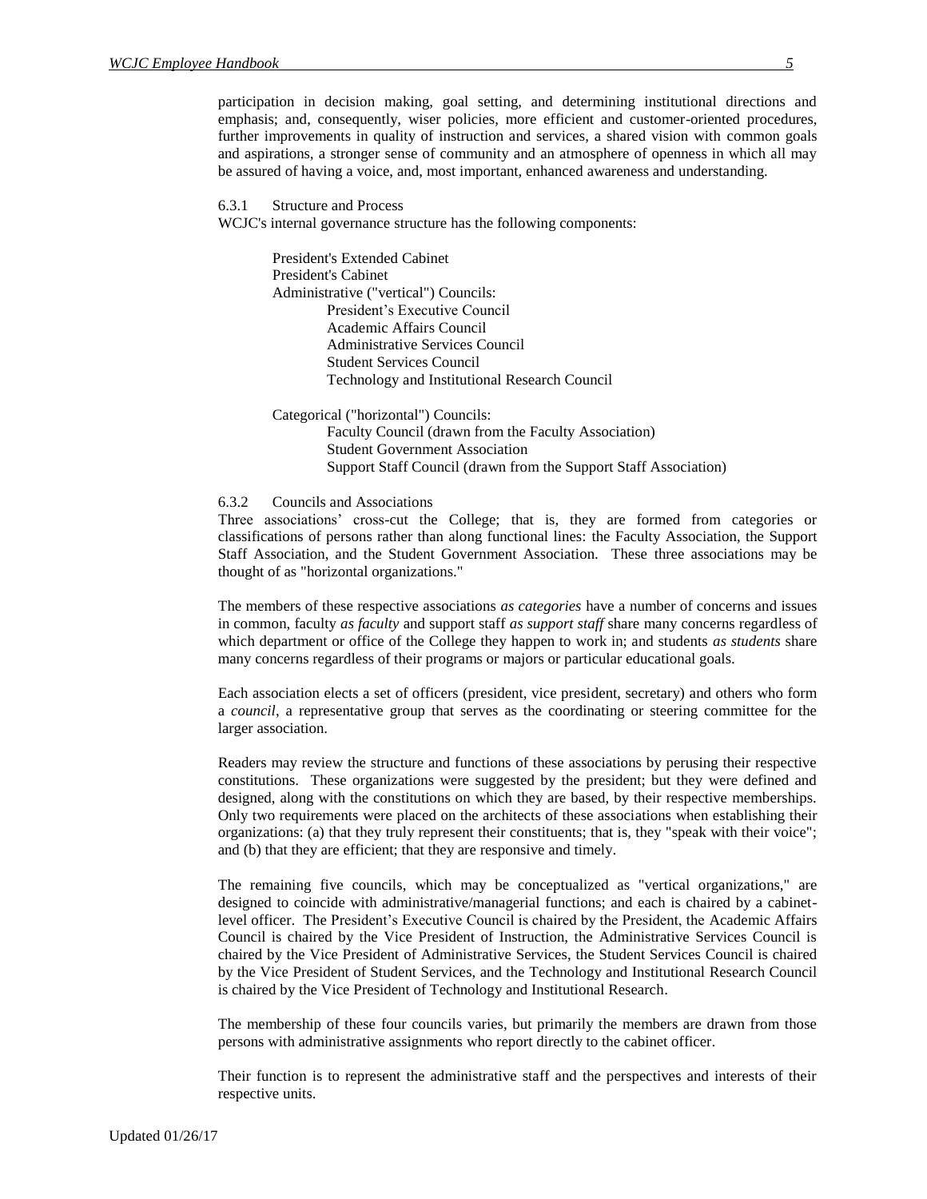participation in decision making, goal setting, and determining institutional directions and emphasis; and, consequently, wiser policies, more efficient and customer-oriented procedures, further improvements in quality of instruction and services, a shared vision with common goals and aspirations, a stronger sense of community and an atmosphere of openness in which all may be assured of having a voice, and, most important, enhanced awareness and understanding.

6.3.1 Structure and Process

WCJC's internal governance structure has the following components:

- President's Extended Cabinet
- President's Cabinet
- Administrative ("vertical") Councils:
  - President's Executive Council
  - Academic Affairs Council
  - Administrative Services Council
  - Student Services Council
  - Technology and Institutional Research Council
- Categorical ("horizontal") Councils:
  - Faculty Council (drawn from the Faculty Association)
  - Student Government Association
  - Support Staff Council (drawn from the Support Staff Association)

6.3.2 Councils and Associations

Three associations' cross-cut the College; that is, they are formed from categories or classifications of persons rather than along functional lines: the Faculty Association, the Support Staff Association, and the Student Government Association. These three associations may be thought of as "horizontal organizations."

The members of these respective associations *as categories* have a number of concerns and issues in common, faculty *as faculty* and support staff *as support staff* share many concerns regardless of which department or office of the College they happen to work in; and students *as students* share many concerns regardless of their programs or majors or particular educational goals.

Each association elects a set of officers (president, vice president, secretary) and others who form a *council*, a representative group that serves as the coordinating or steering committee for the larger association.

Readers may review the structure and functions of these associations by perusing their respective constitutions. These organizations were suggested by the president; but they were defined and designed, along with the constitutions on which they are based, by their respective memberships. Only two requirements were placed on the architects of these associations when establishing their organizations: (a) that they truly represent their constituents; that is, they "speak with their voice"; and (b) that they are efficient; that they are responsive and timely.

The remaining five councils, which may be conceptualized as "vertical organizations," are designed to coincide with administrative/managerial functions; and each is chaired by a cabinet-level officer. The President's Executive Council is chaired by the President, the Academic Affairs Council is chaired by the Vice President of Instruction, the Administrative Services Council is chaired by the Vice President of Administrative Services, the Student Services Council is chaired by the Vice President of Student Services, and the Technology and Institutional Research Council is chaired by the Vice President of Technology and Institutional Research.

The membership of these four councils varies, but primarily the members are drawn from those persons with administrative assignments who report directly to the cabinet officer.

Their function is to represent the administrative staff and the perspectives and interests of their respective units.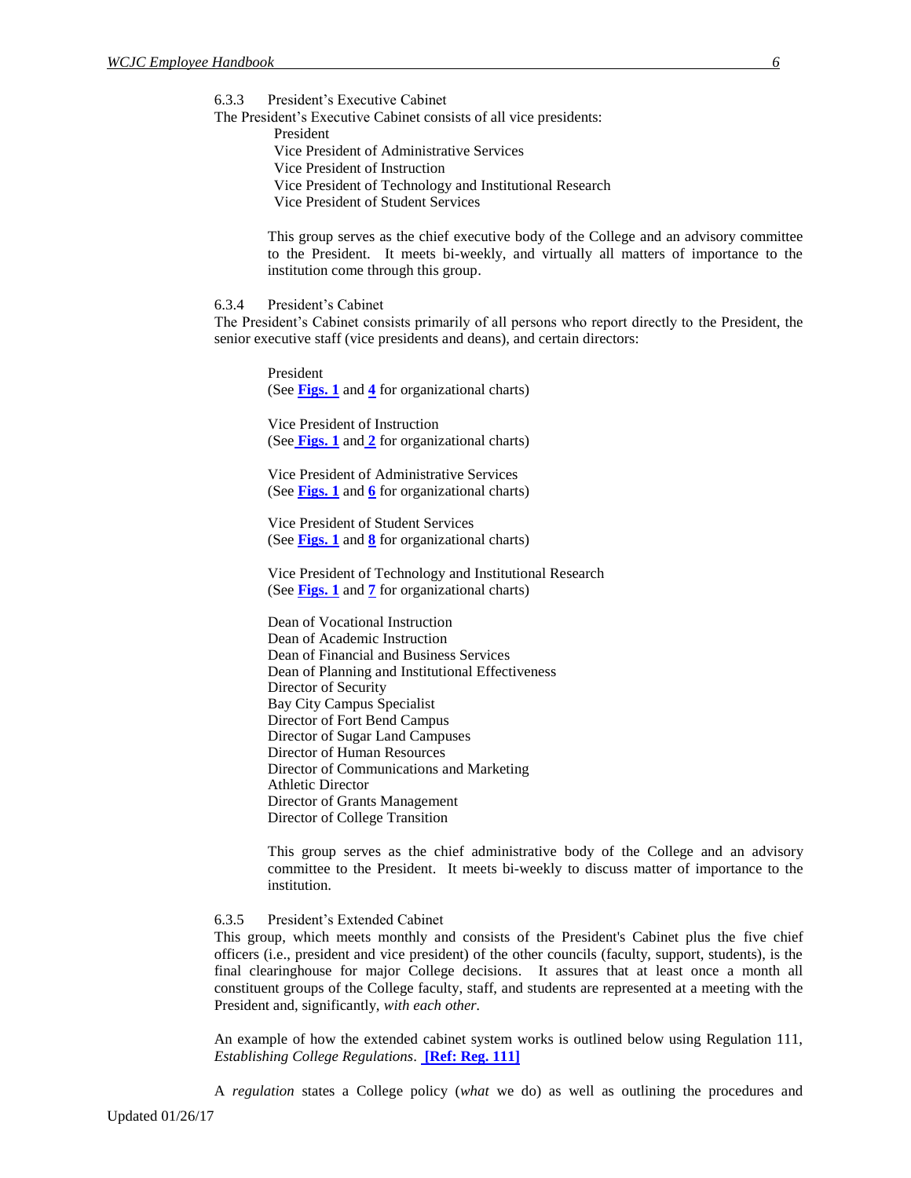6.3.3 President's Executive Cabinet

The President's Executive Cabinet consists of all vice presidents:

- President
- Vice President of Administrative Services
- Vice President of Instruction
- Vice President of Technology and Institutional Research
- Vice President of Student Services

This group serves as the chief executive body of the College and an advisory committee to the President. It meets bi-weekly, and virtually all matters of importance to the institution come through this group.

6.3.4 President's Cabinet

The President's Cabinet consists primarily of all persons who report directly to the President, the senior executive staff (vice presidents and deans), and certain directors:

President
(See **Figs. 1** and **4** for organizational charts)

Vice President of Instruction
(See **Figs. 1** and **2** for organizational charts)

Vice President of Administrative Services
(See **Figs. 1** and **6** for organizational charts)

Vice President of Student Services
(See **Figs. 1** and **8** for organizational charts)

Vice President of Technology and Institutional Research
(See **Figs. 1** and **7** for organizational charts)

Dean of Vocational Instruction
Dean of Academic Instruction
Dean of Financial and Business Services
Dean of Planning and Institutional Effectiveness
Director of Security
Bay City Campus Specialist
Director of Fort Bend Campus
Director of Sugar Land Campuses
Director of Human Resources
Director of Communications and Marketing
Athletic Director
Director of Grants Management
Director of College Transition

This group serves as the chief administrative body of the College and an advisory committee to the President. It meets bi-weekly to discuss matter of importance to the institution.

6.3.5 President's Extended Cabinet

This group, which meets monthly and consists of the President's Cabinet plus the five chief officers (i.e., president and vice president) of the other councils (faculty, support, students), is the final clearinghouse for major College decisions. It assures that at least once a month all constituent groups of the College faculty, staff, and students are represented at a meeting with the President and, significantly, *with each other.*

An example of how the extended cabinet system works is outlined below using Regulation 111, *Establishing College Regulations*. **[Ref: Reg. 111]**

A *regulation* states a College policy (*what* we do) as well as outlining the procedures and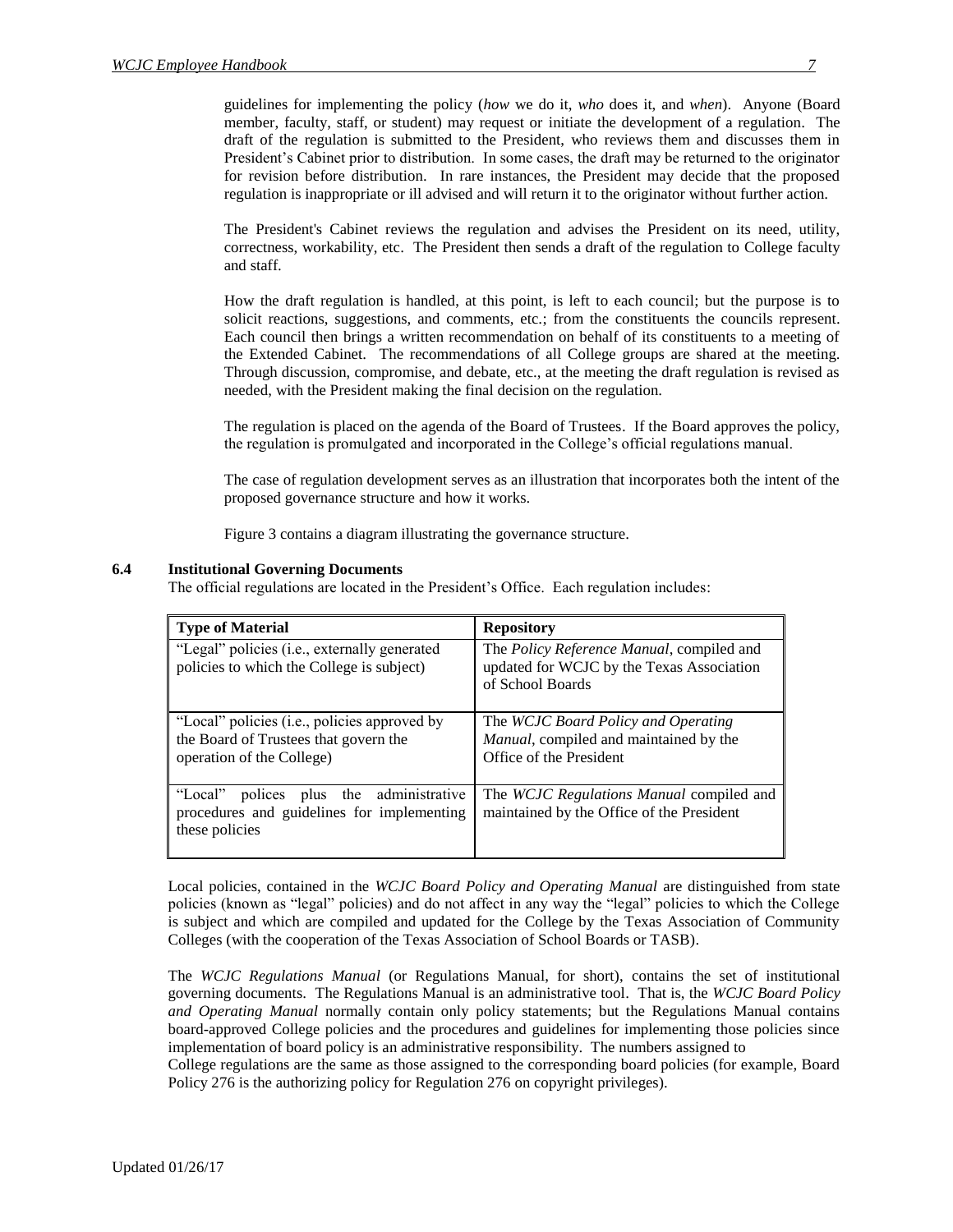guidelines for implementing the policy (*how* we do it, *who* does it, and *when*). Anyone (Board member, faculty, staff, or student) may request or initiate the development of a regulation. The draft of the regulation is submitted to the President, who reviews them and discusses them in President's Cabinet prior to distribution. In some cases, the draft may be returned to the originator for revision before distribution. In rare instances, the President may decide that the proposed regulation is inappropriate or ill advised and will return it to the originator without further action.

The President's Cabinet reviews the regulation and advises the President on its need, utility, correctness, workability, etc. The President then sends a draft of the regulation to College faculty and staff.

How the draft regulation is handled, at this point, is left to each council; but the purpose is to solicit reactions, suggestions, and comments, etc.; from the constituents the councils represent. Each council then brings a written recommendation on behalf of its constituents to a meeting of the Extended Cabinet. The recommendations of all College groups are shared at the meeting. Through discussion, compromise, and debate, etc., at the meeting the draft regulation is revised as needed, with the President making the final decision on the regulation.

The regulation is placed on the agenda of the Board of Trustees. If the Board approves the policy, the regulation is promulgated and incorporated in the College's official regulations manual.

The case of regulation development serves as an illustration that incorporates both the intent of the proposed governance structure and how it works.

Figure 3 contains a diagram illustrating the governance structure.

### 6.4 Institutional Governing Documents

The official regulations are located in the President's Office. Each regulation includes:

| Type of Material | Repository |
|---|---|
| "Legal" policies (i.e., externally generated policies to which the College is subject) | The *Policy Reference Manual*, compiled and updated for WCJC by the Texas Association of School Boards |
| "Local" policies (i.e., policies approved by the Board of Trustees that govern the operation of the College) | The *WCJC Board Policy and Operating Manual*, compiled and maintained by the Office of the President |
| "Local" polices plus the administrative procedures and guidelines for implementing these policies | The *WCJC Regulations Manual* compiled and maintained by the Office of the President |

Local policies, contained in the *WCJC Board Policy and Operating Manual* are distinguished from state policies (known as "legal" policies) and do not affect in any way the "legal" policies to which the College is subject and which are compiled and updated for the College by the Texas Association of Community Colleges (with the cooperation of the Texas Association of School Boards or TASB).

The *WCJC Regulations Manual* (or Regulations Manual, for short), contains the set of institutional governing documents. The Regulations Manual is an administrative tool. That is, the *WCJC Board Policy and Operating Manual* normally contain only policy statements; but the Regulations Manual contains board-approved College policies and the procedures and guidelines for implementing those policies since implementation of board policy is an administrative responsibility. The numbers assigned to College regulations are the same as those assigned to the corresponding board policies (for example, Board Policy 276 is the authorizing policy for Regulation 276 on copyright privileges).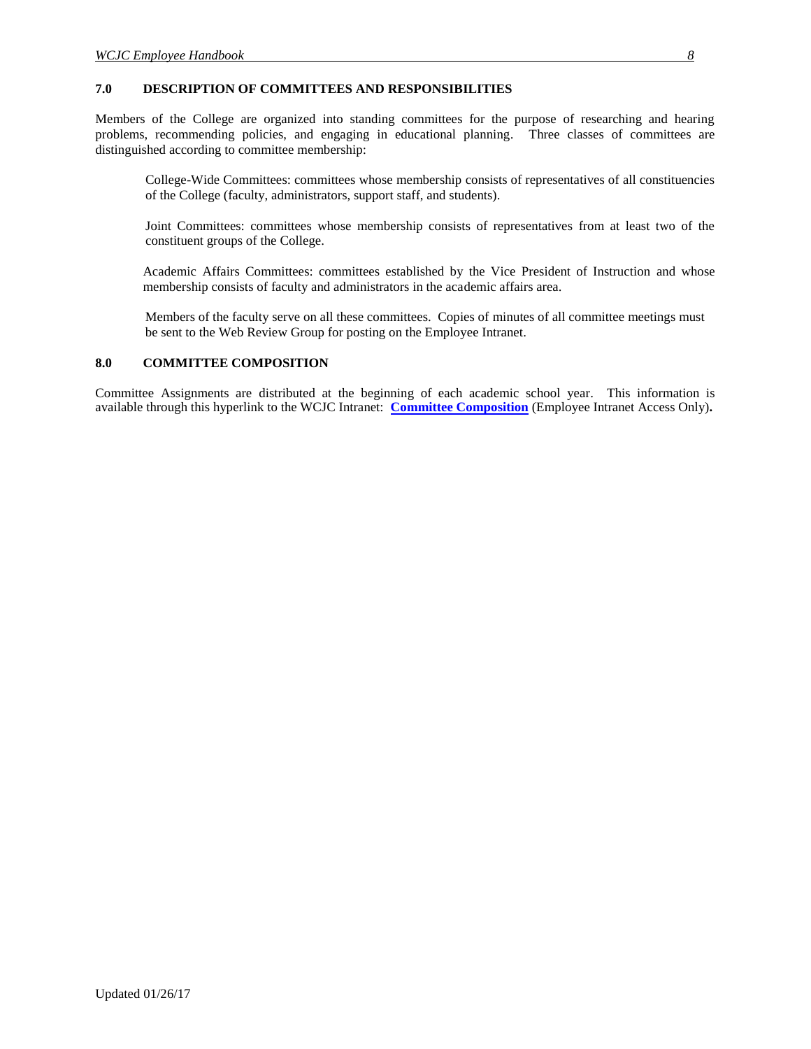## 7.0 DESCRIPTION OF COMMITTEES AND RESPONSIBILITIES

Members of the College are organized into standing committees for the purpose of researching and hearing problems, recommending policies, and engaging in educational planning. Three classes of committees are distinguished according to committee membership:

College-Wide Committees: committees whose membership consists of representatives of all constituencies of the College (faculty, administrators, support staff, and students).

Joint Committees: committees whose membership consists of representatives from at least two of the constituent groups of the College.

Academic Affairs Committees: committees established by the Vice President of Instruction and whose membership consists of faculty and administrators in the academic affairs area.

Members of the faculty serve on all these committees. Copies of minutes of all committee meetings must be sent to the Web Review Group for posting on the Employee Intranet.

## 8.0 COMMITTEE COMPOSITION

Committee Assignments are distributed at the beginning of each academic school year. This information is available through this hyperlink to the WCJC Intranet: **Committee Composition** (Employee Intranet Access Only)**.**

Updated 01/26/17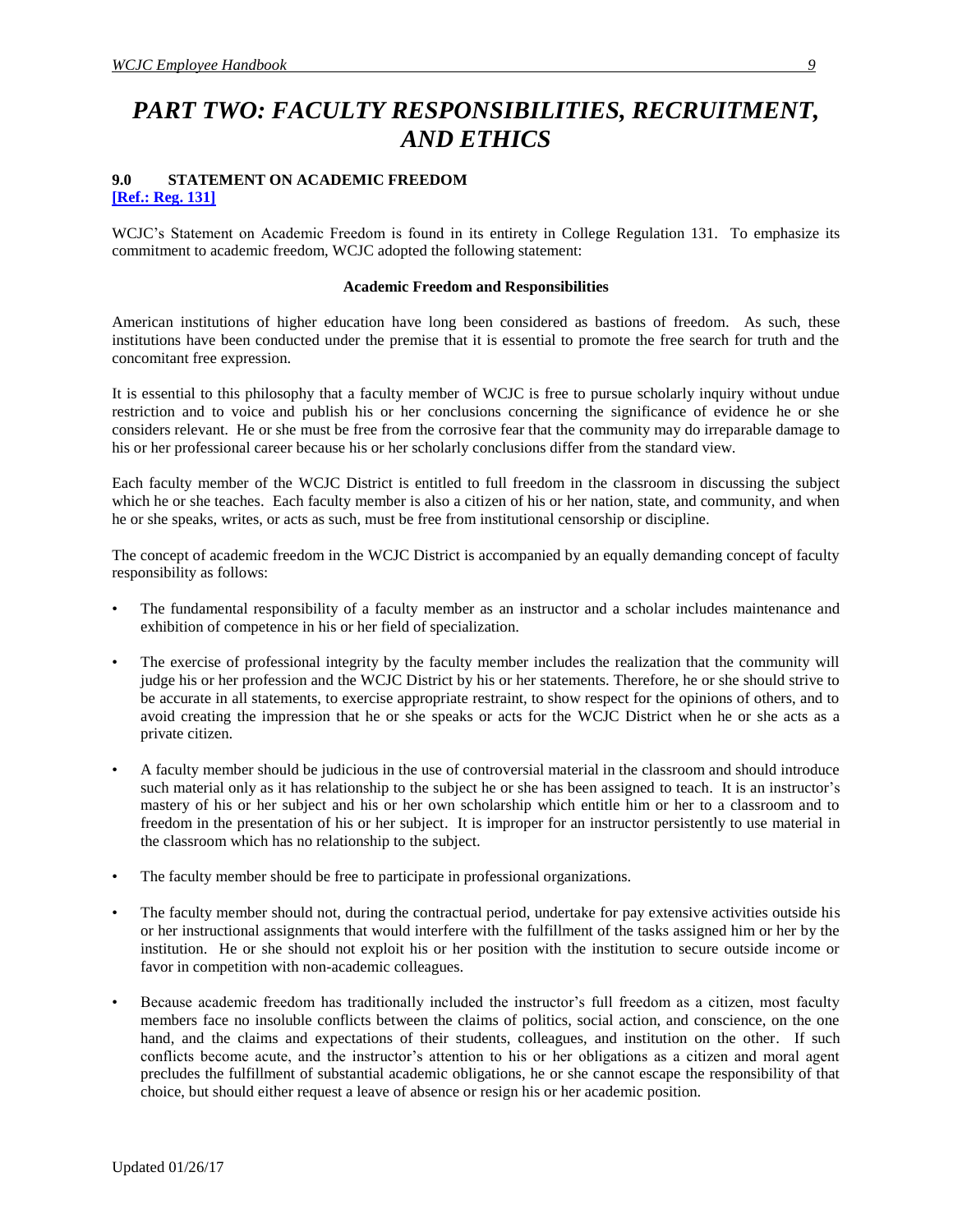# *PART TWO: FACULTY RESPONSIBILITIES, RECRUITMENT, AND ETHICS*

## 9.0 STATEMENT ON ACADEMIC FREEDOM

**[Ref.: Reg. 131]**

WCJC's Statement on Academic Freedom is found in its entirety in College Regulation 131. To emphasize its commitment to academic freedom, WCJC adopted the following statement:

**Academic Freedom and Responsibilities**

American institutions of higher education have long been considered as bastions of freedom. As such, these institutions have been conducted under the premise that it is essential to promote the free search for truth and the concomitant free expression.

It is essential to this philosophy that a faculty member of WCJC is free to pursue scholarly inquiry without undue restriction and to voice and publish his or her conclusions concerning the significance of evidence he or she considers relevant. He or she must be free from the corrosive fear that the community may do irreparable damage to his or her professional career because his or her scholarly conclusions differ from the standard view.

Each faculty member of the WCJC District is entitled to full freedom in the classroom in discussing the subject which he or she teaches. Each faculty member is also a citizen of his or her nation, state, and community, and when he or she speaks, writes, or acts as such, must be free from institutional censorship or discipline.

The concept of academic freedom in the WCJC District is accompanied by an equally demanding concept of faculty responsibility as follows:

- The fundamental responsibility of a faculty member as an instructor and a scholar includes maintenance and exhibition of competence in his or her field of specialization.
- The exercise of professional integrity by the faculty member includes the realization that the community will judge his or her profession and the WCJC District by his or her statements. Therefore, he or she should strive to be accurate in all statements, to exercise appropriate restraint, to show respect for the opinions of others, and to avoid creating the impression that he or she speaks or acts for the WCJC District when he or she acts as a private citizen.
- A faculty member should be judicious in the use of controversial material in the classroom and should introduce such material only as it has relationship to the subject he or she has been assigned to teach. It is an instructor's mastery of his or her subject and his or her own scholarship which entitle him or her to a classroom and to freedom in the presentation of his or her subject. It is improper for an instructor persistently to use material in the classroom which has no relationship to the subject.
- The faculty member should be free to participate in professional organizations.
- The faculty member should not, during the contractual period, undertake for pay extensive activities outside his or her instructional assignments that would interfere with the fulfillment of the tasks assigned him or her by the institution. He or she should not exploit his or her position with the institution to secure outside income or favor in competition with non-academic colleagues.
- Because academic freedom has traditionally included the instructor's full freedom as a citizen, most faculty members face no insoluble conflicts between the claims of politics, social action, and conscience, on the one hand, and the claims and expectations of their students, colleagues, and institution on the other. If such conflicts become acute, and the instructor's attention to his or her obligations as a citizen and moral agent precludes the fulfillment of substantial academic obligations, he or she cannot escape the responsibility of that choice, but should either request a leave of absence or resign his or her academic position.

Updated 01/26/17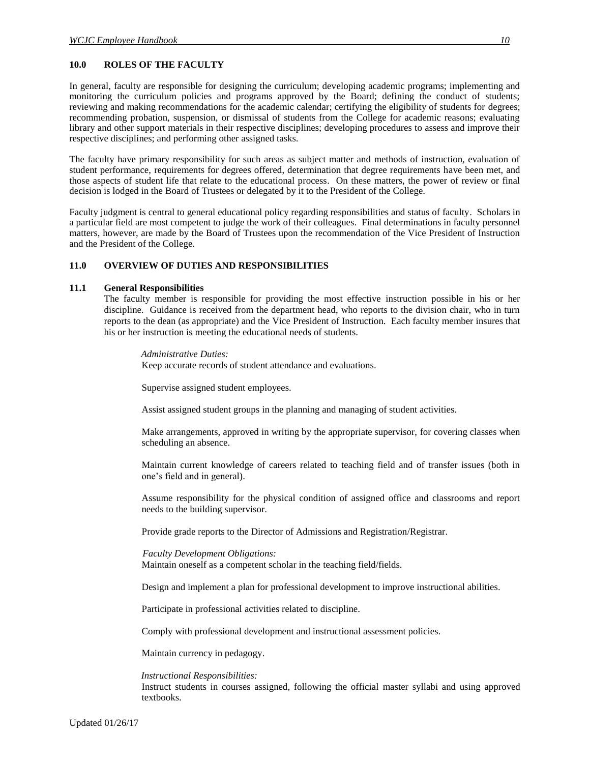## 10.0 ROLES OF THE FACULTY

In general, faculty are responsible for designing the curriculum; developing academic programs; implementing and monitoring the curriculum policies and programs approved by the Board; defining the conduct of students; reviewing and making recommendations for the academic calendar; certifying the eligibility of students for degrees; recommending probation, suspension, or dismissal of students from the College for academic reasons; evaluating library and other support materials in their respective disciplines; developing procedures to assess and improve their respective disciplines; and performing other assigned tasks.

The faculty have primary responsibility for such areas as subject matter and methods of instruction, evaluation of student performance, requirements for degrees offered, determination that degree requirements have been met, and those aspects of student life that relate to the educational process. On these matters, the power of review or final decision is lodged in the Board of Trustees or delegated by it to the President of the College.

Faculty judgment is central to general educational policy regarding responsibilities and status of faculty. Scholars in a particular field are most competent to judge the work of their colleagues. Final determinations in faculty personnel matters, however, are made by the Board of Trustees upon the recommendation of the Vice President of Instruction and the President of the College.

## 11.0 OVERVIEW OF DUTIES AND RESPONSIBILITIES

### 11.1 General Responsibilities

The faculty member is responsible for providing the most effective instruction possible in his or her discipline. Guidance is received from the department head, who reports to the division chair, who in turn reports to the dean (as appropriate) and the Vice President of Instruction. Each faculty member insures that his or her instruction is meeting the educational needs of students.

*Administrative Duties:*

Keep accurate records of student attendance and evaluations.

Supervise assigned student employees.

Assist assigned student groups in the planning and managing of student activities.

Make arrangements, approved in writing by the appropriate supervisor, for covering classes when scheduling an absence.

Maintain current knowledge of careers related to teaching field and of transfer issues (both in one's field and in general).

Assume responsibility for the physical condition of assigned office and classrooms and report needs to the building supervisor.

Provide grade reports to the Director of Admissions and Registration/Registrar.

*Faculty Development Obligations:*

Maintain oneself as a competent scholar in the teaching field/fields.

Design and implement a plan for professional development to improve instructional abilities.

Participate in professional activities related to discipline.

Comply with professional development and instructional assessment policies.

Maintain currency in pedagogy.

*Instructional Responsibilities:*

Instruct students in courses assigned, following the official master syllabi and using approved textbooks.

Updated 01/26/17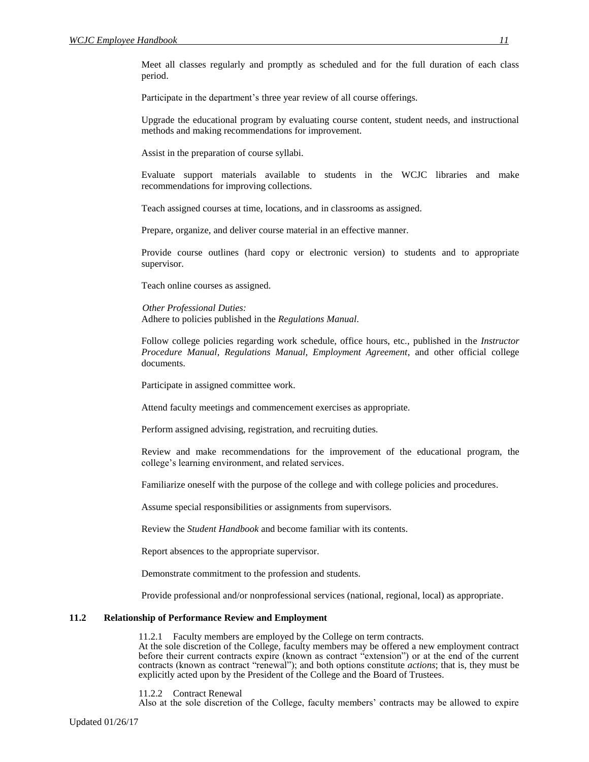Meet all classes regularly and promptly as scheduled and for the full duration of each class period.

Participate in the department's three year review of all course offerings.

Upgrade the educational program by evaluating course content, student needs, and instructional methods and making recommendations for improvement.

Assist in the preparation of course syllabi.

Evaluate support materials available to students in the WCJC libraries and make recommendations for improving collections.

Teach assigned courses at time, locations, and in classrooms as assigned.

Prepare, organize, and deliver course material in an effective manner.

Provide course outlines (hard copy or electronic version) to students and to appropriate supervisor.

Teach online courses as assigned.

*Other Professional Duties:*
Adhere to policies published in the *Regulations Manual*.

Follow college policies regarding work schedule, office hours, etc., published in the *Instructor Procedure Manual, Regulations Manual, Employment Agreement*, and other official college documents.

Participate in assigned committee work.

Attend faculty meetings and commencement exercises as appropriate.

Perform assigned advising, registration, and recruiting duties.

Review and make recommendations for the improvement of the educational program, the college's learning environment, and related services.

Familiarize oneself with the purpose of the college and with college policies and procedures.

Assume special responsibilities or assignments from supervisors.

Review the *Student Handbook* and become familiar with its contents.

Report absences to the appropriate supervisor.

Demonstrate commitment to the profession and students.

Provide professional and/or nonprofessional services (national, regional, local) as appropriate.

## 11.2 Relationship of Performance Review and Employment

11.2.1 Faculty members are employed by the College on term contracts.
At the sole discretion of the College, faculty members may be offered a new employment contract before their current contracts expire (known as contract "extension") or at the end of the current contracts (known as contract "renewal"); and both options constitute *actions*; that is, they must be explicitly acted upon by the President of the College and the Board of Trustees.

11.2.2 Contract Renewal
Also at the sole discretion of the College, faculty members' contracts may be allowed to expire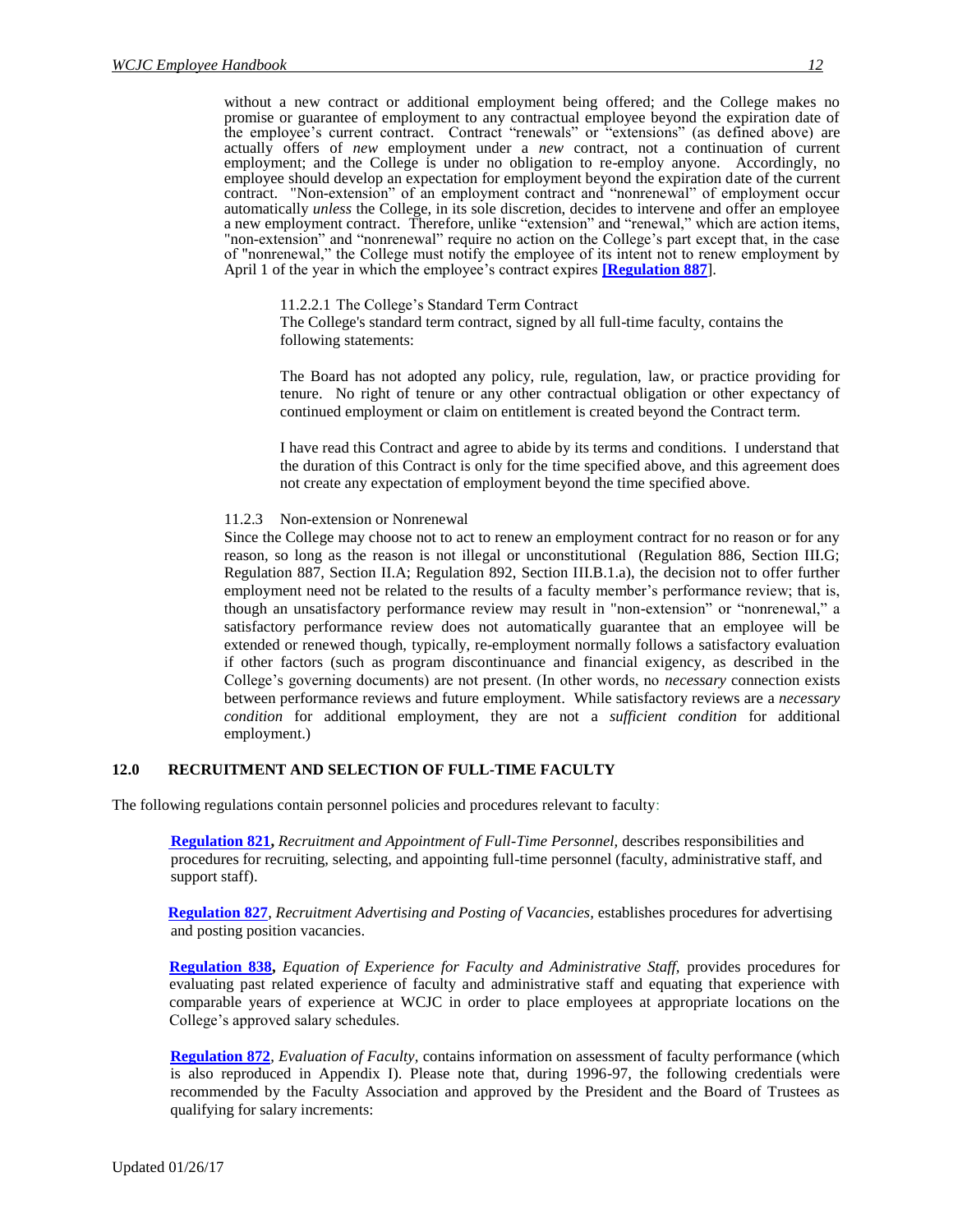without a new contract or additional employment being offered; and the College makes no promise or guarantee of employment to any contractual employee beyond the expiration date of the employee's current contract. Contract "renewals" or "extensions" (as defined above) are actually offers of *new* employment under a *new* contract, not a continuation of current employment; and the College is under no obligation to re-employ anyone. Accordingly, no employee should develop an expectation for employment beyond the expiration date of the current contract. "Non-extension" of an employment contract and "nonrenewal" of employment occur automatically *unless* the College, in its sole discretion, decides to intervene and offer an employee a new employment contract. Therefore, unlike "extension" and "renewal," which are action items, "non-extension" and "nonrenewal" require no action on the College's part except that, in the case of "nonrenewal," the College must notify the employee of its intent not to renew employment by April 1 of the year in which the employee's contract expires **[Regulation 887]**.

11.2.2.1 The College's Standard Term Contract

The College's standard term contract, signed by all full-time faculty, contains the following statements:

> The Board has not adopted any policy, rule, regulation, law, or practice providing for tenure. No right of tenure or any other contractual obligation or other expectancy of continued employment or claim on entitlement is created beyond the Contract term.
>
> I have read this Contract and agree to abide by its terms and conditions. I understand that the duration of this Contract is only for the time specified above, and this agreement does not create any expectation of employment beyond the time specified above.

11.2.3 Non-extension or Nonrenewal

Since the College may choose not to act to renew an employment contract for no reason or for any reason, so long as the reason is not illegal or unconstitutional (Regulation 886, Section III.G; Regulation 887, Section II.A; Regulation 892, Section III.B.1.a), the decision not to offer further employment need not be related to the results of a faculty member's performance review; that is, though an unsatisfactory performance review may result in "non-extension" or "nonrenewal," a satisfactory performance review does not automatically guarantee that an employee will be extended or renewed though, typically, re-employment normally follows a satisfactory evaluation if other factors (such as program discontinuance and financial exigency, as described in the College's governing documents) are not present. (In other words, no *necessary* connection exists between performance reviews and future employment. While satisfactory reviews are a *necessary condition* for additional employment, they are not a *sufficient condition* for additional employment.)

## 12.0 RECRUITMENT AND SELECTION OF FULL-TIME FACULTY

The following regulations contain personnel policies and procedures relevant to faculty:

**Regulation 821**, *Recruitment and Appointment of Full-Time Personnel,* describes responsibilities and procedures for recruiting, selecting, and appointing full-time personnel (faculty, administrative staff, and support staff).

**Regulation 827**, *Recruitment Advertising and Posting of Vacancies,* establishes procedures for advertising and posting position vacancies.

**Regulation 838**, *Equation of Experience for Faculty and Administrative Staff,* provides procedures for evaluating past related experience of faculty and administrative staff and equating that experience with comparable years of experience at WCJC in order to place employees at appropriate locations on the College's approved salary schedules.

**Regulation 872**, *Evaluation of Faculty,* contains information on assessment of faculty performance (which is also reproduced in Appendix I). Please note that, during 1996-97, the following credentials were recommended by the Faculty Association and approved by the President and the Board of Trustees as qualifying for salary increments: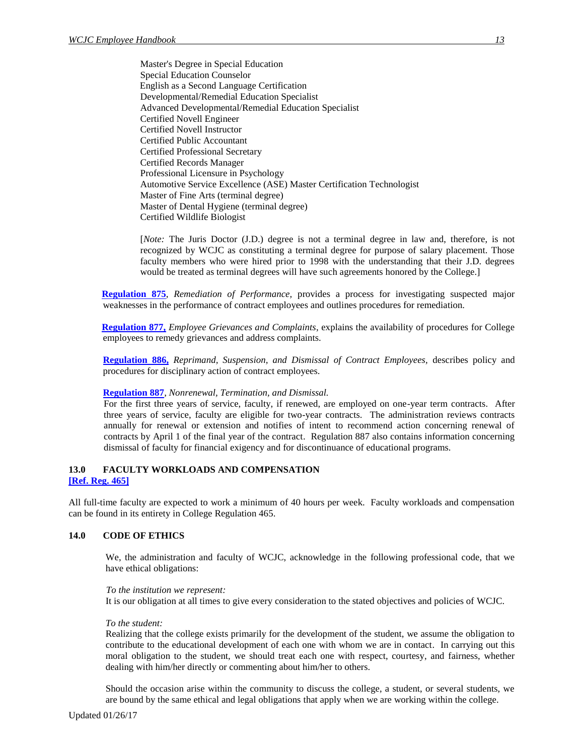Master's Degree in Special Education
Special Education Counselor
English as a Second Language Certification
Developmental/Remedial Education Specialist
Advanced Developmental/Remedial Education Specialist
Certified Novell Engineer
Certified Novell Instructor
Certified Public Accountant
Certified Professional Secretary
Certified Records Manager
Professional Licensure in Psychology
Automotive Service Excellence (ASE) Master Certification Technologist
Master of Fine Arts (terminal degree)
Master of Dental Hygiene (terminal degree)
Certified Wildlife Biologist

[*Note:* The Juris Doctor (J.D.) degree is not a terminal degree in law and, therefore, is not recognized by WCJC as constituting a terminal degree for purpose of salary placement. Those faculty members who were hired prior to 1998 with the understanding that their J.D. degrees would be treated as terminal degrees will have such agreements honored by the College.]

**Regulation 875**, *Remediation of Performance,* provides a process for investigating suspected major weaknesses in the performance of contract employees and outlines procedures for remediation.

**Regulation 877,** *Employee Grievances and Complaints*, explains the availability of procedures for College employees to remedy grievances and address complaints.

**Regulation 886,** *Reprimand, Suspension, and Dismissal of Contract Employees,* describes policy and procedures for disciplinary action of contract employees.

**Regulation 887**, *Nonrenewal, Termination, and Dismissal.*
For the first three years of service, faculty, if renewed, are employed on one-year term contracts. After three years of service, faculty are eligible for two-year contracts. The administration reviews contracts annually for renewal or extension and notifies of intent to recommend action concerning renewal of contracts by April 1 of the final year of the contract. Regulation 887 also contains information concerning dismissal of faculty for financial exigency and for discontinuance of educational programs.

## 13.0 FACULTY WORKLOADS AND COMPENSATION

**[Ref. Reg. 465]**

All full-time faculty are expected to work a minimum of 40 hours per week. Faculty workloads and compensation can be found in its entirety in College Regulation 465.

## 14.0 CODE OF ETHICS

We, the administration and faculty of WCJC, acknowledge in the following professional code, that we have ethical obligations:

*To the institution we represent:*
It is our obligation at all times to give every consideration to the stated objectives and policies of WCJC.

*To the student:*
Realizing that the college exists primarily for the development of the student, we assume the obligation to contribute to the educational development of each one with whom we are in contact. In carrying out this moral obligation to the student, we should treat each one with respect, courtesy, and fairness, whether dealing with him/her directly or commenting about him/her to others.

Should the occasion arise within the community to discuss the college, a student, or several students, we are bound by the same ethical and legal obligations that apply when we are working within the college.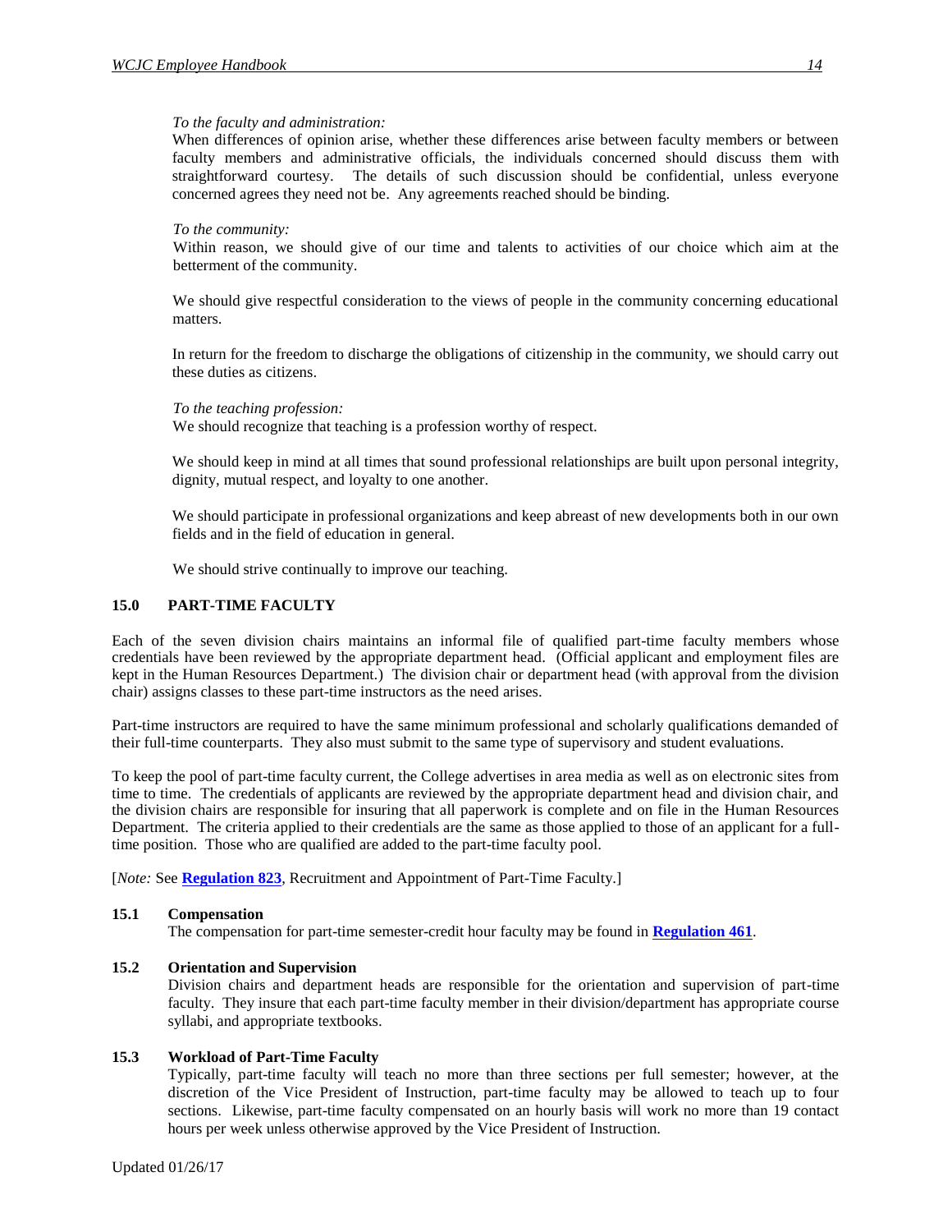*To the faculty and administration:*
When differences of opinion arise, whether these differences arise between faculty members or between faculty members and administrative officials, the individuals concerned should discuss them with straightforward courtesy. The details of such discussion should be confidential, unless everyone concerned agrees they need not be. Any agreements reached should be binding.

*To the community:*
Within reason, we should give of our time and talents to activities of our choice which aim at the betterment of the community.

We should give respectful consideration to the views of people in the community concerning educational matters.

In return for the freedom to discharge the obligations of citizenship in the community, we should carry out these duties as citizens.

*To the teaching profession:*
We should recognize that teaching is a profession worthy of respect.

We should keep in mind at all times that sound professional relationships are built upon personal integrity, dignity, mutual respect, and loyalty to one another.

We should participate in professional organizations and keep abreast of new developments both in our own fields and in the field of education in general.

We should strive continually to improve our teaching.

## 15.0 PART-TIME FACULTY

Each of the seven division chairs maintains an informal file of qualified part-time faculty members whose credentials have been reviewed by the appropriate department head. (Official applicant and employment files are kept in the Human Resources Department.) The division chair or department head (with approval from the division chair) assigns classes to these part-time instructors as the need arises.

Part-time instructors are required to have the same minimum professional and scholarly qualifications demanded of their full-time counterparts. They also must submit to the same type of supervisory and student evaluations.

To keep the pool of part-time faculty current, the College advertises in area media as well as on electronic sites from time to time. The credentials of applicants are reviewed by the appropriate department head and division chair, and the division chairs are responsible for insuring that all paperwork is complete and on file in the Human Resources Department. The criteria applied to their credentials are the same as those applied to those of an applicant for a full-time position. Those who are qualified are added to the part-time faculty pool.

[*Note:* See **Regulation 823**, Recruitment and Appointment of Part-Time Faculty.]

### 15.1 Compensation

The compensation for part-time semester-credit hour faculty may be found in **Regulation 461**.

### 15.2 Orientation and Supervision

Division chairs and department heads are responsible for the orientation and supervision of part-time faculty. They insure that each part-time faculty member in their division/department has appropriate course syllabi, and appropriate textbooks.

### 15.3 Workload of Part-Time Faculty

Typically, part-time faculty will teach no more than three sections per full semester; however, at the discretion of the Vice President of Instruction, part-time faculty may be allowed to teach up to four sections. Likewise, part-time faculty compensated on an hourly basis will work no more than 19 contact hours per week unless otherwise approved by the Vice President of Instruction.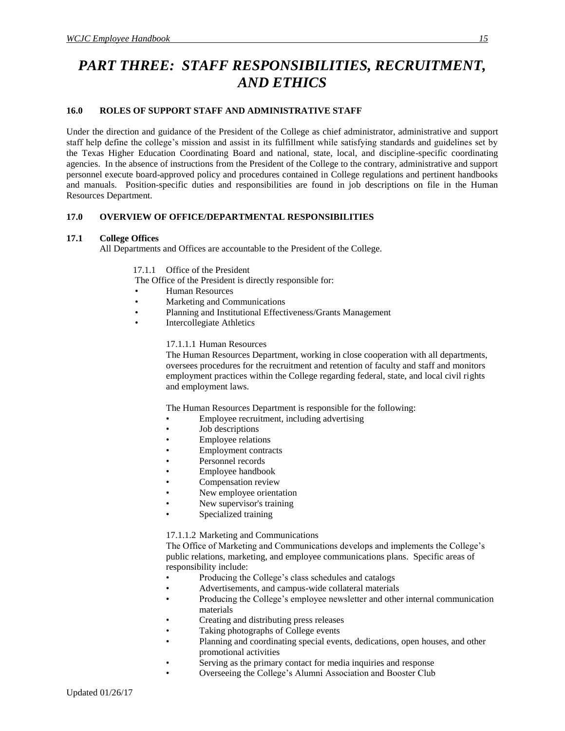# *PART THREE: STAFF RESPONSIBILITIES, RECRUITMENT, AND ETHICS*

## 16.0 ROLES OF SUPPORT STAFF AND ADMINISTRATIVE STAFF

Under the direction and guidance of the President of the College as chief administrator, administrative and support staff help define the college's mission and assist in its fulfillment while satisfying standards and guidelines set by the Texas Higher Education Coordinating Board and national, state, local, and discipline-specific coordinating agencies. In the absence of instructions from the President of the College to the contrary, administrative and support personnel execute board-approved policy and procedures contained in College regulations and pertinent handbooks and manuals. Position-specific duties and responsibilities are found in job descriptions on file in the Human Resources Department.

## 17.0 OVERVIEW OF OFFICE/DEPARTMENTAL RESPONSIBILITIES

### 17.1 College Offices

All Departments and Offices are accountable to the President of the College.

17.1.1 Office of the President

The Office of the President is directly responsible for:

- Human Resources
- Marketing and Communications
- Planning and Institutional Effectiveness/Grants Management
- Intercollegiate Athletics

17.1.1.1 Human Resources

The Human Resources Department, working in close cooperation with all departments, oversees procedures for the recruitment and retention of faculty and staff and monitors employment practices within the College regarding federal, state, and local civil rights and employment laws.

The Human Resources Department is responsible for the following:

- Employee recruitment, including advertising
- Job descriptions
- Employee relations
- Employment contracts
- Personnel records
- Employee handbook
- Compensation review
- New employee orientation
- New supervisor's training
- Specialized training

17.1.1.2 Marketing and Communications

The Office of Marketing and Communications develops and implements the College's public relations, marketing, and employee communications plans. Specific areas of responsibility include:

- Producing the College's class schedules and catalogs
- Advertisements, and campus-wide collateral materials
- Producing the College's employee newsletter and other internal communication materials
- Creating and distributing press releases
- Taking photographs of College events
- Planning and coordinating special events, dedications, open houses, and other promotional activities
- Serving as the primary contact for media inquiries and response
- Overseeing the College's Alumni Association and Booster Club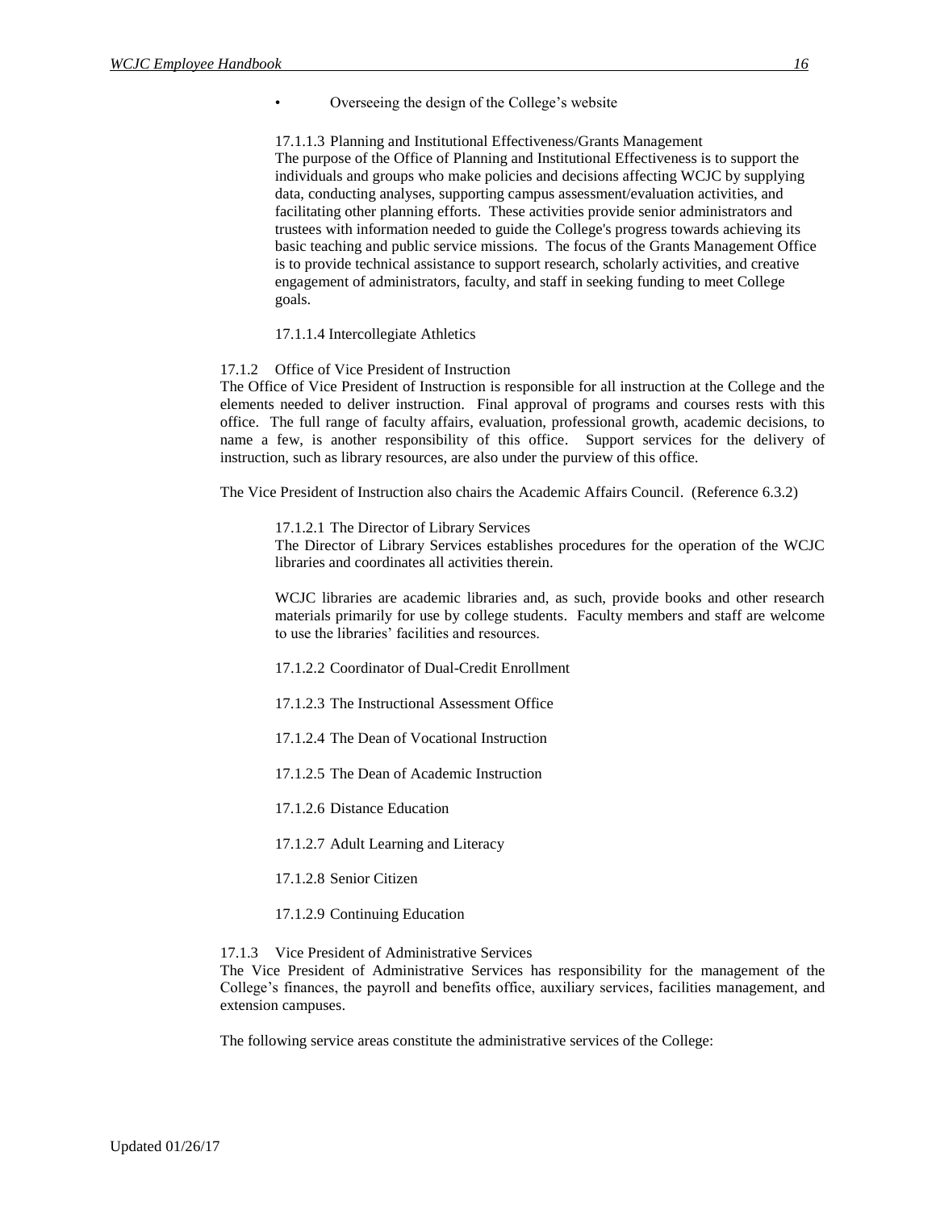- Overseeing the design of the College's website

#### 17.1.1.3 Planning and Institutional Effectiveness/Grants Management

The purpose of the Office of Planning and Institutional Effectiveness is to support the individuals and groups who make policies and decisions affecting WCJC by supplying data, conducting analyses, supporting campus assessment/evaluation activities, and facilitating other planning efforts. These activities provide senior administrators and trustees with information needed to guide the College's progress towards achieving its basic teaching and public service missions. The focus of the Grants Management Office is to provide technical assistance to support research, scholarly activities, and creative engagement of administrators, faculty, and staff in seeking funding to meet College goals.

#### 17.1.1.4 Intercollegiate Athletics

### 17.1.2 Office of Vice President of Instruction

The Office of Vice President of Instruction is responsible for all instruction at the College and the elements needed to deliver instruction. Final approval of programs and courses rests with this office. The full range of faculty affairs, evaluation, professional growth, academic decisions, to name a few, is another responsibility of this office. Support services for the delivery of instruction, such as library resources, are also under the purview of this office.

The Vice President of Instruction also chairs the Academic Affairs Council. (Reference 6.3.2)

#### 17.1.2.1 The Director of Library Services

The Director of Library Services establishes procedures for the operation of the WCJC libraries and coordinates all activities therein.

WCJC libraries are academic libraries and, as such, provide books and other research materials primarily for use by college students. Faculty members and staff are welcome to use the libraries' facilities and resources.

#### 17.1.2.2 Coordinator of Dual-Credit Enrollment

#### 17.1.2.3 The Instructional Assessment Office

#### 17.1.2.4 The Dean of Vocational Instruction

#### 17.1.2.5 The Dean of Academic Instruction

#### 17.1.2.6 Distance Education

#### 17.1.2.7 Adult Learning and Literacy

#### 17.1.2.8 Senior Citizen

#### 17.1.2.9 Continuing Education

### 17.1.3 Vice President of Administrative Services

The Vice President of Administrative Services has responsibility for the management of the College's finances, the payroll and benefits office, auxiliary services, facilities management, and extension campuses.

The following service areas constitute the administrative services of the College: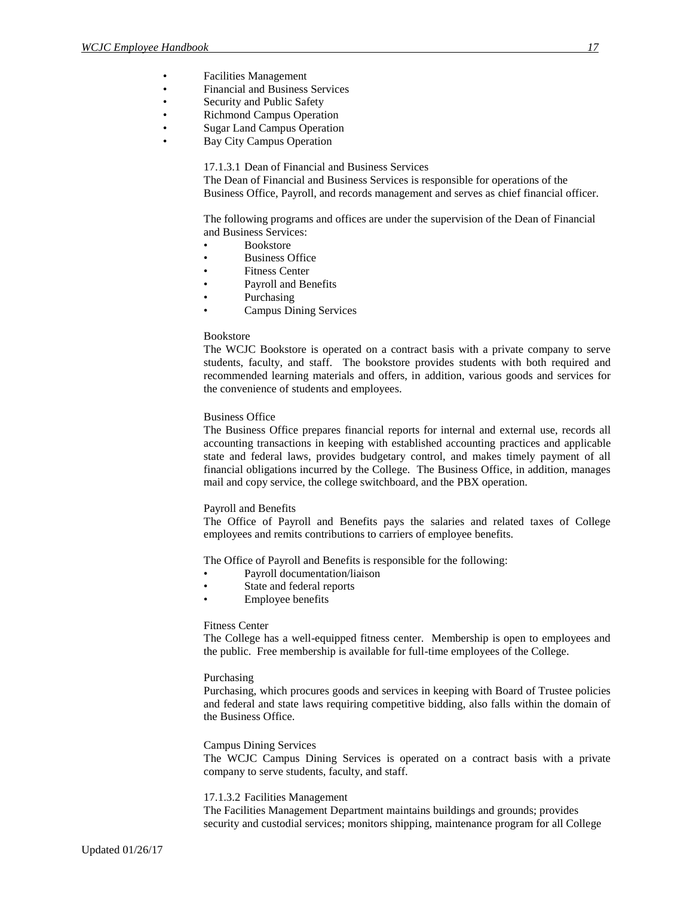- Facilities Management
- Financial and Business Services
- Security and Public Safety
- Richmond Campus Operation
- Sugar Land Campus Operation
- Bay City Campus Operation

17.1.3.1 Dean of Financial and Business Services

The Dean of Financial and Business Services is responsible for operations of the Business Office, Payroll, and records management and serves as chief financial officer.

The following programs and offices are under the supervision of the Dean of Financial and Business Services:

- Bookstore
- Business Office
- Fitness Center
- Payroll and Benefits
- Purchasing
- Campus Dining Services

Bookstore

The WCJC Bookstore is operated on a contract basis with a private company to serve students, faculty, and staff. The bookstore provides students with both required and recommended learning materials and offers, in addition, various goods and services for the convenience of students and employees.

Business Office

The Business Office prepares financial reports for internal and external use, records all accounting transactions in keeping with established accounting practices and applicable state and federal laws, provides budgetary control, and makes timely payment of all financial obligations incurred by the College. The Business Office, in addition, manages mail and copy service, the college switchboard, and the PBX operation.

Payroll and Benefits

The Office of Payroll and Benefits pays the salaries and related taxes of College employees and remits contributions to carriers of employee benefits.

The Office of Payroll and Benefits is responsible for the following:

- Payroll documentation/liaison
- State and federal reports
- Employee benefits

Fitness Center

The College has a well-equipped fitness center. Membership is open to employees and the public. Free membership is available for full-time employees of the College.

Purchasing

Purchasing, which procures goods and services in keeping with Board of Trustee policies and federal and state laws requiring competitive bidding, also falls within the domain of the Business Office.

Campus Dining Services

The WCJC Campus Dining Services is operated on a contract basis with a private company to serve students, faculty, and staff.

17.1.3.2 Facilities Management

The Facilities Management Department maintains buildings and grounds; provides security and custodial services; monitors shipping, maintenance program for all College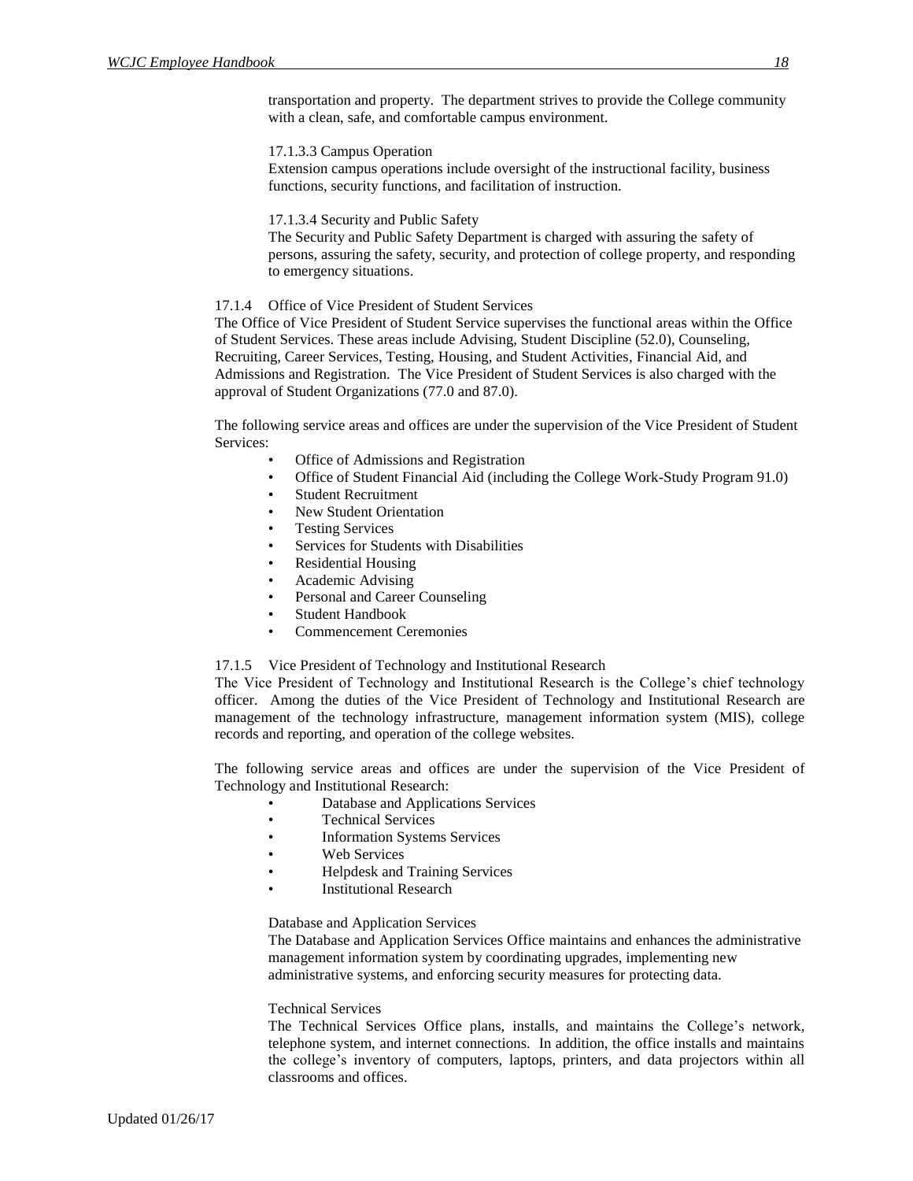transportation and property. The department strives to provide the College community with a clean, safe, and comfortable campus environment.

17.1.3.3 Campus Operation
Extension campus operations include oversight of the instructional facility, business functions, security functions, and facilitation of instruction.

17.1.3.4 Security and Public Safety
The Security and Public Safety Department is charged with assuring the safety of persons, assuring the safety, security, and protection of college property, and responding to emergency situations.

17.1.4 Office of Vice President of Student Services
The Office of Vice President of Student Service supervises the functional areas within the Office of Student Services. These areas include Advising, Student Discipline (52.0), Counseling, Recruiting, Career Services, Testing, Housing, and Student Activities, Financial Aid, and Admissions and Registration. The Vice President of Student Services is also charged with the approval of Student Organizations (77.0 and 87.0).

The following service areas and offices are under the supervision of the Vice President of Student Services:

- Office of Admissions and Registration
- Office of Student Financial Aid (including the College Work-Study Program 91.0)
- Student Recruitment
- New Student Orientation
- Testing Services
- Services for Students with Disabilities
- Residential Housing
- Academic Advising
- Personal and Career Counseling
- Student Handbook
- Commencement Ceremonies

17.1.5 Vice President of Technology and Institutional Research
The Vice President of Technology and Institutional Research is the College's chief technology officer. Among the duties of the Vice President of Technology and Institutional Research are management of the technology infrastructure, management information system (MIS), college records and reporting, and operation of the college websites.

The following service areas and offices are under the supervision of the Vice President of Technology and Institutional Research:

- Database and Applications Services
- Technical Services
- Information Systems Services
- Web Services
- Helpdesk and Training Services
- Institutional Research

Database and Application Services
The Database and Application Services Office maintains and enhances the administrative management information system by coordinating upgrades, implementing new administrative systems, and enforcing security measures for protecting data.

Technical Services
The Technical Services Office plans, installs, and maintains the College's network, telephone system, and internet connections. In addition, the office installs and maintains the college's inventory of computers, laptops, printers, and data projectors within all classrooms and offices.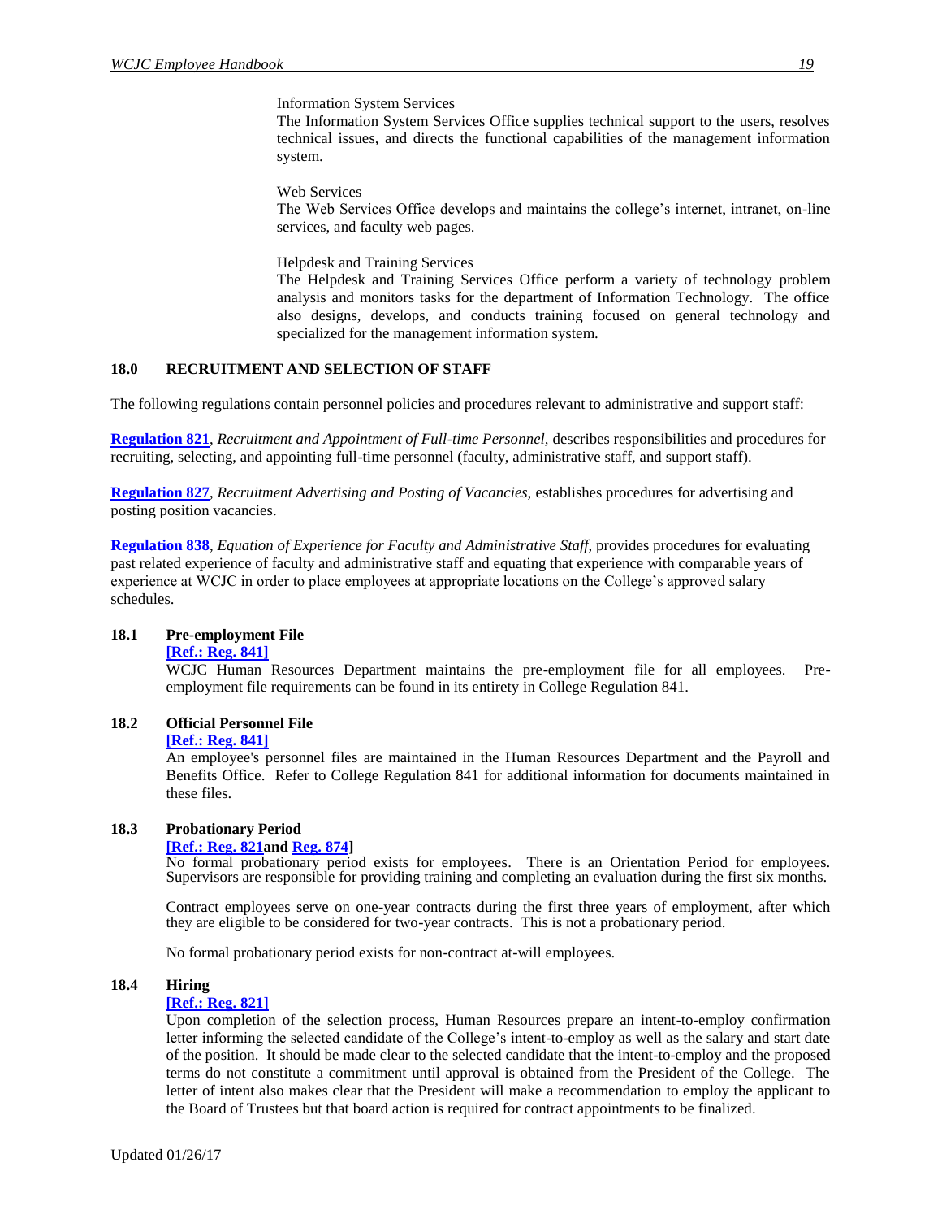Information System Services
The Information System Services Office supplies technical support to the users, resolves technical issues, and directs the functional capabilities of the management information system.

Web Services
The Web Services Office develops and maintains the college's internet, intranet, on-line services, and faculty web pages.

Helpdesk and Training Services
The Helpdesk and Training Services Office perform a variety of technology problem analysis and monitors tasks for the department of Information Technology. The office also designs, develops, and conducts training focused on general technology and specialized for the management information system.

## 18.0 RECRUITMENT AND SELECTION OF STAFF

The following regulations contain personnel policies and procedures relevant to administrative and support staff:

**Regulation 821**, *Recruitment and Appointment of Full-time Personnel,* describes responsibilities and procedures for recruiting, selecting, and appointing full-time personnel (faculty, administrative staff, and support staff).

**Regulation 827**, *Recruitment Advertising and Posting of Vacancies,* establishes procedures for advertising and posting position vacancies.

**Regulation 838**, *Equation of Experience for Faculty and Administrative Staff,* provides procedures for evaluating past related experience of faculty and administrative staff and equating that experience with comparable years of experience at WCJC in order to place employees at appropriate locations on the College's approved salary schedules.

### 18.1 Pre-employment File

**[Ref.: Reg. 841]**

WCJC Human Resources Department maintains the pre-employment file for all employees. Pre-employment file requirements can be found in its entirety in College Regulation 841.

### 18.2 Official Personnel File

**[Ref.: Reg. 841]**

An employee's personnel files are maintained in the Human Resources Department and the Payroll and Benefits Office. Refer to College Regulation 841 for additional information for documents maintained in these files.

### 18.3 Probationary Period

**[Ref.: Reg. 821and Reg. 874]**

No formal probationary period exists for employees. There is an Orientation Period for employees. Supervisors are responsible for providing training and completing an evaluation during the first six months.

Contract employees serve on one-year contracts during the first three years of employment, after which they are eligible to be considered for two-year contracts. This is not a probationary period.

No formal probationary period exists for non-contract at-will employees.

### 18.4 Hiring

**[Ref.: Reg. 821]**

Upon completion of the selection process, Human Resources prepare an intent-to-employ confirmation letter informing the selected candidate of the College's intent-to-employ as well as the salary and start date of the position. It should be made clear to the selected candidate that the intent-to-employ and the proposed terms do not constitute a commitment until approval is obtained from the President of the College. The letter of intent also makes clear that the President will make a recommendation to employ the applicant to the Board of Trustees but that board action is required for contract appointments to be finalized.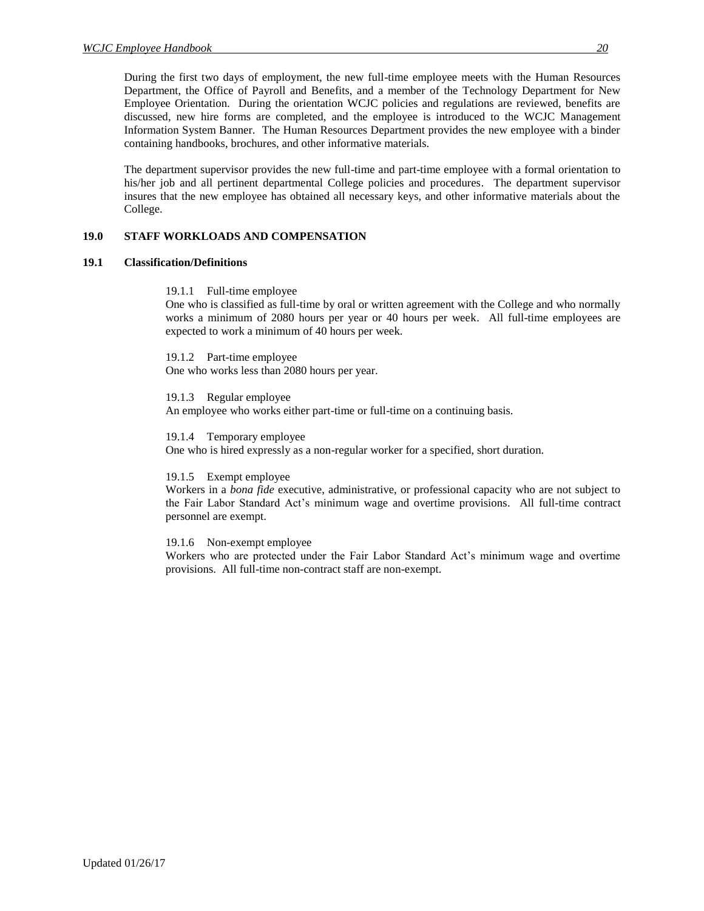During the first two days of employment, the new full-time employee meets with the Human Resources Department, the Office of Payroll and Benefits, and a member of the Technology Department for New Employee Orientation. During the orientation WCJC policies and regulations are reviewed, benefits are discussed, new hire forms are completed, and the employee is introduced to the WCJC Management Information System Banner. The Human Resources Department provides the new employee with a binder containing handbooks, brochures, and other informative materials.

The department supervisor provides the new full-time and part-time employee with a formal orientation to his/her job and all pertinent departmental College policies and procedures. The department supervisor insures that the new employee has obtained all necessary keys, and other informative materials about the College.

## 19.0 STAFF WORKLOADS AND COMPENSATION

### 19.1 Classification/Definitions

19.1.1 Full-time employee
One who is classified as full-time by oral or written agreement with the College and who normally works a minimum of 2080 hours per year or 40 hours per week. All full-time employees are expected to work a minimum of 40 hours per week.

19.1.2 Part-time employee
One who works less than 2080 hours per year.

19.1.3 Regular employee
An employee who works either part-time or full-time on a continuing basis.

19.1.4 Temporary employee
One who is hired expressly as a non-regular worker for a specified, short duration.

19.1.5 Exempt employee
Workers in a *bona fide* executive, administrative, or professional capacity who are not subject to the Fair Labor Standard Act's minimum wage and overtime provisions. All full-time contract personnel are exempt.

19.1.6 Non-exempt employee
Workers who are protected under the Fair Labor Standard Act's minimum wage and overtime provisions. All full-time non-contract staff are non-exempt.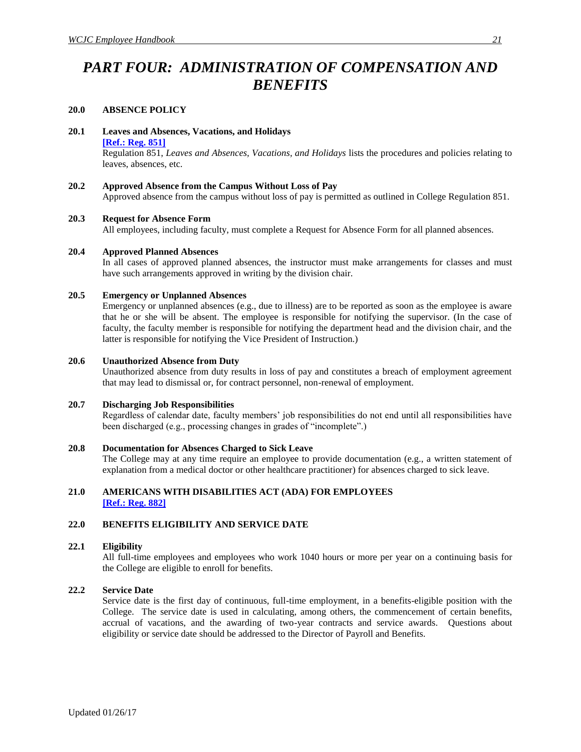# PART FOUR: ADMINISTRATION OF COMPENSATION AND BENEFITS

## 20.0 ABSENCE POLICY

### 20.1 Leaves and Absences, Vacations, and Holidays

**[Ref.: Reg. 851]**

Regulation 851, *Leaves and Absences, Vacations, and Holidays* lists the procedures and policies relating to leaves, absences, etc.

### 20.2 Approved Absence from the Campus Without Loss of Pay

Approved absence from the campus without loss of pay is permitted as outlined in College Regulation 851.

### 20.3 Request for Absence Form

All employees, including faculty, must complete a Request for Absence Form for all planned absences.

### 20.4 Approved Planned Absences

In all cases of approved planned absences, the instructor must make arrangements for classes and must have such arrangements approved in writing by the division chair.

### 20.5 Emergency or Unplanned Absences

Emergency or unplanned absences (e.g., due to illness) are to be reported as soon as the employee is aware that he or she will be absent. The employee is responsible for notifying the supervisor. (In the case of faculty, the faculty member is responsible for notifying the department head and the division chair, and the latter is responsible for notifying the Vice President of Instruction.)

### 20.6 Unauthorized Absence from Duty

Unauthorized absence from duty results in loss of pay and constitutes a breach of employment agreement that may lead to dismissal or, for contract personnel, non-renewal of employment.

### 20.7 Discharging Job Responsibilities

Regardless of calendar date, faculty members' job responsibilities do not end until all responsibilities have been discharged (e.g., processing changes in grades of "incomplete".)

### 20.8 Documentation for Absences Charged to Sick Leave

The College may at any time require an employee to provide documentation (e.g., a written statement of explanation from a medical doctor or other healthcare practitioner) for absences charged to sick leave.

## 21.0 AMERICANS WITH DISABILITIES ACT (ADA) FOR EMPLOYEES

**[Ref.: Reg. 882]**

## 22.0 BENEFITS ELIGIBILITY AND SERVICE DATE

### 22.1 Eligibility

All full-time employees and employees who work 1040 hours or more per year on a continuing basis for the College are eligible to enroll for benefits.

### 22.2 Service Date

Service date is the first day of continuous, full-time employment, in a benefits-eligible position with the College. The service date is used in calculating, among others, the commencement of certain benefits, accrual of vacations, and the awarding of two-year contracts and service awards. Questions about eligibility or service date should be addressed to the Director of Payroll and Benefits.

Updated 01/26/17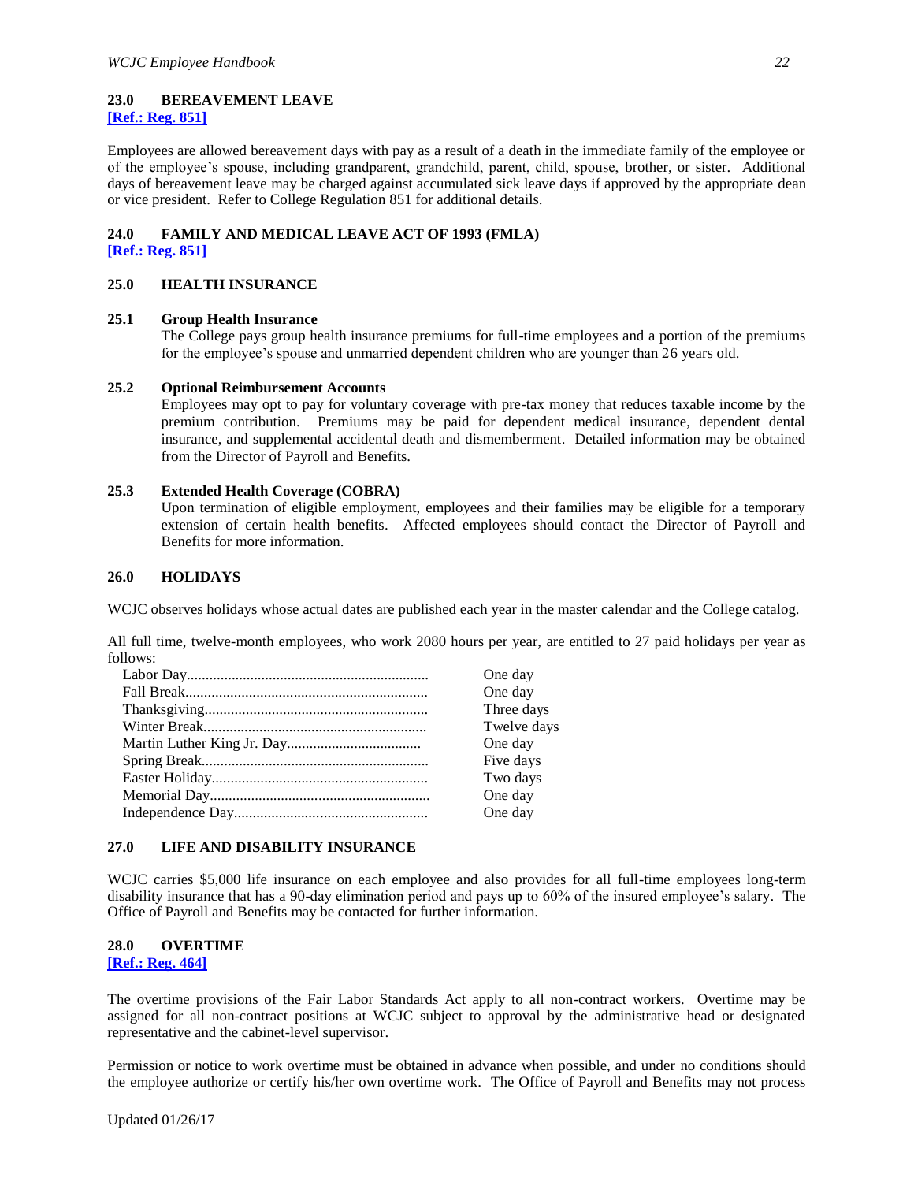## 23.0 BEREAVEMENT LEAVE

**[Ref.: Reg. 851]**

Employees are allowed bereavement days with pay as a result of a death in the immediate family of the employee or of the employee's spouse, including grandparent, grandchild, parent, child, spouse, brother, or sister. Additional days of bereavement leave may be charged against accumulated sick leave days if approved by the appropriate dean or vice president. Refer to College Regulation 851 for additional details.

## 24.0 FAMILY AND MEDICAL LEAVE ACT OF 1993 (FMLA)

**[Ref.: Reg. 851]**

## 25.0 HEALTH INSURANCE

### 25.1 Group Health Insurance

The College pays group health insurance premiums for full-time employees and a portion of the premiums for the employee's spouse and unmarried dependent children who are younger than 26 years old.

### 25.2 Optional Reimbursement Accounts

Employees may opt to pay for voluntary coverage with pre-tax money that reduces taxable income by the premium contribution. Premiums may be paid for dependent medical insurance, dependent dental insurance, and supplemental accidental death and dismemberment. Detailed information may be obtained from the Director of Payroll and Benefits.

### 25.3 Extended Health Coverage (COBRA)

Upon termination of eligible employment, employees and their families may be eligible for a temporary extension of certain health benefits. Affected employees should contact the Director of Payroll and Benefits for more information.

## 26.0 HOLIDAYS

WCJC observes holidays whose actual dates are published each year in the master calendar and the College catalog.

All full time, twelve-month employees, who work 2080 hours per year, are entitled to 27 paid holidays per year as follows:

| Holiday | Days |
|---|---|
| Labor Day | One day |
| Fall Break | One day |
| Thanksgiving | Three days |
| Winter Break | Twelve days |
| Martin Luther King Jr. Day | One day |
| Spring Break | Five days |
| Easter Holiday | Two days |
| Memorial Day | One day |
| Independence Day | One day |

## 27.0 LIFE AND DISABILITY INSURANCE

WCJC carries $5,000 life insurance on each employee and also provides for all full-time employees long-term disability insurance that has a 90-day elimination period and pays up to 60% of the insured employee's salary. The Office of Payroll and Benefits may be contacted for further information.

## 28.0 OVERTIME

**[Ref.: Reg. 464]**

The overtime provisions of the Fair Labor Standards Act apply to all non-contract workers. Overtime may be assigned for all non-contract positions at WCJC subject to approval by the administrative head or designated representative and the cabinet-level supervisor.

Permission or notice to work overtime must be obtained in advance when possible, and under no conditions should the employee authorize or certify his/her own overtime work. The Office of Payroll and Benefits may not process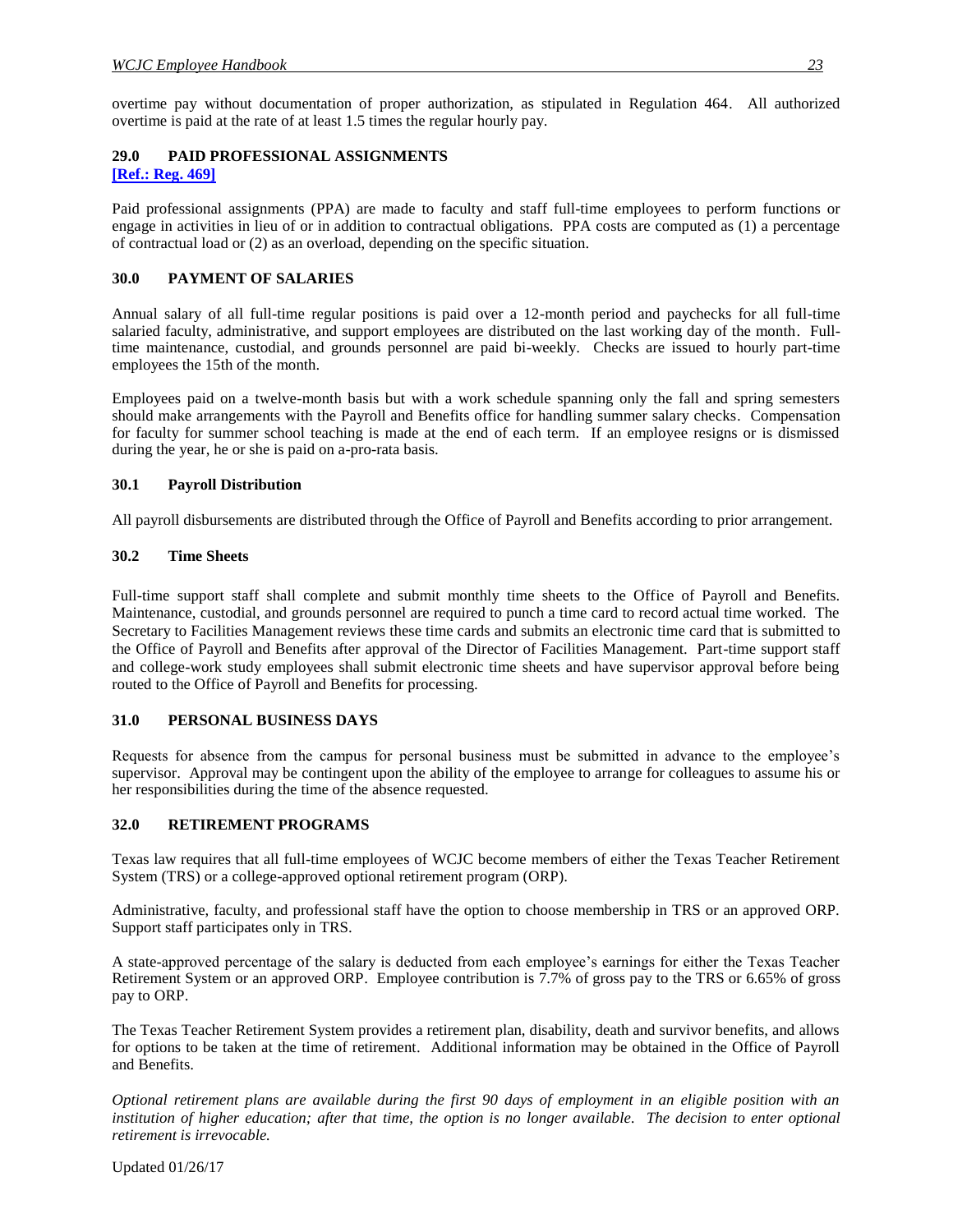overtime pay without documentation of proper authorization, as stipulated in Regulation 464. All authorized overtime is paid at the rate of at least 1.5 times the regular hourly pay.

## 29.0 PAID PROFESSIONAL ASSIGNMENTS

**[Ref.: Reg. 469]**

Paid professional assignments (PPA) are made to faculty and staff full-time employees to perform functions or engage in activities in lieu of or in addition to contractual obligations. PPA costs are computed as (1) a percentage of contractual load or (2) as an overload, depending on the specific situation.

## 30.0 PAYMENT OF SALARIES

Annual salary of all full-time regular positions is paid over a 12-month period and paychecks for all full-time salaried faculty, administrative, and support employees are distributed on the last working day of the month. Full-time maintenance, custodial, and grounds personnel are paid bi-weekly. Checks are issued to hourly part-time employees the 15th of the month.

Employees paid on a twelve-month basis but with a work schedule spanning only the fall and spring semesters should make arrangements with the Payroll and Benefits office for handling summer salary checks. Compensation for faculty for summer school teaching is made at the end of each term. If an employee resigns or is dismissed during the year, he or she is paid on a-pro-rata basis.

### 30.1 Payroll Distribution

All payroll disbursements are distributed through the Office of Payroll and Benefits according to prior arrangement.

### 30.2 Time Sheets

Full-time support staff shall complete and submit monthly time sheets to the Office of Payroll and Benefits. Maintenance, custodial, and grounds personnel are required to punch a time card to record actual time worked. The Secretary to Facilities Management reviews these time cards and submits an electronic time card that is submitted to the Office of Payroll and Benefits after approval of the Director of Facilities Management. Part-time support staff and college-work study employees shall submit electronic time sheets and have supervisor approval before being routed to the Office of Payroll and Benefits for processing.

## 31.0 PERSONAL BUSINESS DAYS

Requests for absence from the campus for personal business must be submitted in advance to the employee's supervisor. Approval may be contingent upon the ability of the employee to arrange for colleagues to assume his or her responsibilities during the time of the absence requested.

## 32.0 RETIREMENT PROGRAMS

Texas law requires that all full-time employees of WCJC become members of either the Texas Teacher Retirement System (TRS) or a college-approved optional retirement program (ORP).

Administrative, faculty, and professional staff have the option to choose membership in TRS or an approved ORP. Support staff participates only in TRS.

A state-approved percentage of the salary is deducted from each employee's earnings for either the Texas Teacher Retirement System or an approved ORP. Employee contribution is 7.7% of gross pay to the TRS or 6.65% of gross pay to ORP.

The Texas Teacher Retirement System provides a retirement plan, disability, death and survivor benefits, and allows for options to be taken at the time of retirement. Additional information may be obtained in the Office of Payroll and Benefits.

*Optional retirement plans are available during the first 90 days of employment in an eligible position with an institution of higher education; after that time, the option is no longer available. The decision to enter optional retirement is irrevocable.*

Updated 01/26/17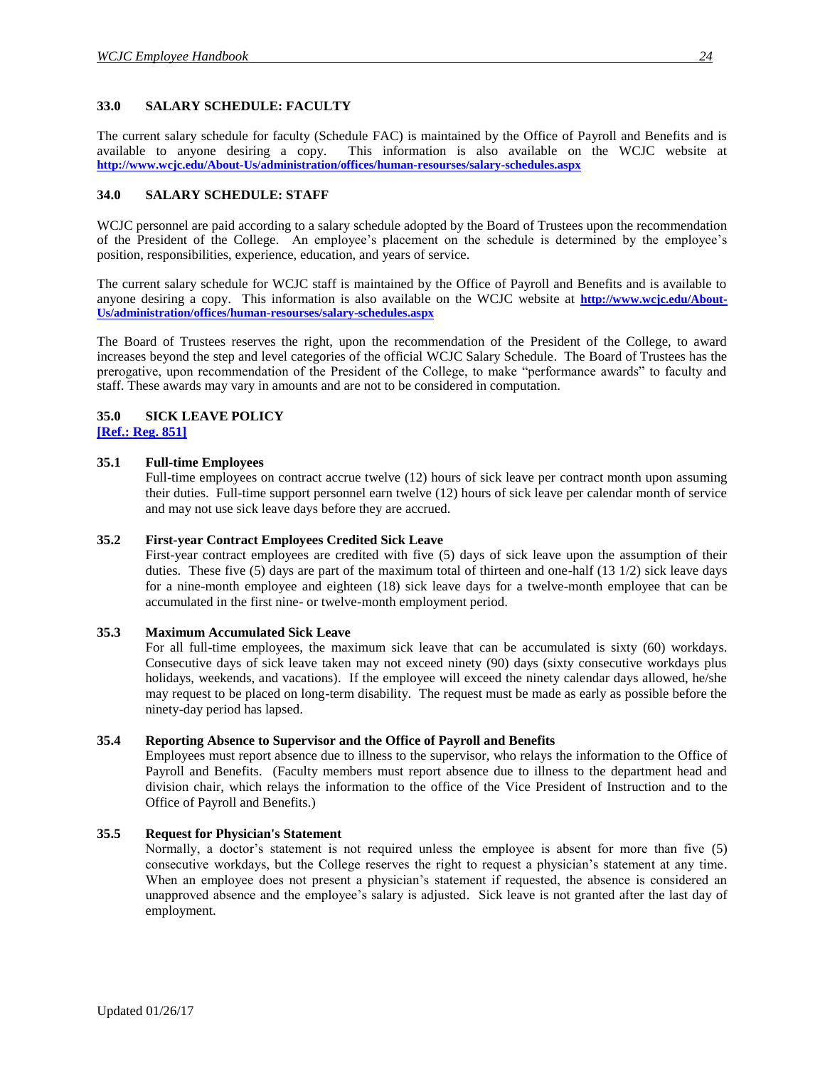## 33.0 SALARY SCHEDULE: FACULTY

The current salary schedule for faculty (Schedule FAC) is maintained by the Office of Payroll and Benefits and is available to anyone desiring a copy. This information is also available on the WCJC website at **http://www.wcjc.edu/About-Us/administration/offices/human-resourses/salary-schedules.aspx**

## 34.0 SALARY SCHEDULE: STAFF

WCJC personnel are paid according to a salary schedule adopted by the Board of Trustees upon the recommendation of the President of the College. An employee's placement on the schedule is determined by the employee's position, responsibilities, experience, education, and years of service.

The current salary schedule for WCJC staff is maintained by the Office of Payroll and Benefits and is available to anyone desiring a copy. This information is also available on the WCJC website at **http://www.wcjc.edu/About-Us/administration/offices/human-resourses/salary-schedules.aspx**

The Board of Trustees reserves the right, upon the recommendation of the President of the College, to award increases beyond the step and level categories of the official WCJC Salary Schedule. The Board of Trustees has the prerogative, upon recommendation of the President of the College, to make "performance awards" to faculty and staff. These awards may vary in amounts and are not to be considered in computation.

## 35.0 SICK LEAVE POLICY

**[Ref.: Reg. 851]**

### 35.1 Full-time Employees

Full-time employees on contract accrue twelve (12) hours of sick leave per contract month upon assuming their duties. Full-time support personnel earn twelve (12) hours of sick leave per calendar month of service and may not use sick leave days before they are accrued.

### 35.2 First-year Contract Employees Credited Sick Leave

First-year contract employees are credited with five (5) days of sick leave upon the assumption of their duties. These five (5) days are part of the maximum total of thirteen and one-half (13 1/2) sick leave days for a nine-month employee and eighteen (18) sick leave days for a twelve-month employee that can be accumulated in the first nine- or twelve-month employment period.

### 35.3 Maximum Accumulated Sick Leave

For all full-time employees, the maximum sick leave that can be accumulated is sixty (60) workdays. Consecutive days of sick leave taken may not exceed ninety (90) days (sixty consecutive workdays plus holidays, weekends, and vacations). If the employee will exceed the ninety calendar days allowed, he/she may request to be placed on long-term disability. The request must be made as early as possible before the ninety-day period has lapsed.

### 35.4 Reporting Absence to Supervisor and the Office of Payroll and Benefits

Employees must report absence due to illness to the supervisor, who relays the information to the Office of Payroll and Benefits. (Faculty members must report absence due to illness to the department head and division chair, which relays the information to the office of the Vice President of Instruction and to the Office of Payroll and Benefits.)

### 35.5 Request for Physician's Statement

Normally, a doctor's statement is not required unless the employee is absent for more than five (5) consecutive workdays, but the College reserves the right to request a physician's statement at any time. When an employee does not present a physician's statement if requested, the absence is considered an unapproved absence and the employee's salary is adjusted. Sick leave is not granted after the last day of employment.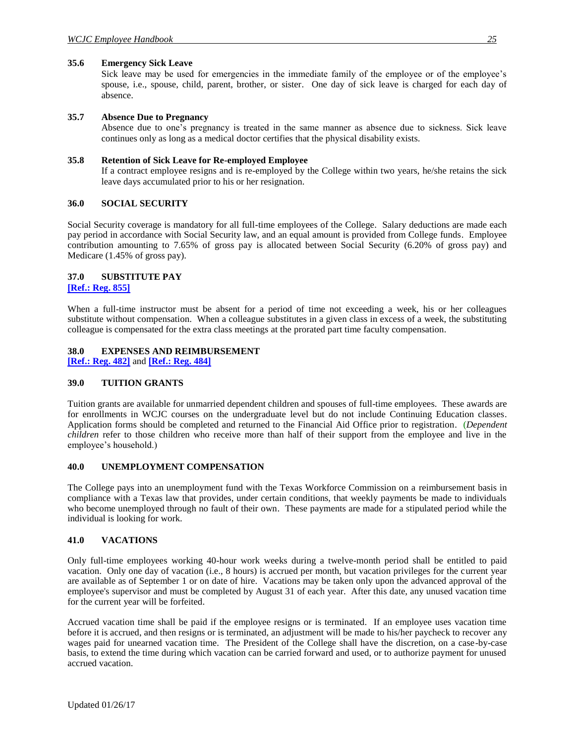### 35.6 Emergency Sick Leave

Sick leave may be used for emergencies in the immediate family of the employee or of the employee's spouse, i.e., spouse, child, parent, brother, or sister. One day of sick leave is charged for each day of absence.

### 35.7 Absence Due to Pregnancy

Absence due to one's pregnancy is treated in the same manner as absence due to sickness. Sick leave continues only as long as a medical doctor certifies that the physical disability exists.

### 35.8 Retention of Sick Leave for Re-employed Employee

If a contract employee resigns and is re-employed by the College within two years, he/she retains the sick leave days accumulated prior to his or her resignation.

## 36.0 SOCIAL SECURITY

Social Security coverage is mandatory for all full-time employees of the College. Salary deductions are made each pay period in accordance with Social Security law, and an equal amount is provided from College funds. Employee contribution amounting to 7.65% of gross pay is allocated between Social Security (6.20% of gross pay) and Medicare (1.45% of gross pay).

## 37.0 SUBSTITUTE PAY

**[Ref.: Reg. 855]**

When a full-time instructor must be absent for a period of time not exceeding a week, his or her colleagues substitute without compensation. When a colleague substitutes in a given class in excess of a week, the substituting colleague is compensated for the extra class meetings at the prorated part time faculty compensation.

## 38.0 EXPENSES AND REIMBURSEMENT

**[Ref.: Reg. 482]** and **[Ref.: Reg. 484]**

## 39.0 TUITION GRANTS

Tuition grants are available for unmarried dependent children and spouses of full-time employees. These awards are for enrollments in WCJC courses on the undergraduate level but do not include Continuing Education classes. Application forms should be completed and returned to the Financial Aid Office prior to registration. (*Dependent children* refer to those children who receive more than half of their support from the employee and live in the employee's household.)

## 40.0 UNEMPLOYMENT COMPENSATION

The College pays into an unemployment fund with the Texas Workforce Commission on a reimbursement basis in compliance with a Texas law that provides, under certain conditions, that weekly payments be made to individuals who become unemployed through no fault of their own. These payments are made for a stipulated period while the individual is looking for work.

## 41.0 VACATIONS

Only full-time employees working 40-hour work weeks during a twelve-month period shall be entitled to paid vacation. Only one day of vacation (i.e., 8 hours) is accrued per month, but vacation privileges for the current year are available as of September 1 or on date of hire. Vacations may be taken only upon the advanced approval of the employee's supervisor and must be completed by August 31 of each year. After this date, any unused vacation time for the current year will be forfeited.

Accrued vacation time shall be paid if the employee resigns or is terminated. If an employee uses vacation time before it is accrued, and then resigns or is terminated, an adjustment will be made to his/her paycheck to recover any wages paid for unearned vacation time. The President of the College shall have the discretion, on a case-by-case basis, to extend the time during which vacation can be carried forward and used, or to authorize payment for unused accrued vacation.

Updated 01/26/17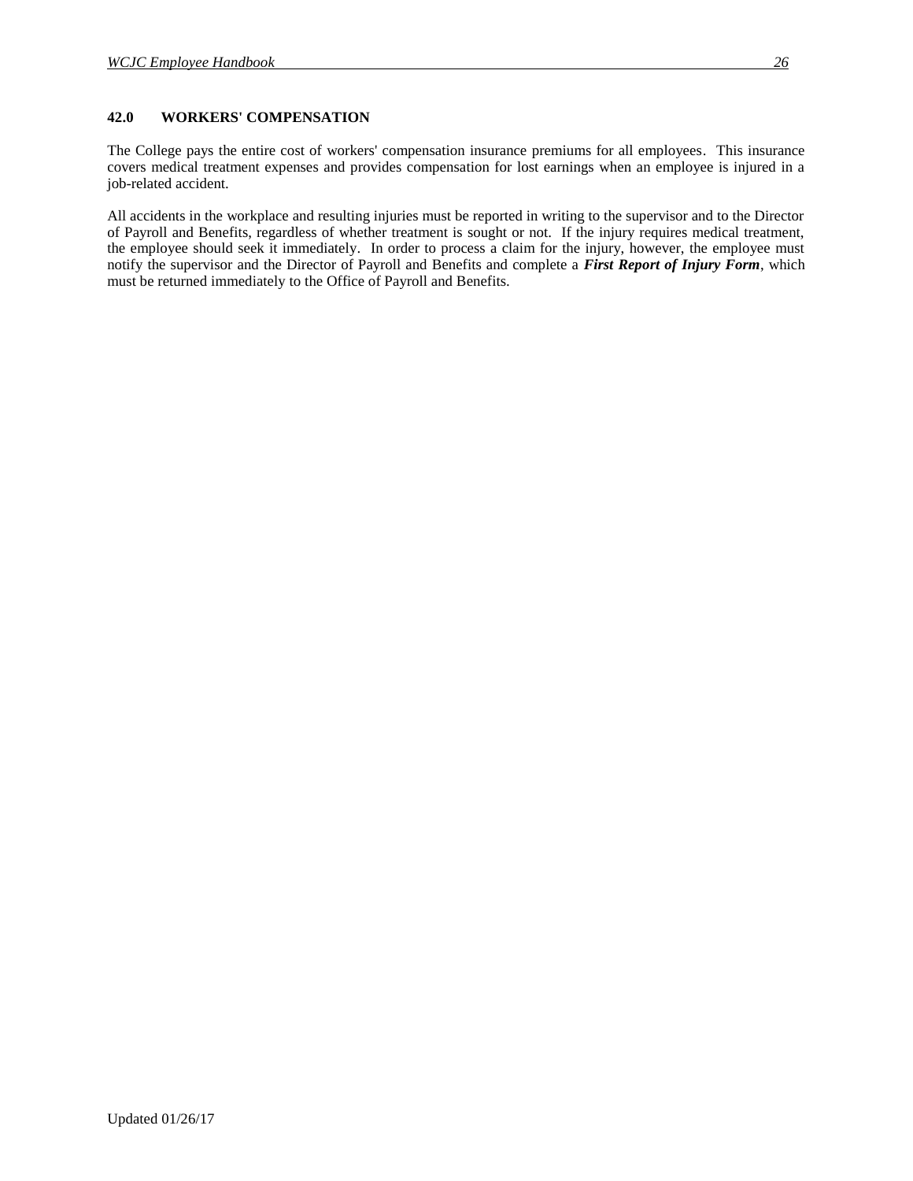## 42.0 WORKERS' COMPENSATION

The College pays the entire cost of workers' compensation insurance premiums for all employees. This insurance covers medical treatment expenses and provides compensation for lost earnings when an employee is injured in a job-related accident.

All accidents in the workplace and resulting injuries must be reported in writing to the supervisor and to the Director of Payroll and Benefits, regardless of whether treatment is sought or not. If the injury requires medical treatment, the employee should seek it immediately. In order to process a claim for the injury, however, the employee must notify the supervisor and the Director of Payroll and Benefits and complete a ***First Report of Injury Form***, which must be returned immediately to the Office of Payroll and Benefits.

Updated 01/26/17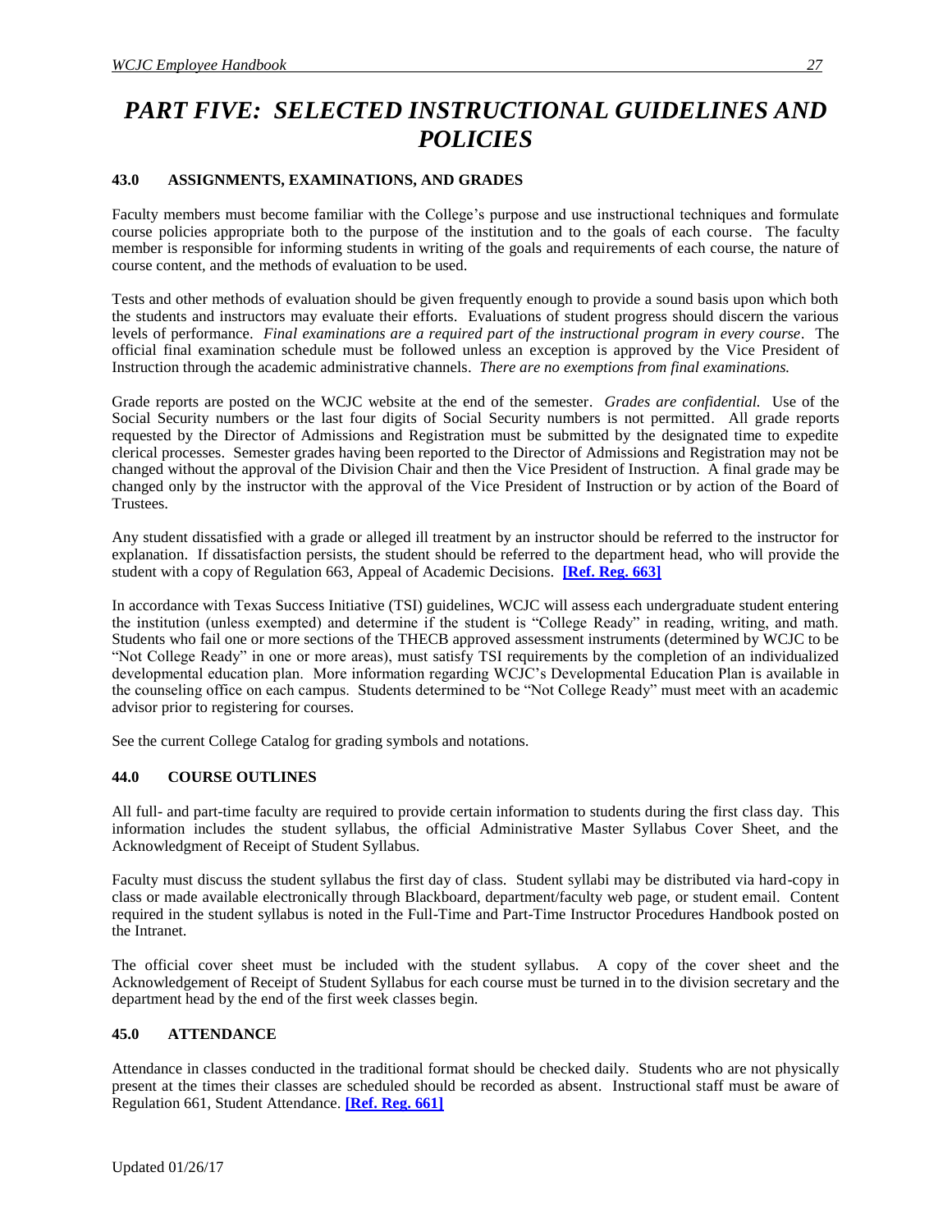# *PART FIVE: SELECTED INSTRUCTIONAL GUIDELINES AND POLICIES*

### 43.0 ASSIGNMENTS, EXAMINATIONS, AND GRADES

Faculty members must become familiar with the College's purpose and use instructional techniques and formulate course policies appropriate both to the purpose of the institution and to the goals of each course. The faculty member is responsible for informing students in writing of the goals and requirements of each course, the nature of course content, and the methods of evaluation to be used.

Tests and other methods of evaluation should be given frequently enough to provide a sound basis upon which both the students and instructors may evaluate their efforts. Evaluations of student progress should discern the various levels of performance. *Final examinations are a required part of the instructional program in every course*. The official final examination schedule must be followed unless an exception is approved by the Vice President of Instruction through the academic administrative channels. *There are no exemptions from final examinations.*

Grade reports are posted on the WCJC website at the end of the semester. *Grades are confidential.* Use of the Social Security numbers or the last four digits of Social Security numbers is not permitted. All grade reports requested by the Director of Admissions and Registration must be submitted by the designated time to expedite clerical processes. Semester grades having been reported to the Director of Admissions and Registration may not be changed without the approval of the Division Chair and then the Vice President of Instruction. A final grade may be changed only by the instructor with the approval of the Vice President of Instruction or by action of the Board of Trustees.

Any student dissatisfied with a grade or alleged ill treatment by an instructor should be referred to the instructor for explanation. If dissatisfaction persists, the student should be referred to the department head, who will provide the student with a copy of Regulation 663, Appeal of Academic Decisions. **[Ref. Reg. 663]**

In accordance with Texas Success Initiative (TSI) guidelines, WCJC will assess each undergraduate student entering the institution (unless exempted) and determine if the student is "College Ready" in reading, writing, and math. Students who fail one or more sections of the THECB approved assessment instruments (determined by WCJC to be "Not College Ready" in one or more areas), must satisfy TSI requirements by the completion of an individualized developmental education plan. More information regarding WCJC's Developmental Education Plan is available in the counseling office on each campus. Students determined to be "Not College Ready" must meet with an academic advisor prior to registering for courses.

See the current College Catalog for grading symbols and notations.

### 44.0 COURSE OUTLINES

All full- and part-time faculty are required to provide certain information to students during the first class day. This information includes the student syllabus, the official Administrative Master Syllabus Cover Sheet, and the Acknowledgment of Receipt of Student Syllabus.

Faculty must discuss the student syllabus the first day of class. Student syllabi may be distributed via hard-copy in class or made available electronically through Blackboard, department/faculty web page, or student email. Content required in the student syllabus is noted in the Full-Time and Part-Time Instructor Procedures Handbook posted on the Intranet.

The official cover sheet must be included with the student syllabus. A copy of the cover sheet and the Acknowledgement of Receipt of Student Syllabus for each course must be turned in to the division secretary and the department head by the end of the first week classes begin.

### 45.0 ATTENDANCE

Attendance in classes conducted in the traditional format should be checked daily. Students who are not physically present at the times their classes are scheduled should be recorded as absent. Instructional staff must be aware of Regulation 661, Student Attendance. **[Ref. Reg. 661]**

Updated 01/26/17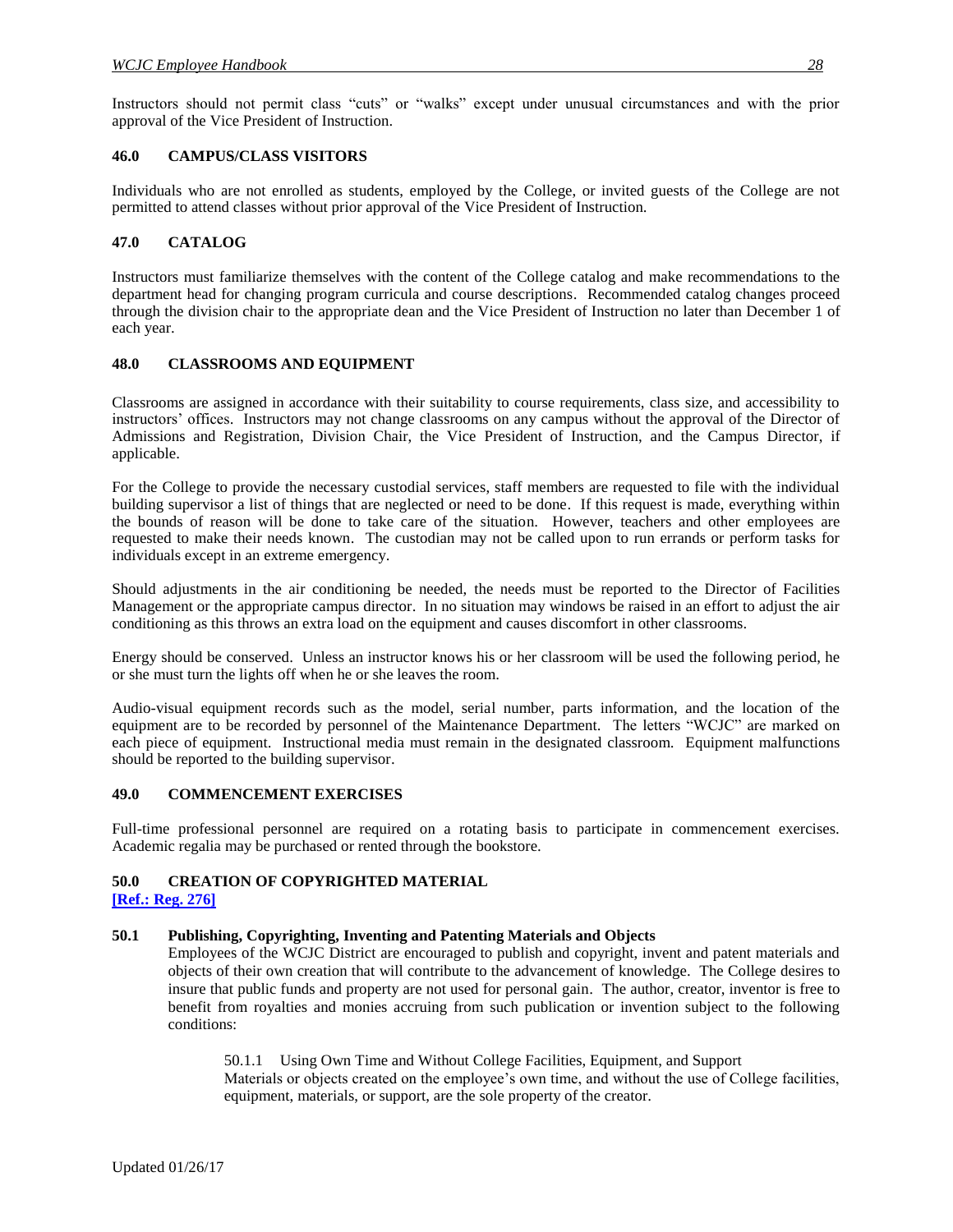Instructors should not permit class "cuts" or "walks" except under unusual circumstances and with the prior approval of the Vice President of Instruction.

## 46.0 CAMPUS/CLASS VISITORS

Individuals who are not enrolled as students, employed by the College, or invited guests of the College are not permitted to attend classes without prior approval of the Vice President of Instruction.

## 47.0 CATALOG

Instructors must familiarize themselves with the content of the College catalog and make recommendations to the department head for changing program curricula and course descriptions. Recommended catalog changes proceed through the division chair to the appropriate dean and the Vice President of Instruction no later than December 1 of each year.

## 48.0 CLASSROOMS AND EQUIPMENT

Classrooms are assigned in accordance with their suitability to course requirements, class size, and accessibility to instructors' offices. Instructors may not change classrooms on any campus without the approval of the Director of Admissions and Registration, Division Chair, the Vice President of Instruction, and the Campus Director, if applicable.

For the College to provide the necessary custodial services, staff members are requested to file with the individual building supervisor a list of things that are neglected or need to be done. If this request is made, everything within the bounds of reason will be done to take care of the situation. However, teachers and other employees are requested to make their needs known. The custodian may not be called upon to run errands or perform tasks for individuals except in an extreme emergency.

Should adjustments in the air conditioning be needed, the needs must be reported to the Director of Facilities Management or the appropriate campus director. In no situation may windows be raised in an effort to adjust the air conditioning as this throws an extra load on the equipment and causes discomfort in other classrooms.

Energy should be conserved. Unless an instructor knows his or her classroom will be used the following period, he or she must turn the lights off when he or she leaves the room.

Audio-visual equipment records such as the model, serial number, parts information, and the location of the equipment are to be recorded by personnel of the Maintenance Department. The letters "WCJC" are marked on each piece of equipment. Instructional media must remain in the designated classroom. Equipment malfunctions should be reported to the building supervisor.

## 49.0 COMMENCEMENT EXERCISES

Full-time professional personnel are required on a rotating basis to participate in commencement exercises. Academic regalia may be purchased or rented through the bookstore.

## 50.0 CREATION OF COPYRIGHTED MATERIAL

[Ref.: Reg. 276]

### 50.1 Publishing, Copyrighting, Inventing and Patenting Materials and Objects

Employees of the WCJC District are encouraged to publish and copyright, invent and patent materials and objects of their own creation that will contribute to the advancement of knowledge. The College desires to insure that public funds and property are not used for personal gain. The author, creator, inventor is free to benefit from royalties and monies accruing from such publication or invention subject to the following conditions:

50.1.1 Using Own Time and Without College Facilities, Equipment, and Support

Materials or objects created on the employee's own time, and without the use of College facilities, equipment, materials, or support, are the sole property of the creator.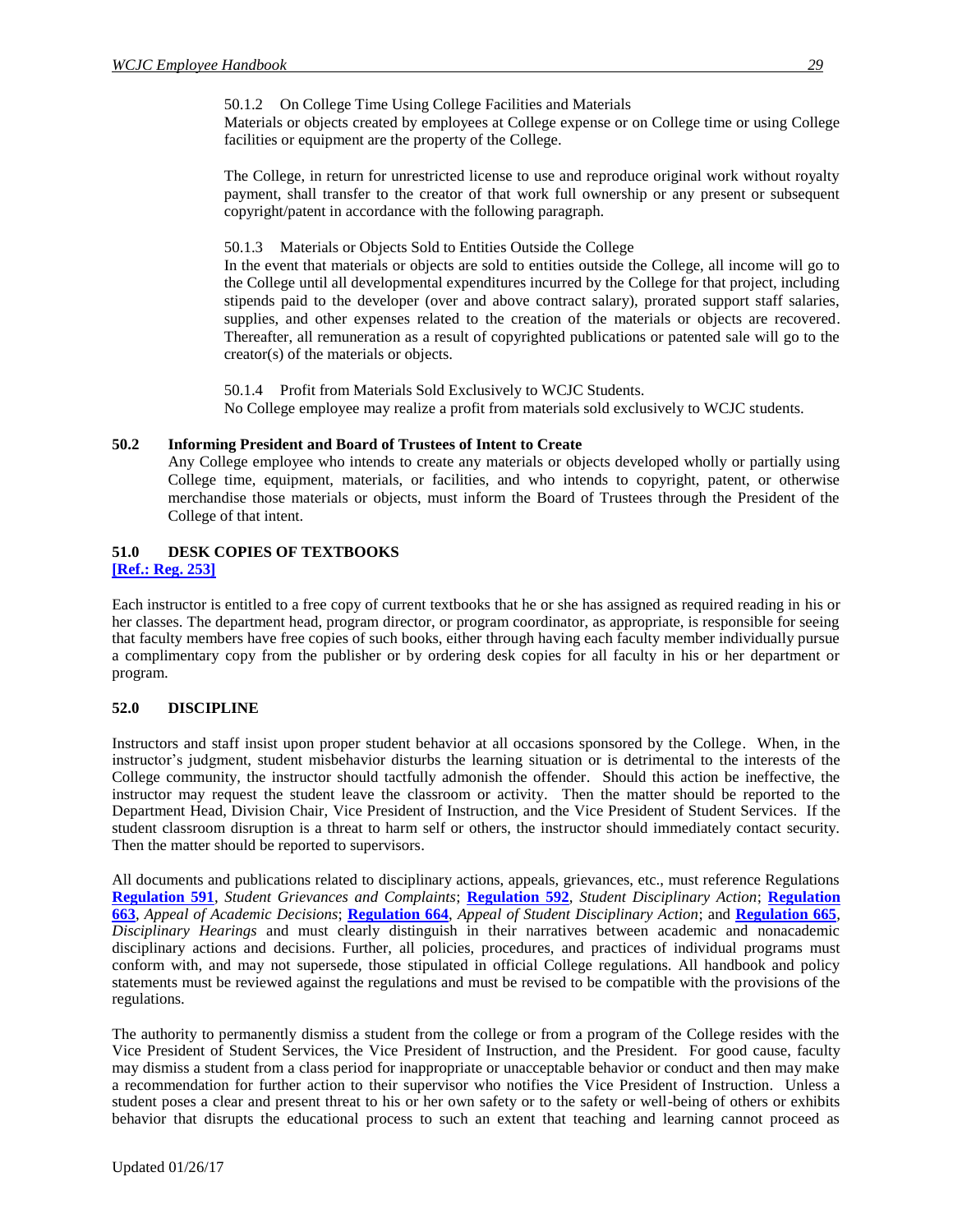50.1.2 On College Time Using College Facilities and Materials

Materials or objects created by employees at College expense or on College time or using College facilities or equipment are the property of the College.

The College, in return for unrestricted license to use and reproduce original work without royalty payment, shall transfer to the creator of that work full ownership or any present or subsequent copyright/patent in accordance with the following paragraph.

50.1.3 Materials or Objects Sold to Entities Outside the College

In the event that materials or objects are sold to entities outside the College, all income will go to the College until all developmental expenditures incurred by the College for that project, including stipends paid to the developer (over and above contract salary), prorated support staff salaries, supplies, and other expenses related to the creation of the materials or objects are recovered. Thereafter, all remuneration as a result of copyrighted publications or patented sale will go to the creator(s) of the materials or objects.

50.1.4 Profit from Materials Sold Exclusively to WCJC Students.

No College employee may realize a profit from materials sold exclusively to WCJC students.

### 50.2 Informing President and Board of Trustees of Intent to Create

Any College employee who intends to create any materials or objects developed wholly or partially using College time, equipment, materials, or facilities, and who intends to copyright, patent, or otherwise merchandise those materials or objects, must inform the Board of Trustees through the President of the College of that intent.

## 51.0 DESK COPIES OF TEXTBOOKS

**[Ref.: Reg. 253]**

Each instructor is entitled to a free copy of current textbooks that he or she has assigned as required reading in his or her classes. The department head, program director, or program coordinator, as appropriate, is responsible for seeing that faculty members have free copies of such books, either through having each faculty member individually pursue a complimentary copy from the publisher or by ordering desk copies for all faculty in his or her department or program.

## 52.0 DISCIPLINE

Instructors and staff insist upon proper student behavior at all occasions sponsored by the College. When, in the instructor's judgment, student misbehavior disturbs the learning situation or is detrimental to the interests of the College community, the instructor should tactfully admonish the offender. Should this action be ineffective, the instructor may request the student leave the classroom or activity. Then the matter should be reported to the Department Head, Division Chair, Vice President of Instruction, and the Vice President of Student Services. If the student classroom disruption is a threat to harm self or others, the instructor should immediately contact security. Then the matter should be reported to supervisors.

All documents and publications related to disciplinary actions, appeals, grievances, etc., must reference Regulations **Regulation 591**, *Student Grievances and Complaints*; **Regulation 592**, *Student Disciplinary Action*; **Regulation 663**, *Appeal of Academic Decisions*; **Regulation 664**, *Appeal of Student Disciplinary Action*; and **Regulation 665**, *Disciplinary Hearings* and must clearly distinguish in their narratives between academic and nonacademic disciplinary actions and decisions. Further, all policies, procedures, and practices of individual programs must conform with, and may not supersede, those stipulated in official College regulations. All handbook and policy statements must be reviewed against the regulations and must be revised to be compatible with the provisions of the regulations.

The authority to permanently dismiss a student from the college or from a program of the College resides with the Vice President of Student Services, the Vice President of Instruction, and the President. For good cause, faculty may dismiss a student from a class period for inappropriate or unacceptable behavior or conduct and then may make a recommendation for further action to their supervisor who notifies the Vice President of Instruction. Unless a student poses a clear and present threat to his or her own safety or to the safety or well-being of others or exhibits behavior that disrupts the educational process to such an extent that teaching and learning cannot proceed as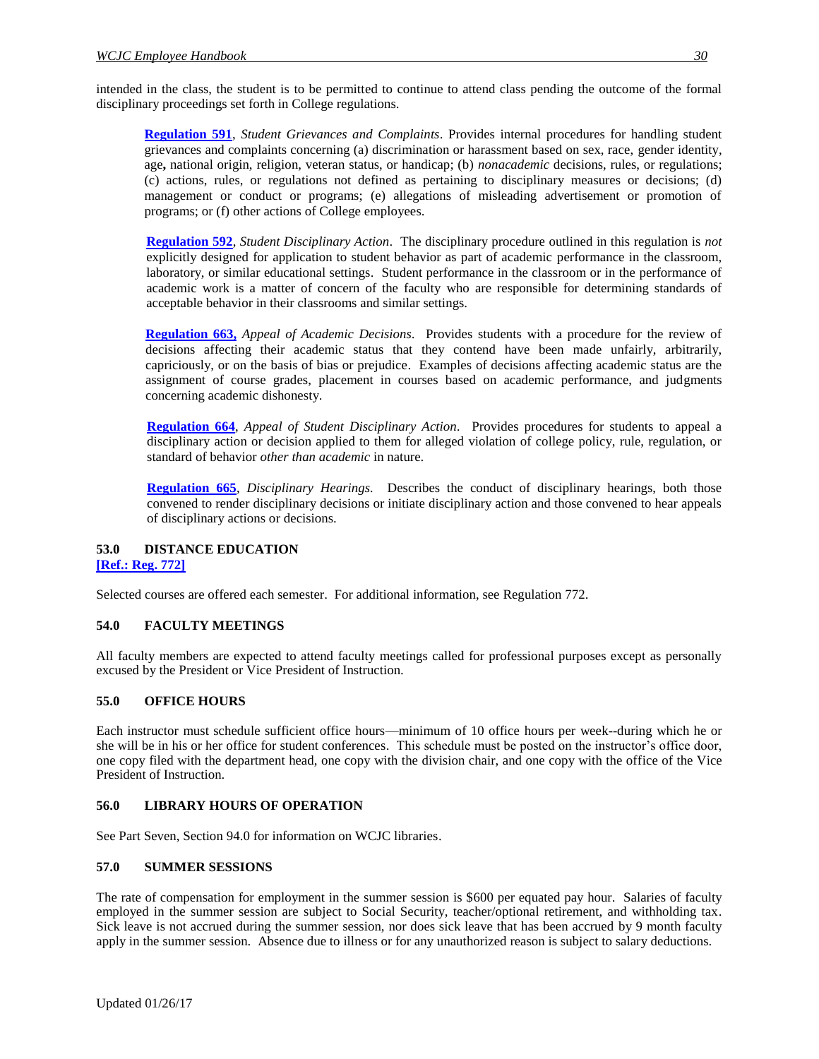intended in the class, the student is to be permitted to continue to attend class pending the outcome of the formal disciplinary proceedings set forth in College regulations.

> **Regulation 591**, *Student Grievances and Complaints*. Provides internal procedures for handling student grievances and complaints concerning (a) discrimination or harassment based on sex, race, gender identity, age**,** national origin, religion, veteran status, or handicap; (b) *nonacademic* decisions, rules, or regulations; (c) actions, rules, or regulations not defined as pertaining to disciplinary measures or decisions; (d) management or conduct or programs; (e) allegations of misleading advertisement or promotion of programs; or (f) other actions of College employees.

> **Regulation 592**, *Student Disciplinary Action*. The disciplinary procedure outlined in this regulation is *not* explicitly designed for application to student behavior as part of academic performance in the classroom, laboratory, or similar educational settings. Student performance in the classroom or in the performance of academic work is a matter of concern of the faculty who are responsible for determining standards of acceptable behavior in their classrooms and similar settings.

> **Regulation 663,** *Appeal of Academic Decisions.* Provides students with a procedure for the review of decisions affecting their academic status that they contend have been made unfairly, arbitrarily, capriciously, or on the basis of bias or prejudice. Examples of decisions affecting academic status are the assignment of course grades, placement in courses based on academic performance, and judgments concerning academic dishonesty.

> **Regulation 664**, *Appeal of Student Disciplinary Action*. Provides procedures for students to appeal a disciplinary action or decision applied to them for alleged violation of college policy, rule, regulation, or standard of behavior *other than academic* in nature.

> **Regulation 665**, *Disciplinary Hearings.* Describes the conduct of disciplinary hearings, both those convened to render disciplinary decisions or initiate disciplinary action and those convened to hear appeals of disciplinary actions or decisions.

## 53.0 DISTANCE EDUCATION

**[Ref.: Reg. 772]**

Selected courses are offered each semester. For additional information, see Regulation 772.

## 54.0 FACULTY MEETINGS

All faculty members are expected to attend faculty meetings called for professional purposes except as personally excused by the President or Vice President of Instruction.

## 55.0 OFFICE HOURS

Each instructor must schedule sufficient office hours—minimum of 10 office hours per week--during which he or she will be in his or her office for student conferences. This schedule must be posted on the instructor's office door, one copy filed with the department head, one copy with the division chair, and one copy with the office of the Vice President of Instruction.

## 56.0 LIBRARY HOURS OF OPERATION

See Part Seven, Section 94.0 for information on WCJC libraries.

## 57.0 SUMMER SESSIONS

The rate of compensation for employment in the summer session is $600 per equated pay hour. Salaries of faculty employed in the summer session are subject to Social Security, teacher/optional retirement, and withholding tax. Sick leave is not accrued during the summer session, nor does sick leave that has been accrued by 9 month faculty apply in the summer session. Absence due to illness or for any unauthorized reason is subject to salary deductions.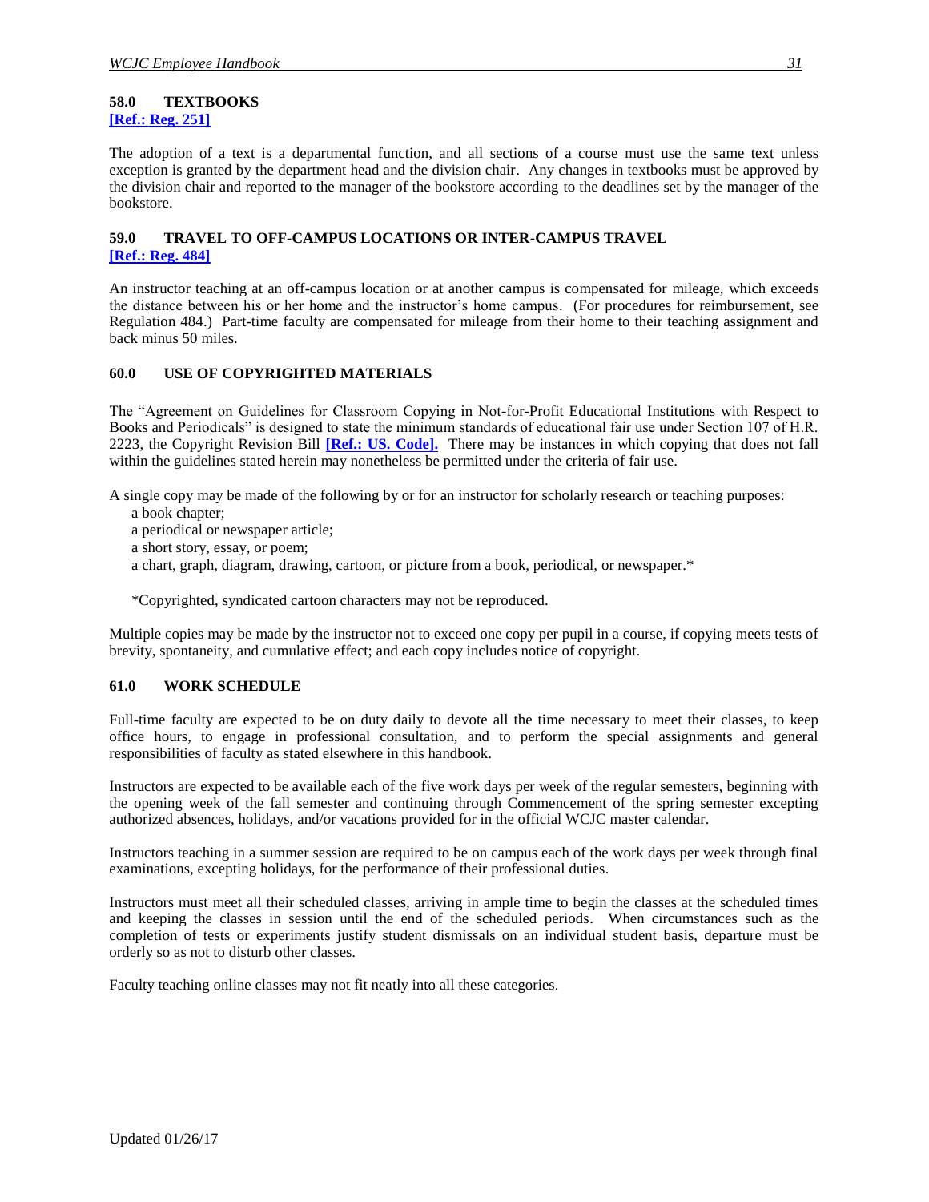## 58.0 TEXTBOOKS

**[Ref.: Reg. 251]**

The adoption of a text is a departmental function, and all sections of a course must use the same text unless exception is granted by the department head and the division chair. Any changes in textbooks must be approved by the division chair and reported to the manager of the bookstore according to the deadlines set by the manager of the bookstore.

## 59.0 TRAVEL TO OFF-CAMPUS LOCATIONS OR INTER-CAMPUS TRAVEL

**[Ref.: Reg. 484]**

An instructor teaching at an off-campus location or at another campus is compensated for mileage, which exceeds the distance between his or her home and the instructor's home campus. (For procedures for reimbursement, see Regulation 484.) Part-time faculty are compensated for mileage from their home to their teaching assignment and back minus 50 miles.

## 60.0 USE OF COPYRIGHTED MATERIALS

The "Agreement on Guidelines for Classroom Copying in Not-for-Profit Educational Institutions with Respect to Books and Periodicals" is designed to state the minimum standards of educational fair use under Section 107 of H.R. 2223, the Copyright Revision Bill **[Ref.: US. Code].** There may be instances in which copying that does not fall within the guidelines stated herein may nonetheless be permitted under the criteria of fair use.

A single copy may be made of the following by or for an instructor for scholarly research or teaching purposes:

- a book chapter;
- a periodical or newspaper article;
- a short story, essay, or poem;
- a chart, graph, diagram, drawing, cartoon, or picture from a book, periodical, or newspaper.*

*Copyrighted, syndicated cartoon characters may not be reproduced.

Multiple copies may be made by the instructor not to exceed one copy per pupil in a course, if copying meets tests of brevity, spontaneity, and cumulative effect; and each copy includes notice of copyright.

## 61.0 WORK SCHEDULE

Full-time faculty are expected to be on duty daily to devote all the time necessary to meet their classes, to keep office hours, to engage in professional consultation, and to perform the special assignments and general responsibilities of faculty as stated elsewhere in this handbook.

Instructors are expected to be available each of the five work days per week of the regular semesters, beginning with the opening week of the fall semester and continuing through Commencement of the spring semester excepting authorized absences, holidays, and/or vacations provided for in the official WCJC master calendar.

Instructors teaching in a summer session are required to be on campus each of the work days per week through final examinations, excepting holidays, for the performance of their professional duties.

Instructors must meet all their scheduled classes, arriving in ample time to begin the classes at the scheduled times and keeping the classes in session until the end of the scheduled periods. When circumstances such as the completion of tests or experiments justify student dismissals on an individual student basis, departure must be orderly so as not to disturb other classes.

Faculty teaching online classes may not fit neatly into all these categories.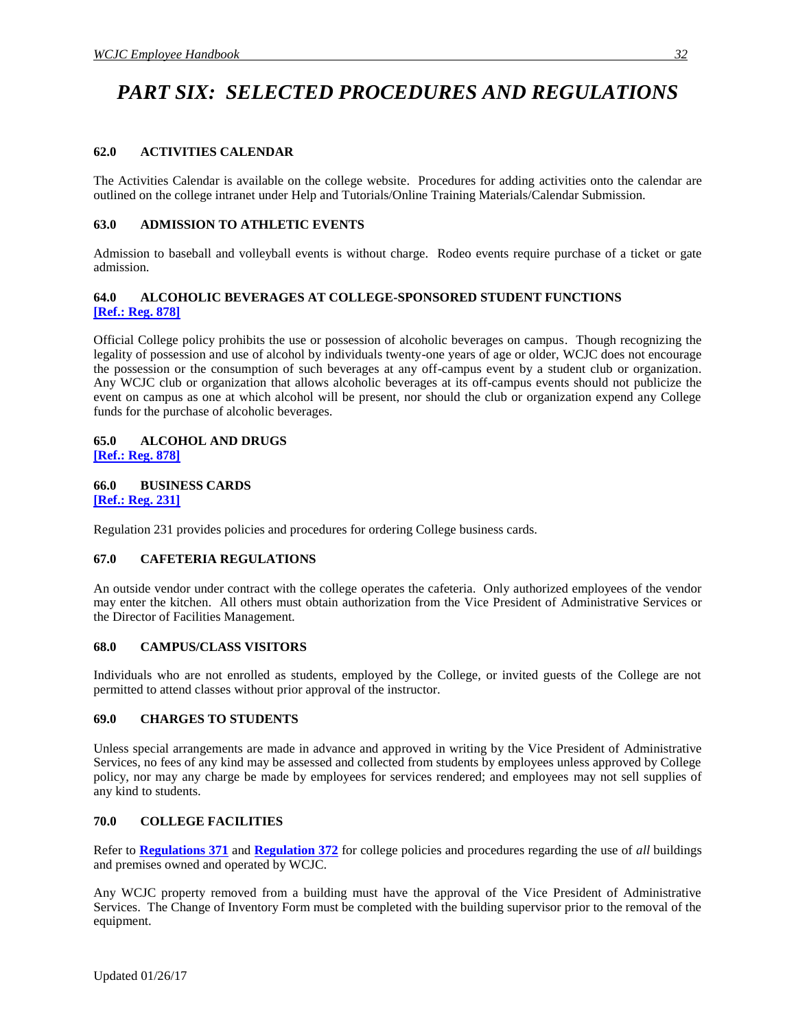# PART SIX: SELECTED PROCEDURES AND REGULATIONS

### 62.0 ACTIVITIES CALENDAR

The Activities Calendar is available on the college website. Procedures for adding activities onto the calendar are outlined on the college intranet under Help and Tutorials/Online Training Materials/Calendar Submission.

### 63.0 ADMISSION TO ATHLETIC EVENTS

Admission to baseball and volleyball events is without charge. Rodeo events require purchase of a ticket or gate admission.

### 64.0 ALCOHOLIC BEVERAGES AT COLLEGE-SPONSORED STUDENT FUNCTIONS

**[Ref.: Reg. 878]**

Official College policy prohibits the use or possession of alcoholic beverages on campus. Though recognizing the legality of possession and use of alcohol by individuals twenty-one years of age or older, WCJC does not encourage the possession or the consumption of such beverages at any off-campus event by a student club or organization. Any WCJC club or organization that allows alcoholic beverages at its off-campus events should not publicize the event on campus as one at which alcohol will be present, nor should the club or organization expend any College funds for the purchase of alcoholic beverages.

### 65.0 ALCOHOL AND DRUGS

**[Ref.: Reg. 878]**

### 66.0 BUSINESS CARDS

**[Ref.: Reg. 231]**

Regulation 231 provides policies and procedures for ordering College business cards.

### 67.0 CAFETERIA REGULATIONS

An outside vendor under contract with the college operates the cafeteria. Only authorized employees of the vendor may enter the kitchen. All others must obtain authorization from the Vice President of Administrative Services or the Director of Facilities Management.

### 68.0 CAMPUS/CLASS VISITORS

Individuals who are not enrolled as students, employed by the College, or invited guests of the College are not permitted to attend classes without prior approval of the instructor.

### 69.0 CHARGES TO STUDENTS

Unless special arrangements are made in advance and approved in writing by the Vice President of Administrative Services, no fees of any kind may be assessed and collected from students by employees unless approved by College policy, nor may any charge be made by employees for services rendered; and employees may not sell supplies of any kind to students.

### 70.0 COLLEGE FACILITIES

Refer to **Regulations 371** and **Regulation 372** for college policies and procedures regarding the use of *all* buildings and premises owned and operated by WCJC.

Any WCJC property removed from a building must have the approval of the Vice President of Administrative Services. The Change of Inventory Form must be completed with the building supervisor prior to the removal of the equipment.

Updated 01/26/17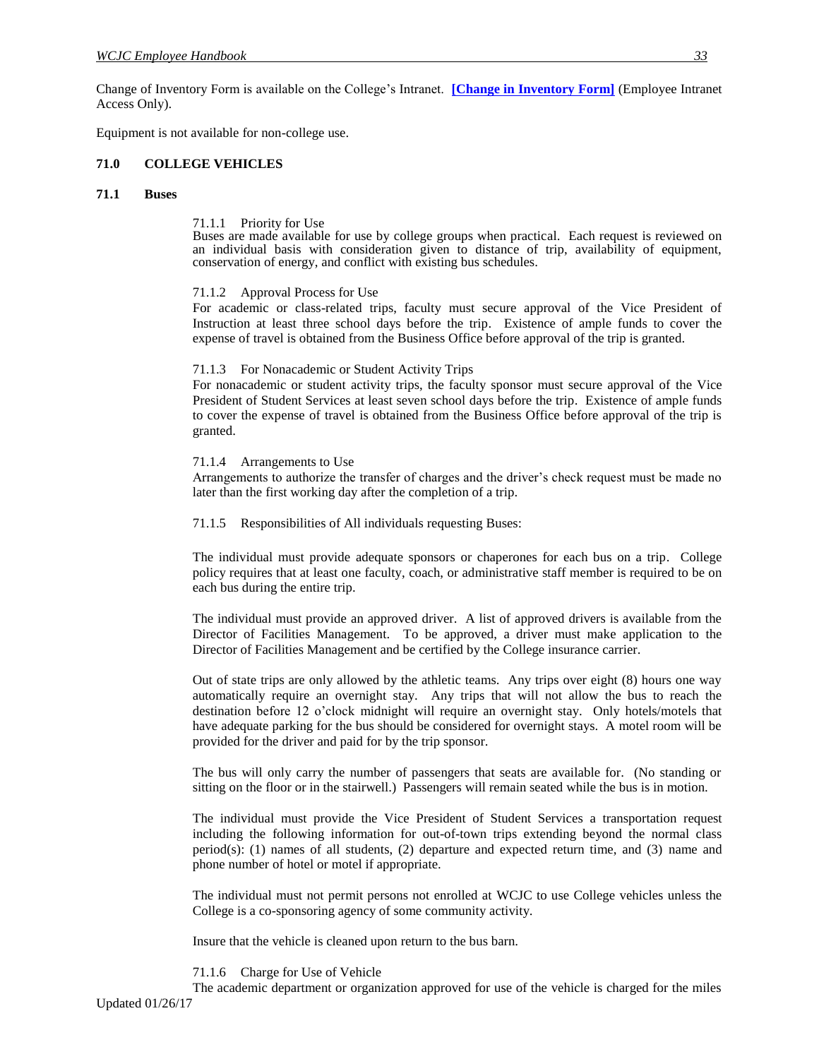Change of Inventory Form is available on the College's Intranet. **[Change in Inventory Form]** (Employee Intranet Access Only).

Equipment is not available for non-college use.

## 71.0 COLLEGE VEHICLES

### 71.1 Buses

71.1.1 Priority for Use
Buses are made available for use by college groups when practical. Each request is reviewed on an individual basis with consideration given to distance of trip, availability of equipment, conservation of energy, and conflict with existing bus schedules.

71.1.2 Approval Process for Use
For academic or class-related trips, faculty must secure approval of the Vice President of Instruction at least three school days before the trip. Existence of ample funds to cover the expense of travel is obtained from the Business Office before approval of the trip is granted.

71.1.3 For Nonacademic or Student Activity Trips
For nonacademic or student activity trips, the faculty sponsor must secure approval of the Vice President of Student Services at least seven school days before the trip. Existence of ample funds to cover the expense of travel is obtained from the Business Office before approval of the trip is granted.

71.1.4 Arrangements to Use
Arrangements to authorize the transfer of charges and the driver's check request must be made no later than the first working day after the completion of a trip.

71.1.5 Responsibilities of All individuals requesting Buses:

The individual must provide adequate sponsors or chaperones for each bus on a trip. College policy requires that at least one faculty, coach, or administrative staff member is required to be on each bus during the entire trip.

The individual must provide an approved driver. A list of approved drivers is available from the Director of Facilities Management. To be approved, a driver must make application to the Director of Facilities Management and be certified by the College insurance carrier.

Out of state trips are only allowed by the athletic teams. Any trips over eight (8) hours one way automatically require an overnight stay. Any trips that will not allow the bus to reach the destination before 12 o'clock midnight will require an overnight stay. Only hotels/motels that have adequate parking for the bus should be considered for overnight stays. A motel room will be provided for the driver and paid for by the trip sponsor.

The bus will only carry the number of passengers that seats are available for. (No standing or sitting on the floor or in the stairwell.) Passengers will remain seated while the bus is in motion.

The individual must provide the Vice President of Student Services a transportation request including the following information for out-of-town trips extending beyond the normal class period(s): (1) names of all students, (2) departure and expected return time, and (3) name and phone number of hotel or motel if appropriate.

The individual must not permit persons not enrolled at WCJC to use College vehicles unless the College is a co-sponsoring agency of some community activity.

Insure that the vehicle is cleaned upon return to the bus barn.

71.1.6 Charge for Use of Vehicle
The academic department or organization approved for use of the vehicle is charged for the miles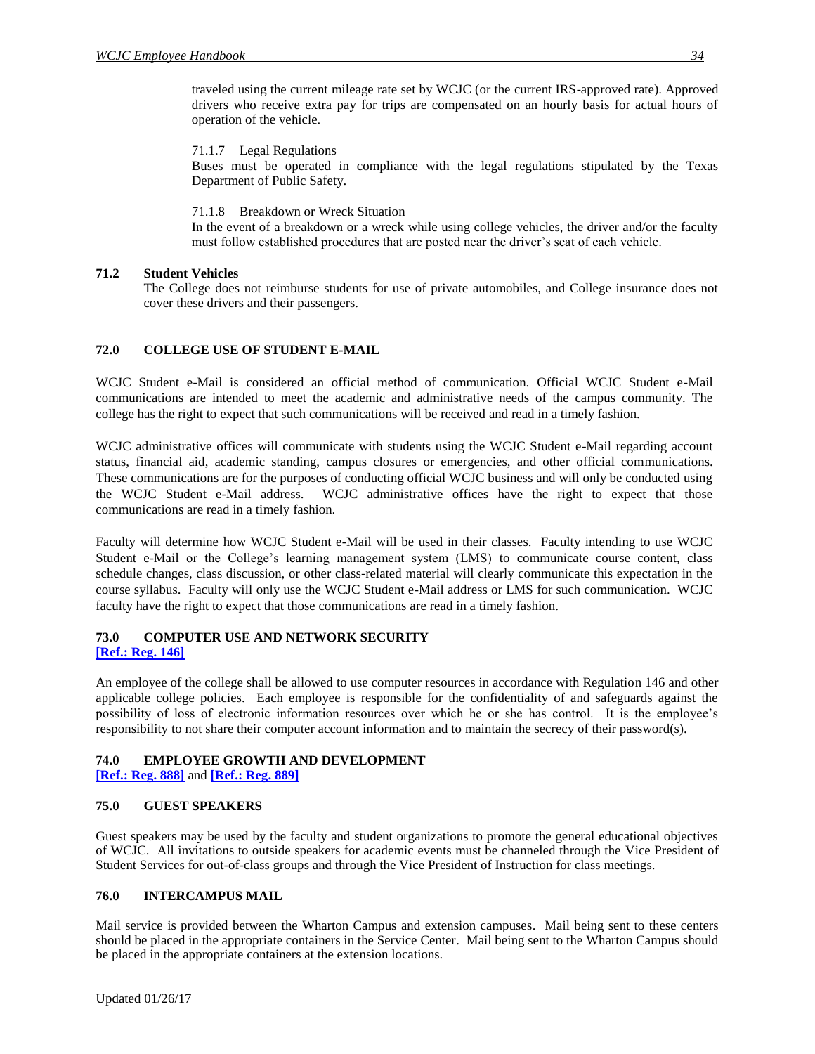traveled using the current mileage rate set by WCJC (or the current IRS-approved rate). Approved drivers who receive extra pay for trips are compensated on an hourly basis for actual hours of operation of the vehicle.

71.1.7 Legal Regulations

Buses must be operated in compliance with the legal regulations stipulated by the Texas Department of Public Safety.

71.1.8 Breakdown or Wreck Situation

In the event of a breakdown or a wreck while using college vehicles, the driver and/or the faculty must follow established procedures that are posted near the driver's seat of each vehicle.

### 71.2 Student Vehicles

The College does not reimburse students for use of private automobiles, and College insurance does not cover these drivers and their passengers.

## 72.0 COLLEGE USE OF STUDENT E-MAIL

WCJC Student e-Mail is considered an official method of communication. Official WCJC Student e-Mail communications are intended to meet the academic and administrative needs of the campus community. The college has the right to expect that such communications will be received and read in a timely fashion.

WCJC administrative offices will communicate with students using the WCJC Student e-Mail regarding account status, financial aid, academic standing, campus closures or emergencies, and other official communications. These communications are for the purposes of conducting official WCJC business and will only be conducted using the WCJC Student e-Mail address. WCJC administrative offices have the right to expect that those communications are read in a timely fashion.

Faculty will determine how WCJC Student e-Mail will be used in their classes. Faculty intending to use WCJC Student e-Mail or the College's learning management system (LMS) to communicate course content, class schedule changes, class discussion, or other class-related material will clearly communicate this expectation in the course syllabus. Faculty will only use the WCJC Student e-Mail address or LMS for such communication. WCJC faculty have the right to expect that those communications are read in a timely fashion.

## 73.0 COMPUTER USE AND NETWORK SECURITY

**[Ref.: Reg. 146]**

An employee of the college shall be allowed to use computer resources in accordance with Regulation 146 and other applicable college policies. Each employee is responsible for the confidentiality of and safeguards against the possibility of loss of electronic information resources over which he or she has control. It is the employee's responsibility to not share their computer account information and to maintain the secrecy of their password(s).

## 74.0 EMPLOYEE GROWTH AND DEVELOPMENT

**[Ref.: Reg. 888]** and **[Ref.: Reg. 889]**

## 75.0 GUEST SPEAKERS

Guest speakers may be used by the faculty and student organizations to promote the general educational objectives of WCJC. All invitations to outside speakers for academic events must be channeled through the Vice President of Student Services for out-of-class groups and through the Vice President of Instruction for class meetings.

## 76.0 INTERCAMPUS MAIL

Mail service is provided between the Wharton Campus and extension campuses. Mail being sent to these centers should be placed in the appropriate containers in the Service Center. Mail being sent to the Wharton Campus should be placed in the appropriate containers at the extension locations.

Updated 01/26/17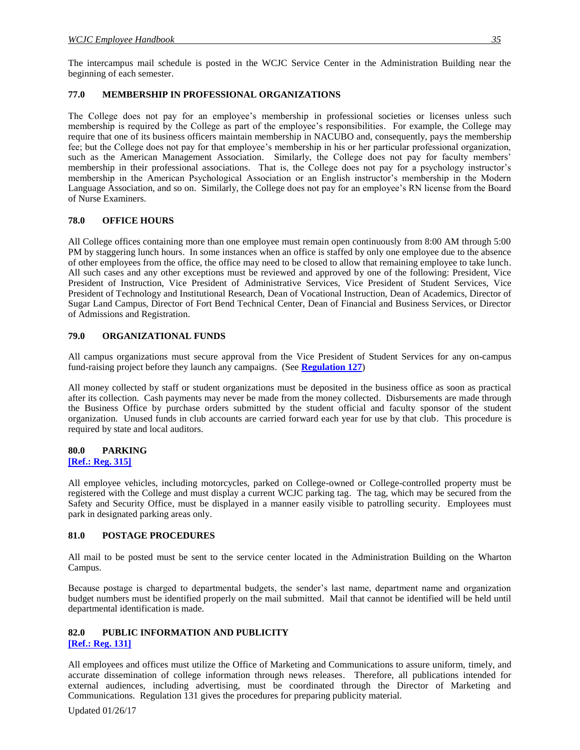The intercampus mail schedule is posted in the WCJC Service Center in the Administration Building near the beginning of each semester.

### 77.0 MEMBERSHIP IN PROFESSIONAL ORGANIZATIONS

The College does not pay for an employee's membership in professional societies or licenses unless such membership is required by the College as part of the employee's responsibilities. For example, the College may require that one of its business officers maintain membership in NACUBO and, consequently, pays the membership fee; but the College does not pay for that employee's membership in his or her particular professional organization, such as the American Management Association. Similarly, the College does not pay for faculty members' membership in their professional associations. That is, the College does not pay for a psychology instructor's membership in the American Psychological Association or an English instructor's membership in the Modern Language Association, and so on. Similarly, the College does not pay for an employee's RN license from the Board of Nurse Examiners.

### 78.0 OFFICE HOURS

All College offices containing more than one employee must remain open continuously from 8:00 AM through 5:00 PM by staggering lunch hours. In some instances when an office is staffed by only one employee due to the absence of other employees from the office, the office may need to be closed to allow that remaining employee to take lunch. All such cases and any other exceptions must be reviewed and approved by one of the following: President, Vice President of Instruction, Vice President of Administrative Services, Vice President of Student Services, Vice President of Technology and Institutional Research, Dean of Vocational Instruction, Dean of Academics, Director of Sugar Land Campus, Director of Fort Bend Technical Center, Dean of Financial and Business Services, or Director of Admissions and Registration.

### 79.0 ORGANIZATIONAL FUNDS

All campus organizations must secure approval from the Vice President of Student Services for any on-campus fund-raising project before they launch any campaigns. (See **Regulation 127**)

All money collected by staff or student organizations must be deposited in the business office as soon as practical after its collection. Cash payments may never be made from the money collected. Disbursements are made through the Business Office by purchase orders submitted by the student official and faculty sponsor of the student organization. Unused funds in club accounts are carried forward each year for use by that club. This procedure is required by state and local auditors.

### 80.0 PARKING
**[Ref.: Reg. 315]**

All employee vehicles, including motorcycles, parked on College-owned or College-controlled property must be registered with the College and must display a current WCJC parking tag. The tag, which may be secured from the Safety and Security Office, must be displayed in a manner easily visible to patrolling security. Employees must park in designated parking areas only.

### 81.0 POSTAGE PROCEDURES

All mail to be posted must be sent to the service center located in the Administration Building on the Wharton Campus.

Because postage is charged to departmental budgets, the sender's last name, department name and organization budget numbers must be identified properly on the mail submitted. Mail that cannot be identified will be held until departmental identification is made.

### 82.0 PUBLIC INFORMATION AND PUBLICITY
**[Ref.: Reg. 131]**

All employees and offices must utilize the Office of Marketing and Communications to assure uniform, timely, and accurate dissemination of college information through news releases. Therefore, all publications intended for external audiences, including advertising, must be coordinated through the Director of Marketing and Communications. Regulation 131 gives the procedures for preparing publicity material.

Updated 01/26/17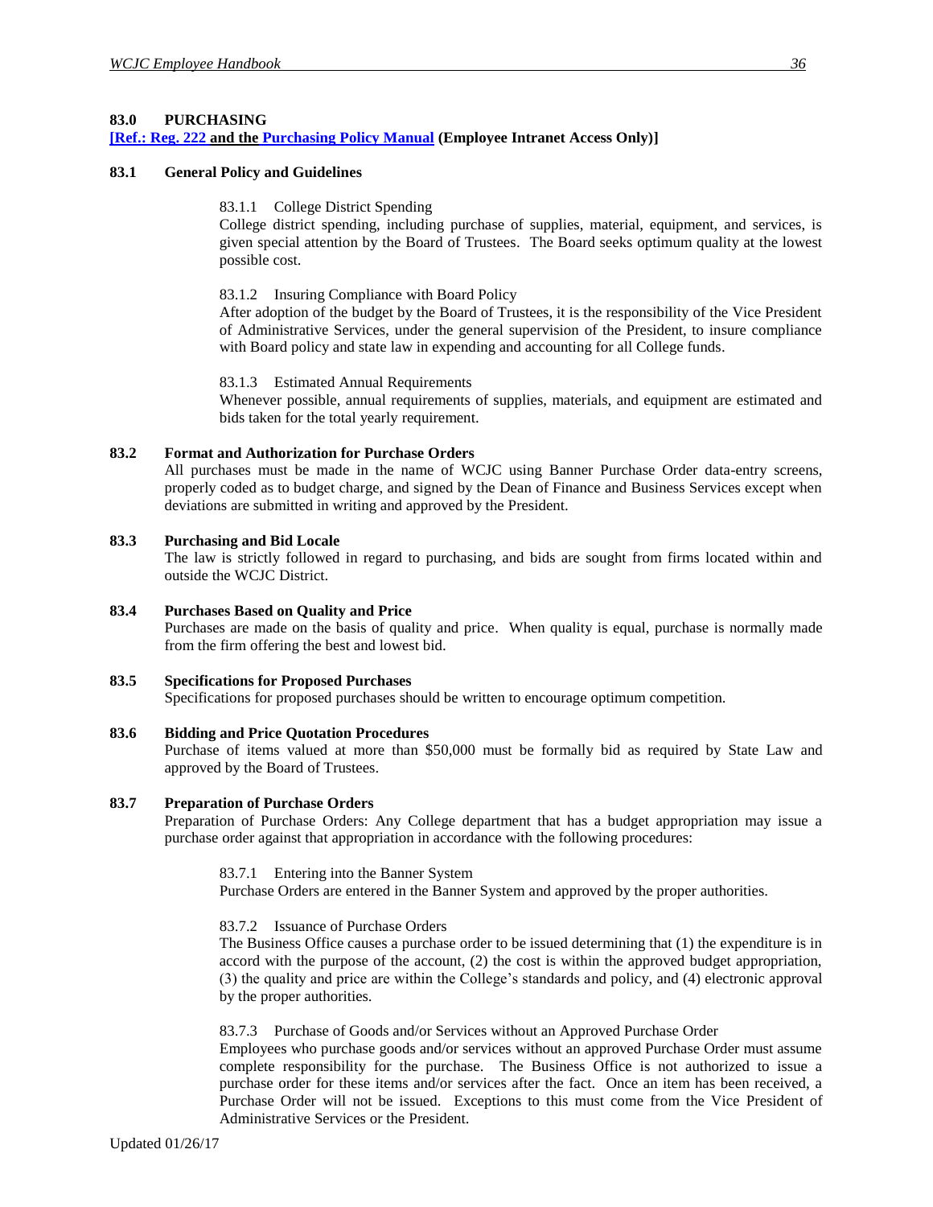## 83.0 PURCHASING

**[Ref.: Reg. 222 and the Purchasing Policy Manual (Employee Intranet Access Only)]**

### 83.1 General Policy and Guidelines

83.1.1 College District Spending

College district spending, including purchase of supplies, material, equipment, and services, is given special attention by the Board of Trustees. The Board seeks optimum quality at the lowest possible cost.

83.1.2 Insuring Compliance with Board Policy

After adoption of the budget by the Board of Trustees, it is the responsibility of the Vice President of Administrative Services, under the general supervision of the President, to insure compliance with Board policy and state law in expending and accounting for all College funds.

83.1.3 Estimated Annual Requirements

Whenever possible, annual requirements of supplies, materials, and equipment are estimated and bids taken for the total yearly requirement.

### 83.2 Format and Authorization for Purchase Orders

All purchases must be made in the name of WCJC using Banner Purchase Order data-entry screens, properly coded as to budget charge, and signed by the Dean of Finance and Business Services except when deviations are submitted in writing and approved by the President.

### 83.3 Purchasing and Bid Locale

The law is strictly followed in regard to purchasing, and bids are sought from firms located within and outside the WCJC District.

### 83.4 Purchases Based on Quality and Price

Purchases are made on the basis of quality and price. When quality is equal, purchase is normally made from the firm offering the best and lowest bid.

### 83.5 Specifications for Proposed Purchases

Specifications for proposed purchases should be written to encourage optimum competition.

### 83.6 Bidding and Price Quotation Procedures

Purchase of items valued at more than $50,000 must be formally bid as required by State Law and approved by the Board of Trustees.

### 83.7 Preparation of Purchase Orders

Preparation of Purchase Orders: Any College department that has a budget appropriation may issue a purchase order against that appropriation in accordance with the following procedures:

83.7.1 Entering into the Banner System

Purchase Orders are entered in the Banner System and approved by the proper authorities.

83.7.2 Issuance of Purchase Orders

The Business Office causes a purchase order to be issued determining that (1) the expenditure is in accord with the purpose of the account, (2) the cost is within the approved budget appropriation, (3) the quality and price are within the College's standards and policy, and (4) electronic approval by the proper authorities.

83.7.3 Purchase of Goods and/or Services without an Approved Purchase Order

Employees who purchase goods and/or services without an approved Purchase Order must assume complete responsibility for the purchase. The Business Office is not authorized to issue a purchase order for these items and/or services after the fact. Once an item has been received, a Purchase Order will not be issued. Exceptions to this must come from the Vice President of Administrative Services or the President.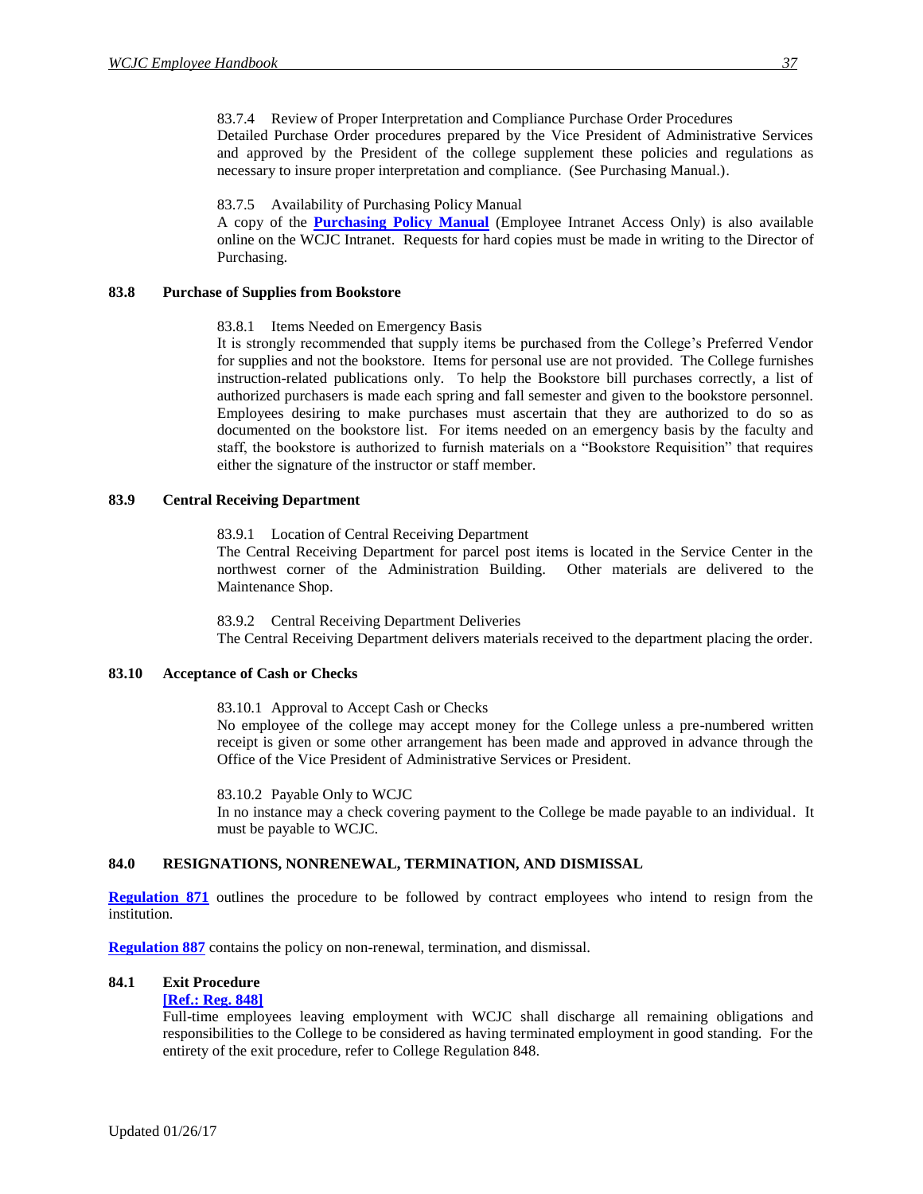83.7.4 Review of Proper Interpretation and Compliance Purchase Order Procedures
Detailed Purchase Order procedures prepared by the Vice President of Administrative Services and approved by the President of the college supplement these policies and regulations as necessary to insure proper interpretation and compliance. (See Purchasing Manual.).

83.7.5 Availability of Purchasing Policy Manual
A copy of the **Purchasing Policy Manual** (Employee Intranet Access Only) is also available online on the WCJC Intranet. Requests for hard copies must be made in writing to the Director of Purchasing.

### 83.8 Purchase of Supplies from Bookstore

83.8.1 Items Needed on Emergency Basis
It is strongly recommended that supply items be purchased from the College's Preferred Vendor for supplies and not the bookstore. Items for personal use are not provided. The College furnishes instruction-related publications only. To help the Bookstore bill purchases correctly, a list of authorized purchasers is made each spring and fall semester and given to the bookstore personnel. Employees desiring to make purchases must ascertain that they are authorized to do so as documented on the bookstore list. For items needed on an emergency basis by the faculty and staff, the bookstore is authorized to furnish materials on a "Bookstore Requisition" that requires either the signature of the instructor or staff member.

### 83.9 Central Receiving Department

83.9.1 Location of Central Receiving Department
The Central Receiving Department for parcel post items is located in the Service Center in the northwest corner of the Administration Building. Other materials are delivered to the Maintenance Shop.

83.9.2 Central Receiving Department Deliveries
The Central Receiving Department delivers materials received to the department placing the order.

### 83.10 Acceptance of Cash or Checks

83.10.1 Approval to Accept Cash or Checks
No employee of the college may accept money for the College unless a pre-numbered written receipt is given or some other arrangement has been made and approved in advance through the Office of the Vice President of Administrative Services or President.

83.10.2 Payable Only to WCJC
In no instance may a check covering payment to the College be made payable to an individual. It must be payable to WCJC.

## 84.0 RESIGNATIONS, NONRENEWAL, TERMINATION, AND DISMISSAL

**Regulation 871** outlines the procedure to be followed by contract employees who intend to resign from the institution.

**Regulation 887** contains the policy on non-renewal, termination, and dismissal.

### 84.1 Exit Procedure

**[Ref.: Reg. 848]**

Full-time employees leaving employment with WCJC shall discharge all remaining obligations and responsibilities to the College to be considered as having terminated employment in good standing. For the entirety of the exit procedure, refer to College Regulation 848.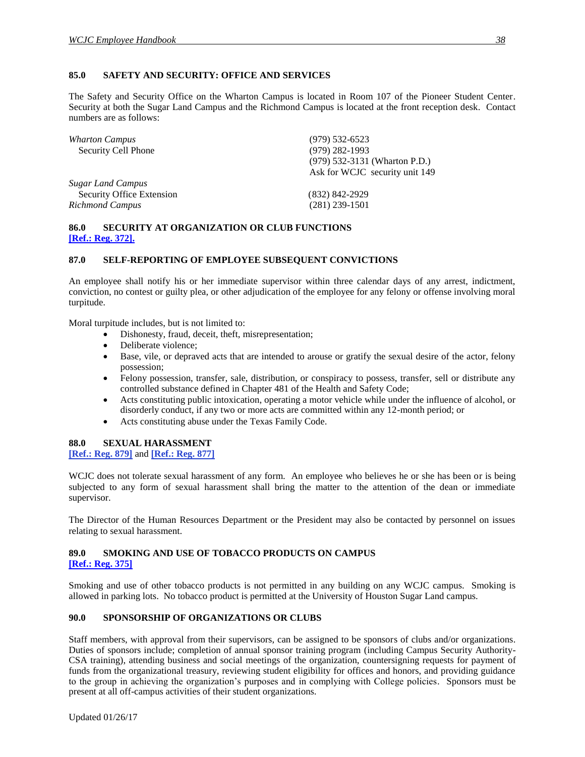### 85.0 SAFETY AND SECURITY: OFFICE AND SERVICES

The Safety and Security Office on the Wharton Campus is located in Room 107 of the Pioneer Student Center. Security at both the Sugar Land Campus and the Richmond Campus is located at the front reception desk. Contact numbers are as follows:

| | |
|---|---|
| *Wharton Campus* | (979) 532-6523 |
| Security Cell Phone | (979) 282-1993 |
| | (979) 532-3131 (Wharton P.D.) |
| | Ask for WCJC security unit 149 |
| *Sugar Land Campus* | |
| Security Office Extension | (832) 842-2929 |
| *Richmond Campus* | (281) 239-1501 |

### 86.0 SECURITY AT ORGANIZATION OR CLUB FUNCTIONS

**[Ref.: Reg. 372].**

### 87.0 SELF-REPORTING OF EMPLOYEE SUBSEQUENT CONVICTIONS

An employee shall notify his or her immediate supervisor within three calendar days of any arrest, indictment, conviction, no contest or guilty plea, or other adjudication of the employee for any felony or offense involving moral turpitude.

Moral turpitude includes, but is not limited to:

- Dishonesty, fraud, deceit, theft, misrepresentation;
- Deliberate violence;
- Base, vile, or depraved acts that are intended to arouse or gratify the sexual desire of the actor, felony possession;
- Felony possession, transfer, sale, distribution, or conspiracy to possess, transfer, sell or distribute any controlled substance defined in Chapter 481 of the Health and Safety Code;
- Acts constituting public intoxication, operating a motor vehicle while under the influence of alcohol, or disorderly conduct, if any two or more acts are committed within any 12-month period; or
- Acts constituting abuse under the Texas Family Code.

### 88.0 SEXUAL HARASSMENT

**[Ref.: Reg. 879]** and **[Ref.: Reg. 877]**

WCJC does not tolerate sexual harassment of any form. An employee who believes he or she has been or is being subjected to any form of sexual harassment shall bring the matter to the attention of the dean or immediate supervisor.

The Director of the Human Resources Department or the President may also be contacted by personnel on issues relating to sexual harassment.

### 89.0 SMOKING AND USE OF TOBACCO PRODUCTS ON CAMPUS

**[Ref.: Reg. 375]**

Smoking and use of other tobacco products is not permitted in any building on any WCJC campus. Smoking is allowed in parking lots. No tobacco product is permitted at the University of Houston Sugar Land campus.

### 90.0 SPONSORSHIP OF ORGANIZATIONS OR CLUBS

Staff members, with approval from their supervisors, can be assigned to be sponsors of clubs and/or organizations. Duties of sponsors include; completion of annual sponsor training program (including Campus Security Authority-CSA training), attending business and social meetings of the organization, countersigning requests for payment of funds from the organizational treasury, reviewing student eligibility for offices and honors, and providing guidance to the group in achieving the organization's purposes and in complying with College policies. Sponsors must be present at all off-campus activities of their student organizations.

Updated 01/26/17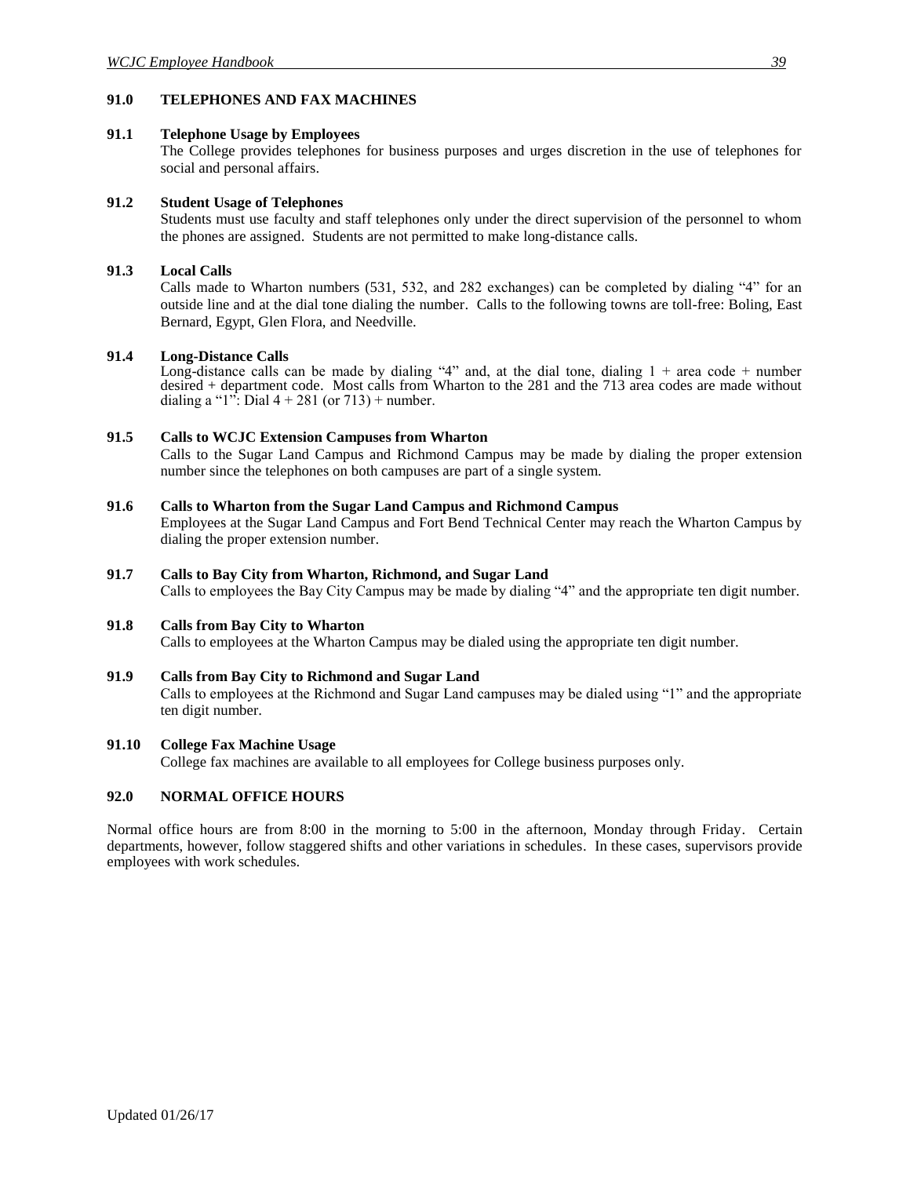## 91.0 TELEPHONES AND FAX MACHINES

### 91.1 Telephone Usage by Employees

The College provides telephones for business purposes and urges discretion in the use of telephones for social and personal affairs.

### 91.2 Student Usage of Telephones

Students must use faculty and staff telephones only under the direct supervision of the personnel to whom the phones are assigned. Students are not permitted to make long-distance calls.

### 91.3 Local Calls

Calls made to Wharton numbers (531, 532, and 282 exchanges) can be completed by dialing "4" for an outside line and at the dial tone dialing the number. Calls to the following towns are toll-free: Boling, East Bernard, Egypt, Glen Flora, and Needville.

### 91.4 Long-Distance Calls

Long-distance calls can be made by dialing "4" and, at the dial tone, dialing 1 + area code + number desired + department code. Most calls from Wharton to the 281 and the 713 area codes are made without dialing a "1": Dial 4 + 281 (or 713) + number.

### 91.5 Calls to WCJC Extension Campuses from Wharton

Calls to the Sugar Land Campus and Richmond Campus may be made by dialing the proper extension number since the telephones on both campuses are part of a single system.

### 91.6 Calls to Wharton from the Sugar Land Campus and Richmond Campus

Employees at the Sugar Land Campus and Fort Bend Technical Center may reach the Wharton Campus by dialing the proper extension number.

### 91.7 Calls to Bay City from Wharton, Richmond, and Sugar Land

Calls to employees the Bay City Campus may be made by dialing "4" and the appropriate ten digit number.

### 91.8 Calls from Bay City to Wharton

Calls to employees at the Wharton Campus may be dialed using the appropriate ten digit number.

### 91.9 Calls from Bay City to Richmond and Sugar Land

Calls to employees at the Richmond and Sugar Land campuses may be dialed using "1" and the appropriate ten digit number.

### 91.10 College Fax Machine Usage

College fax machines are available to all employees for College business purposes only.

## 92.0 NORMAL OFFICE HOURS

Normal office hours are from 8:00 in the morning to 5:00 in the afternoon, Monday through Friday. Certain departments, however, follow staggered shifts and other variations in schedules. In these cases, supervisors provide employees with work schedules.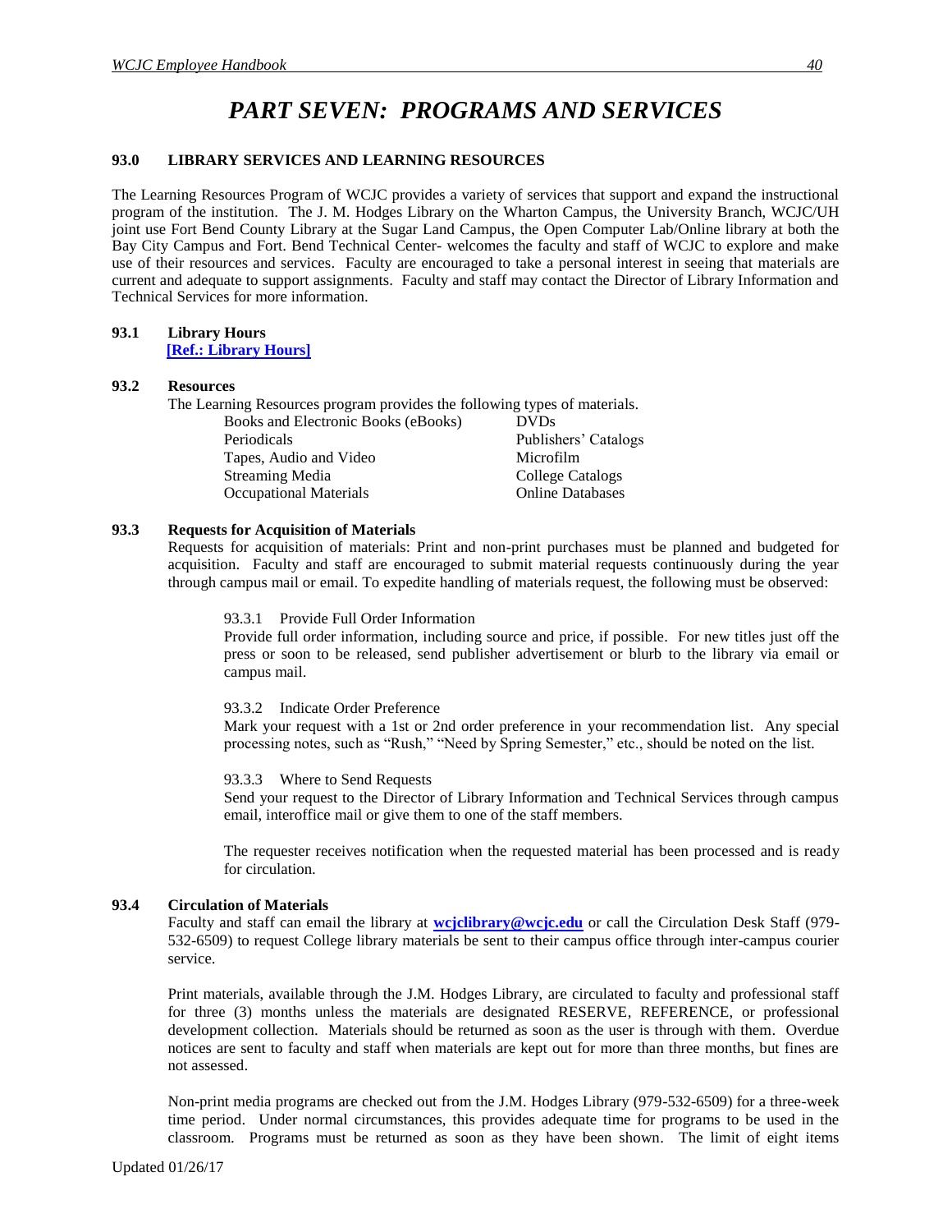# PART SEVEN: PROGRAMS AND SERVICES

## 93.0 LIBRARY SERVICES AND LEARNING RESOURCES

The Learning Resources Program of WCJC provides a variety of services that support and expand the instructional program of the institution. The J. M. Hodges Library on the Wharton Campus, the University Branch, WCJC/UH joint use Fort Bend County Library at the Sugar Land Campus, the Open Computer Lab/Online library at both the Bay City Campus and Fort. Bend Technical Center- welcomes the faculty and staff of WCJC to explore and make use of their resources and services. Faculty are encouraged to take a personal interest in seeing that materials are current and adequate to support assignments. Faculty and staff may contact the Director of Library Information and Technical Services for more information.

### 93.1 Library Hours

**[Ref.: Library Hours]**

### 93.2 Resources

The Learning Resources program provides the following types of materials.

| | |
|---|---|
| Books and Electronic Books (eBooks) | DVDs |
| Periodicals | Publishers' Catalogs |
| Tapes, Audio and Video | Microfilm |
| Streaming Media | College Catalogs |
| Occupational Materials | Online Databases |

### 93.3 Requests for Acquisition of Materials

Requests for acquisition of materials: Print and non-print purchases must be planned and budgeted for acquisition. Faculty and staff are encouraged to submit material requests continuously during the year through campus mail or email. To expedite handling of materials request, the following must be observed:

93.3.1 Provide Full Order Information

Provide full order information, including source and price, if possible. For new titles just off the press or soon to be released, send publisher advertisement or blurb to the library via email or campus mail.

93.3.2 Indicate Order Preference

Mark your request with a 1st or 2nd order preference in your recommendation list. Any special processing notes, such as "Rush," "Need by Spring Semester," etc., should be noted on the list.

93.3.3 Where to Send Requests

Send your request to the Director of Library Information and Technical Services through campus email, interoffice mail or give them to one of the staff members.

The requester receives notification when the requested material has been processed and is ready for circulation.

### 93.4 Circulation of Materials

Faculty and staff can email the library at **wcjclibrary@wcjc.edu** or call the Circulation Desk Staff (979-532-6509) to request College library materials be sent to their campus office through inter-campus courier service.

Print materials, available through the J.M. Hodges Library, are circulated to faculty and professional staff for three (3) months unless the materials are designated RESERVE, REFERENCE, or professional development collection. Materials should be returned as soon as the user is through with them. Overdue notices are sent to faculty and staff when materials are kept out for more than three months, but fines are not assessed.

Non-print media programs are checked out from the J.M. Hodges Library (979-532-6509) for a three-week time period. Under normal circumstances, this provides adequate time for programs to be used in the classroom. Programs must be returned as soon as they have been shown. The limit of eight items

Updated 01/26/17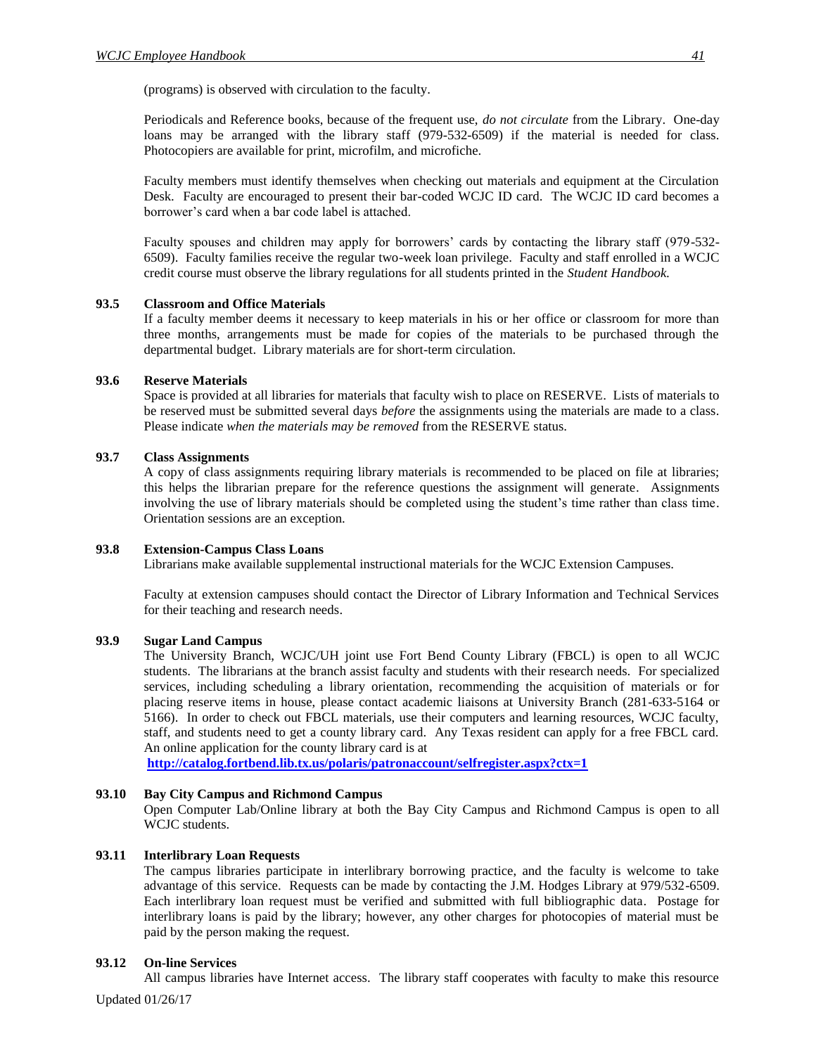(programs) is observed with circulation to the faculty.

Periodicals and Reference books, because of the frequent use, *do not circulate* from the Library. One-day loans may be arranged with the library staff (979-532-6509) if the material is needed for class. Photocopiers are available for print, microfilm, and microfiche.

Faculty members must identify themselves when checking out materials and equipment at the Circulation Desk. Faculty are encouraged to present their bar-coded WCJC ID card. The WCJC ID card becomes a borrower's card when a bar code label is attached.

Faculty spouses and children may apply for borrowers' cards by contacting the library staff (979-532-6509). Faculty families receive the regular two-week loan privilege. Faculty and staff enrolled in a WCJC credit course must observe the library regulations for all students printed in the *Student Handbook.*

### 93.5 Classroom and Office Materials

If a faculty member deems it necessary to keep materials in his or her office or classroom for more than three months, arrangements must be made for copies of the materials to be purchased through the departmental budget. Library materials are for short-term circulation.

### 93.6 Reserve Materials

Space is provided at all libraries for materials that faculty wish to place on RESERVE. Lists of materials to be reserved must be submitted several days *before* the assignments using the materials are made to a class. Please indicate *when the materials may be removed* from the RESERVE status.

### 93.7 Class Assignments

A copy of class assignments requiring library materials is recommended to be placed on file at libraries; this helps the librarian prepare for the reference questions the assignment will generate. Assignments involving the use of library materials should be completed using the student's time rather than class time. Orientation sessions are an exception.

### 93.8 Extension-Campus Class Loans

Librarians make available supplemental instructional materials for the WCJC Extension Campuses.

Faculty at extension campuses should contact the Director of Library Information and Technical Services for their teaching and research needs.

### 93.9 Sugar Land Campus

The University Branch, WCJC/UH joint use Fort Bend County Library (FBCL) is open to all WCJC students. The librarians at the branch assist faculty and students with their research needs. For specialized services, including scheduling a library orientation, recommending the acquisition of materials or for placing reserve items in house, please contact academic liaisons at University Branch (281-633-5164 or 5166). In order to check out FBCL materials, use their computers and learning resources, WCJC faculty, staff, and students need to get a county library card. Any Texas resident can apply for a free FBCL card. An online application for the county library card is at

**http://catalog.fortbend.lib.tx.us/polaris/patronaccount/selfregister.aspx?ctx=1**

### 93.10 Bay City Campus and Richmond Campus

Open Computer Lab/Online library at both the Bay City Campus and Richmond Campus is open to all WCJC students.

### 93.11 Interlibrary Loan Requests

The campus libraries participate in interlibrary borrowing practice, and the faculty is welcome to take advantage of this service. Requests can be made by contacting the J.M. Hodges Library at 979/532-6509. Each interlibrary loan request must be verified and submitted with full bibliographic data. Postage for interlibrary loans is paid by the library; however, any other charges for photocopies of material must be paid by the person making the request.

### 93.12 On-line Services

All campus libraries have Internet access. The library staff cooperates with faculty to make this resource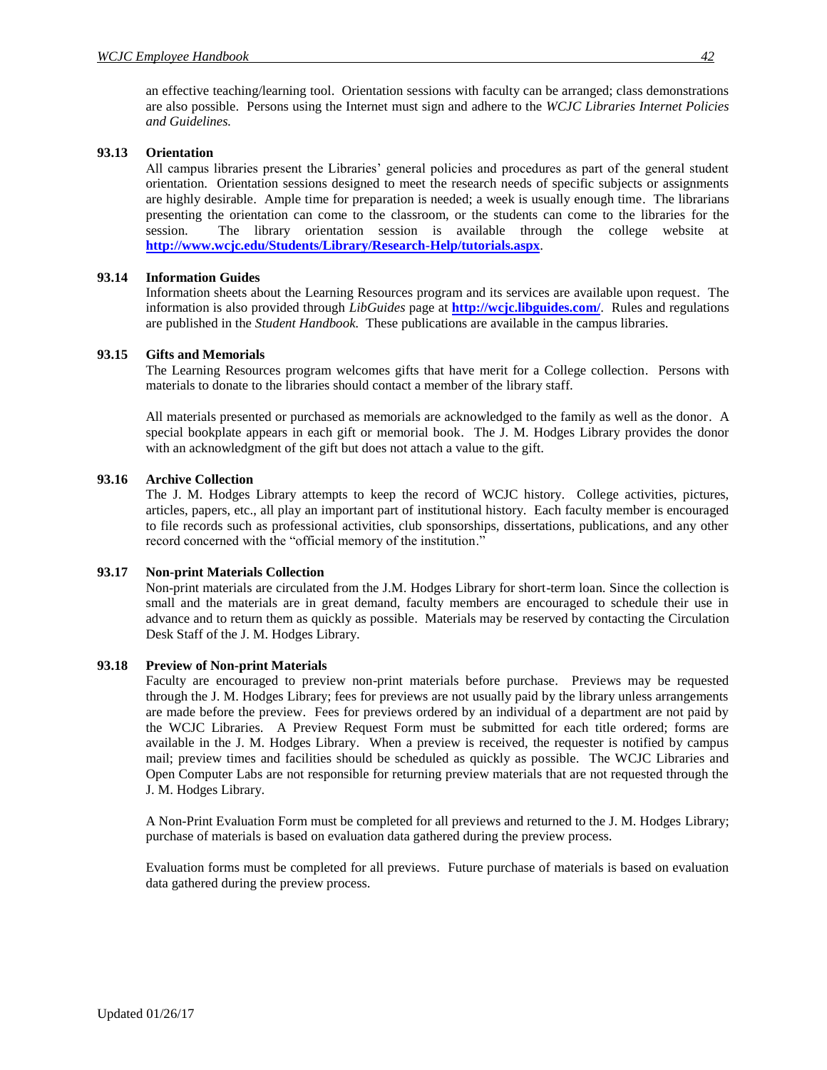an effective teaching/learning tool. Orientation sessions with faculty can be arranged; class demonstrations are also possible. Persons using the Internet must sign and adhere to the *WCJC Libraries Internet Policies and Guidelines.*

### 93.13 Orientation

All campus libraries present the Libraries' general policies and procedures as part of the general student orientation. Orientation sessions designed to meet the research needs of specific subjects or assignments are highly desirable. Ample time for preparation is needed; a week is usually enough time. The librarians presenting the orientation can come to the classroom, or the students can come to the libraries for the session. The library orientation session is available through the college website at **http://www.wcjc.edu/Students/Library/Research-Help/tutorials.aspx**.

### 93.14 Information Guides

Information sheets about the Learning Resources program and its services are available upon request. The information is also provided through *LibGuides* page at **http://wcjc.libguides.com/**. Rules and regulations are published in the *Student Handbook.* These publications are available in the campus libraries.

### 93.15 Gifts and Memorials

The Learning Resources program welcomes gifts that have merit for a College collection. Persons with materials to donate to the libraries should contact a member of the library staff.

All materials presented or purchased as memorials are acknowledged to the family as well as the donor. A special bookplate appears in each gift or memorial book. The J. M. Hodges Library provides the donor with an acknowledgment of the gift but does not attach a value to the gift.

### 93.16 Archive Collection

The J. M. Hodges Library attempts to keep the record of WCJC history. College activities, pictures, articles, papers, etc., all play an important part of institutional history. Each faculty member is encouraged to file records such as professional activities, club sponsorships, dissertations, publications, and any other record concerned with the "official memory of the institution."

### 93.17 Non-print Materials Collection

Non-print materials are circulated from the J.M. Hodges Library for short-term loan. Since the collection is small and the materials are in great demand, faculty members are encouraged to schedule their use in advance and to return them as quickly as possible. Materials may be reserved by contacting the Circulation Desk Staff of the J. M. Hodges Library.

### 93.18 Preview of Non-print Materials

Faculty are encouraged to preview non-print materials before purchase. Previews may be requested through the J. M. Hodges Library; fees for previews are not usually paid by the library unless arrangements are made before the preview. Fees for previews ordered by an individual of a department are not paid by the WCJC Libraries. A Preview Request Form must be submitted for each title ordered; forms are available in the J. M. Hodges Library. When a preview is received, the requester is notified by campus mail; preview times and facilities should be scheduled as quickly as possible. The WCJC Libraries and Open Computer Labs are not responsible for returning preview materials that are not requested through the J. M. Hodges Library.

A Non-Print Evaluation Form must be completed for all previews and returned to the J. M. Hodges Library; purchase of materials is based on evaluation data gathered during the preview process.

Evaluation forms must be completed for all previews. Future purchase of materials is based on evaluation data gathered during the preview process.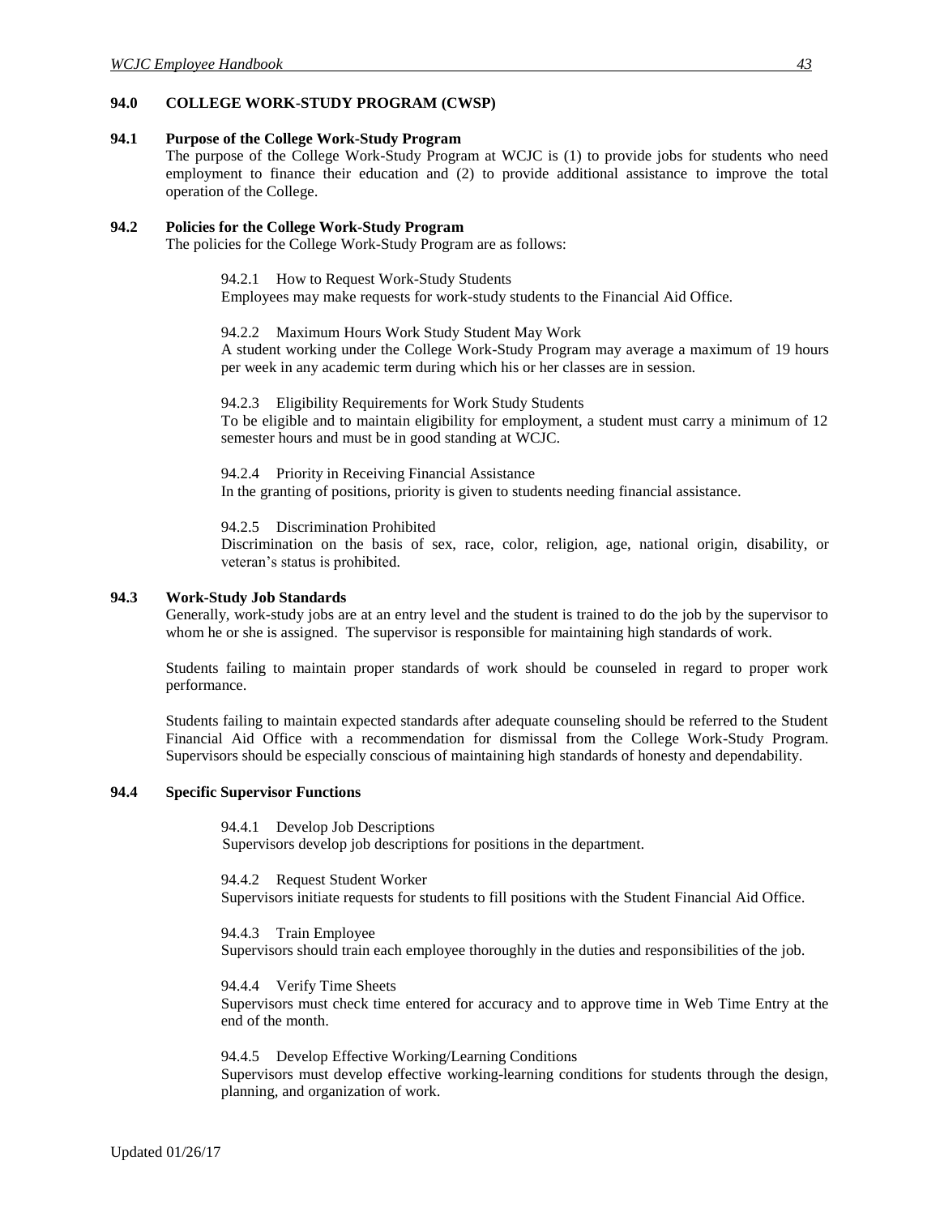## 94.0 COLLEGE WORK-STUDY PROGRAM (CWSP)

### 94.1 Purpose of the College Work-Study Program

The purpose of the College Work-Study Program at WCJC is (1) to provide jobs for students who need employment to finance their education and (2) to provide additional assistance to improve the total operation of the College.

### 94.2 Policies for the College Work-Study Program

The policies for the College Work-Study Program are as follows:

94.2.1 How to Request Work-Study Students
Employees may make requests for work-study students to the Financial Aid Office.

94.2.2 Maximum Hours Work Study Student May Work
A student working under the College Work-Study Program may average a maximum of 19 hours per week in any academic term during which his or her classes are in session.

94.2.3 Eligibility Requirements for Work Study Students
To be eligible and to maintain eligibility for employment, a student must carry a minimum of 12 semester hours and must be in good standing at WCJC.

94.2.4 Priority in Receiving Financial Assistance
In the granting of positions, priority is given to students needing financial assistance.

94.2.5 Discrimination Prohibited
Discrimination on the basis of sex, race, color, religion, age, national origin, disability, or veteran's status is prohibited.

### 94.3 Work-Study Job Standards

Generally, work-study jobs are at an entry level and the student is trained to do the job by the supervisor to whom he or she is assigned. The supervisor is responsible for maintaining high standards of work.

Students failing to maintain proper standards of work should be counseled in regard to proper work performance.

Students failing to maintain expected standards after adequate counseling should be referred to the Student Financial Aid Office with a recommendation for dismissal from the College Work-Study Program. Supervisors should be especially conscious of maintaining high standards of honesty and dependability.

### 94.4 Specific Supervisor Functions

94.4.1 Develop Job Descriptions
Supervisors develop job descriptions for positions in the department.

94.4.2 Request Student Worker
Supervisors initiate requests for students to fill positions with the Student Financial Aid Office.

94.4.3 Train Employee
Supervisors should train each employee thoroughly in the duties and responsibilities of the job.

94.4.4 Verify Time Sheets
Supervisors must check time entered for accuracy and to approve time in Web Time Entry at the end of the month.

94.4.5 Develop Effective Working/Learning Conditions
Supervisors must develop effective working-learning conditions for students through the design, planning, and organization of work.

Updated 01/26/17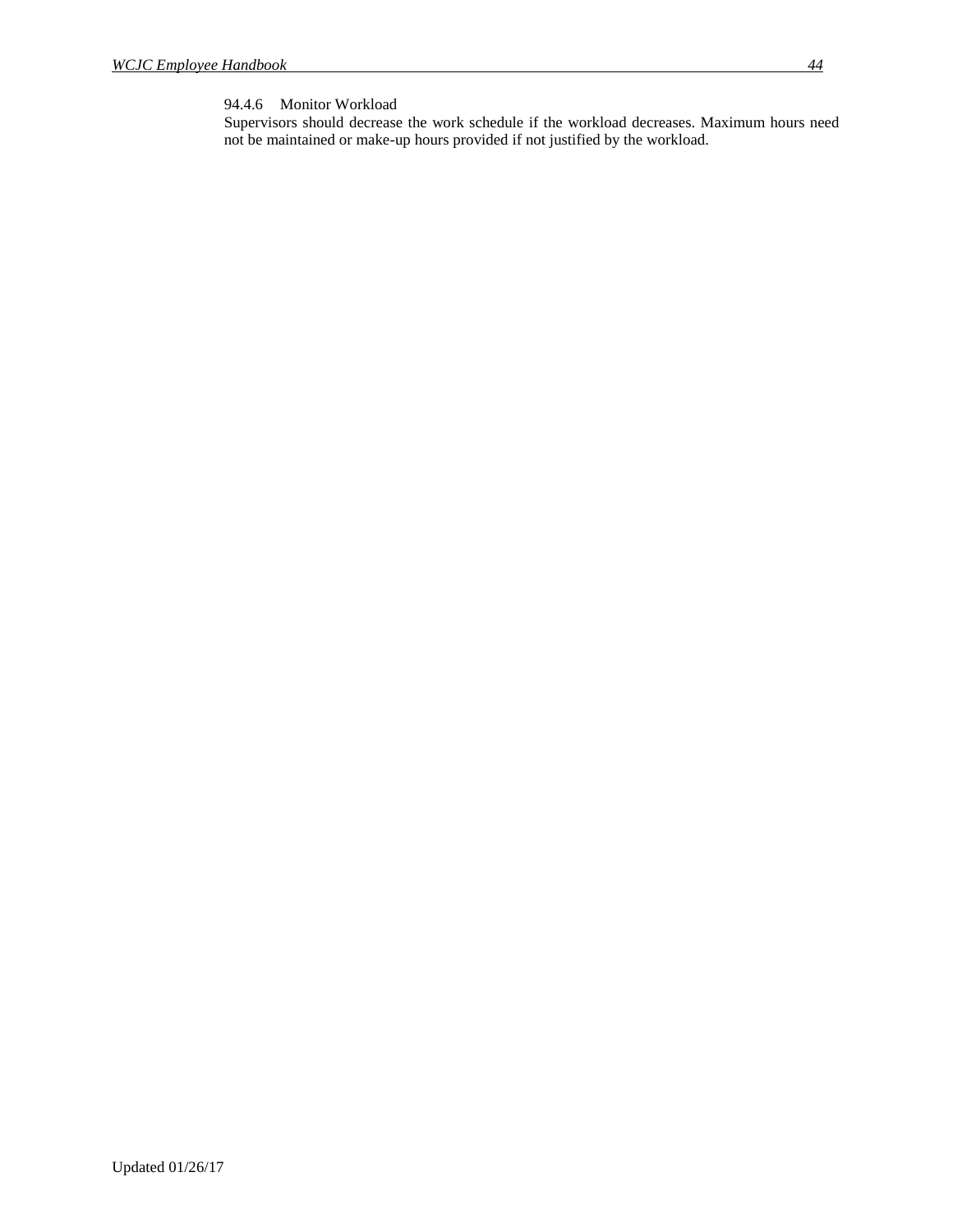94.4.6 Monitor Workload

Supervisors should decrease the work schedule if the workload decreases. Maximum hours need not be maintained or make-up hours provided if not justified by the workload.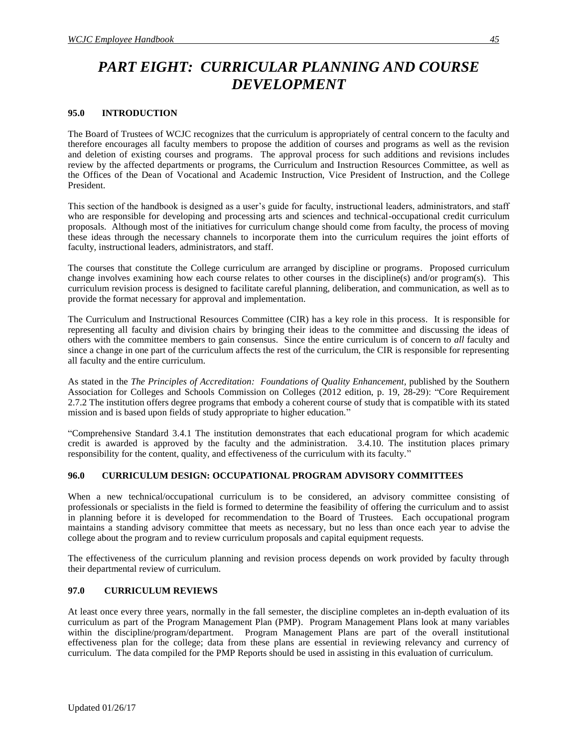# *PART EIGHT: CURRICULAR PLANNING AND COURSE DEVELOPMENT*

## 95.0 INTRODUCTION

The Board of Trustees of WCJC recognizes that the curriculum is appropriately of central concern to the faculty and therefore encourages all faculty members to propose the addition of courses and programs as well as the revision and deletion of existing courses and programs. The approval process for such additions and revisions includes review by the affected departments or programs, the Curriculum and Instruction Resources Committee, as well as the Offices of the Dean of Vocational and Academic Instruction, Vice President of Instruction, and the College President.

This section of the handbook is designed as a user's guide for faculty, instructional leaders, administrators, and staff who are responsible for developing and processing arts and sciences and technical-occupational credit curriculum proposals. Although most of the initiatives for curriculum change should come from faculty, the process of moving these ideas through the necessary channels to incorporate them into the curriculum requires the joint efforts of faculty, instructional leaders, administrators, and staff.

The courses that constitute the College curriculum are arranged by discipline or programs. Proposed curriculum change involves examining how each course relates to other courses in the discipline(s) and/or program(s). This curriculum revision process is designed to facilitate careful planning, deliberation, and communication, as well as to provide the format necessary for approval and implementation.

The Curriculum and Instructional Resources Committee (CIR) has a key role in this process. It is responsible for representing all faculty and division chairs by bringing their ideas to the committee and discussing the ideas of others with the committee members to gain consensus. Since the entire curriculum is of concern to *all* faculty and since a change in one part of the curriculum affects the rest of the curriculum, the CIR is responsible for representing all faculty and the entire curriculum.

As stated in the *The Principles of Accreditation: Foundations of Quality Enhancement*, published by the Southern Association for Colleges and Schools Commission on Colleges (2012 edition, p. 19, 28-29): "Core Requirement 2.7.2 The institution offers degree programs that embody a coherent course of study that is compatible with its stated mission and is based upon fields of study appropriate to higher education."

"Comprehensive Standard 3.4.1 The institution demonstrates that each educational program for which academic credit is awarded is approved by the faculty and the administration. 3.4.10. The institution places primary responsibility for the content, quality, and effectiveness of the curriculum with its faculty."

## 96.0 CURRICULUM DESIGN: OCCUPATIONAL PROGRAM ADVISORY COMMITTEES

When a new technical/occupational curriculum is to be considered, an advisory committee consisting of professionals or specialists in the field is formed to determine the feasibility of offering the curriculum and to assist in planning before it is developed for recommendation to the Board of Trustees. Each occupational program maintains a standing advisory committee that meets as necessary, but no less than once each year to advise the college about the program and to review curriculum proposals and capital equipment requests.

The effectiveness of the curriculum planning and revision process depends on work provided by faculty through their departmental review of curriculum.

## 97.0 CURRICULUM REVIEWS

At least once every three years, normally in the fall semester, the discipline completes an in-depth evaluation of its curriculum as part of the Program Management Plan (PMP). Program Management Plans look at many variables within the discipline/program/department. Program Management Plans are part of the overall institutional effectiveness plan for the college; data from these plans are essential in reviewing relevancy and currency of curriculum. The data compiled for the PMP Reports should be used in assisting in this evaluation of curriculum.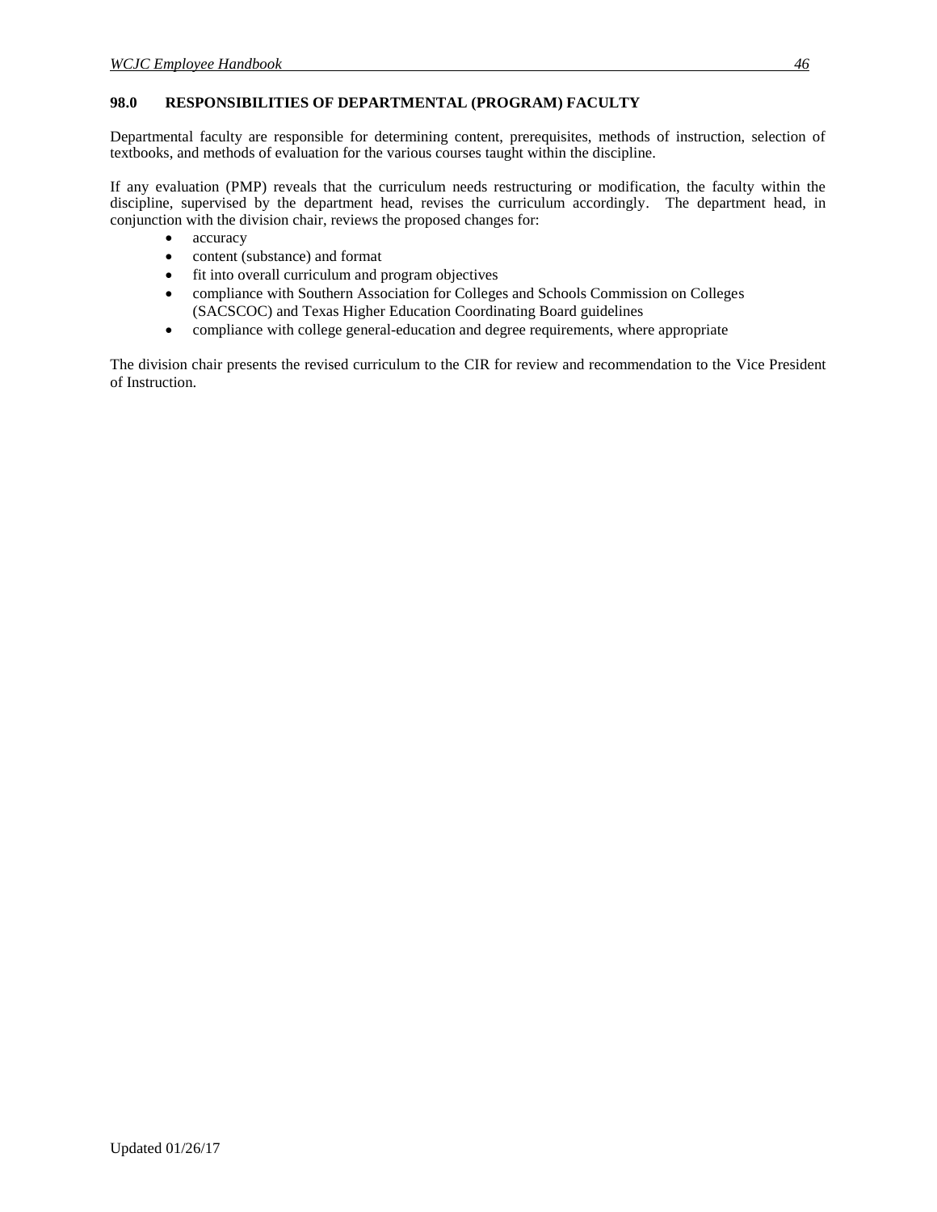## 98.0 RESPONSIBILITIES OF DEPARTMENTAL (PROGRAM) FACULTY

Departmental faculty are responsible for determining content, prerequisites, methods of instruction, selection of textbooks, and methods of evaluation for the various courses taught within the discipline.

If any evaluation (PMP) reveals that the curriculum needs restructuring or modification, the faculty within the discipline, supervised by the department head, revises the curriculum accordingly. The department head, in conjunction with the division chair, reviews the proposed changes for:

- accuracy
- content (substance) and format
- fit into overall curriculum and program objectives
- compliance with Southern Association for Colleges and Schools Commission on Colleges (SACSCOC) and Texas Higher Education Coordinating Board guidelines
- compliance with college general-education and degree requirements, where appropriate

The division chair presents the revised curriculum to the CIR for review and recommendation to the Vice President of Instruction.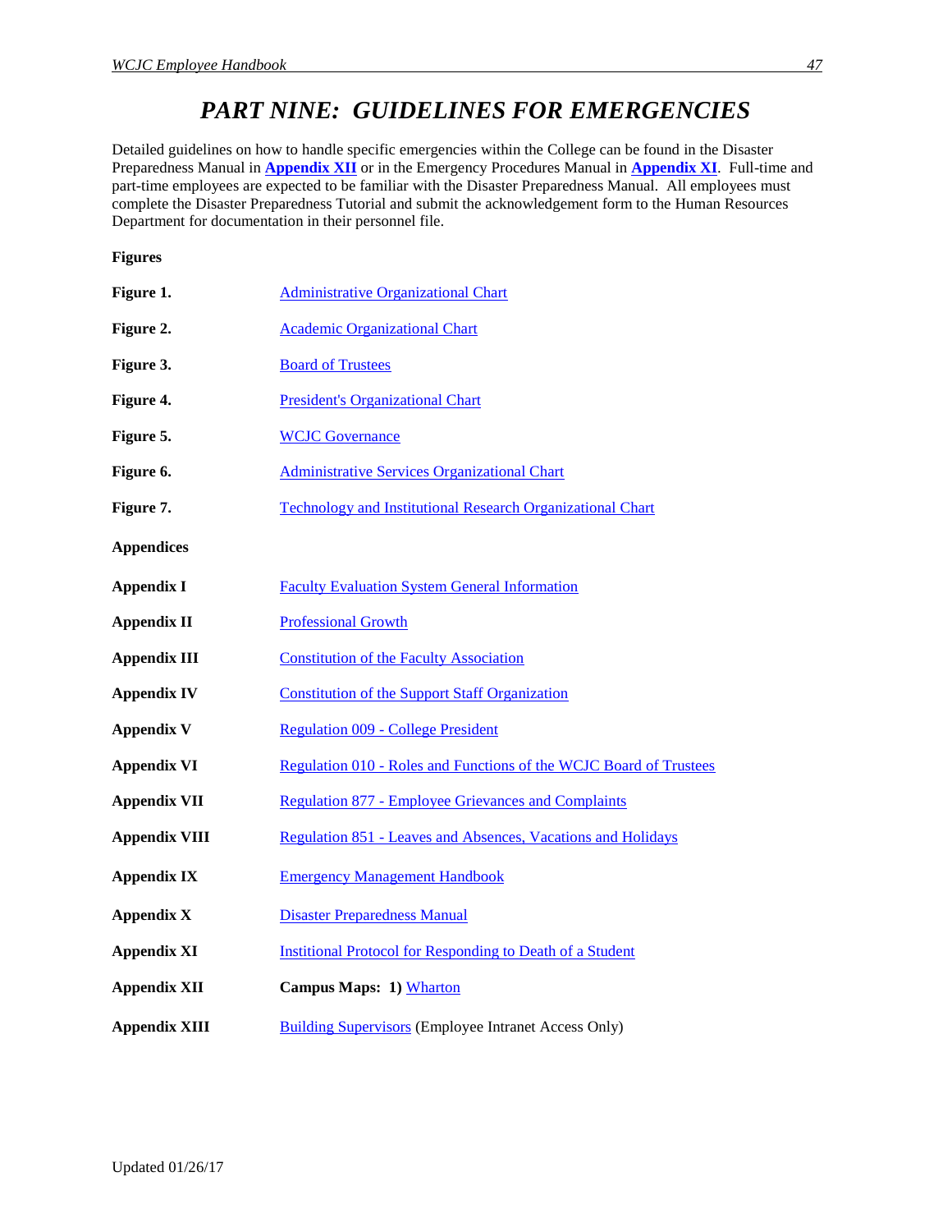# *PART NINE: GUIDELINES FOR EMERGENCIES*

Detailed guidelines on how to handle specific emergencies within the College can be found in the Disaster Preparedness Manual in **Appendix XII** or in the Emergency Procedures Manual in **Appendix XI**. Full-time and part-time employees are expected to be familiar with the Disaster Preparedness Manual. All employees must complete the Disaster Preparedness Tutorial and submit the acknowledgement form to the Human Resources Department for documentation in their personnel file.

**Figures**

| | |
|---|---|
| **Figure 1.** | Administrative Organizational Chart |
| **Figure 2.** | Academic Organizational Chart |
| **Figure 3.** | Board of Trustees |
| **Figure 4.** | President's Organizational Chart |
| **Figure 5.** | WCJC Governance |
| **Figure 6.** | Administrative Services Organizational Chart |
| **Figure 7.** | Technology and Institutional Research Organizational Chart |

**Appendices**

| | |
|---|---|
| **Appendix I** | Faculty Evaluation System General Information |
| **Appendix II** | Professional Growth |
| **Appendix III** | Constitution of the Faculty Association |
| **Appendix IV** | Constitution of the Support Staff Organization |
| **Appendix V** | Regulation 009 - College President |
| **Appendix VI** | Regulation 010 - Roles and Functions of the WCJC Board of Trustees |
| **Appendix VII** | Regulation 877 - Employee Grievances and Complaints |
| **Appendix VIII** | Regulation 851 - Leaves and Absences, Vacations and Holidays |
| **Appendix IX** | Emergency Management Handbook |
| **Appendix X** | Disaster Preparedness Manual |
| **Appendix XI** | Institutional Protocol for Responding to Death of a Student |
| **Appendix XII** | **Campus Maps: 1)** Wharton |
| **Appendix XIII** | Building Supervisors (Employee Intranet Access Only) |

Updated 01/26/17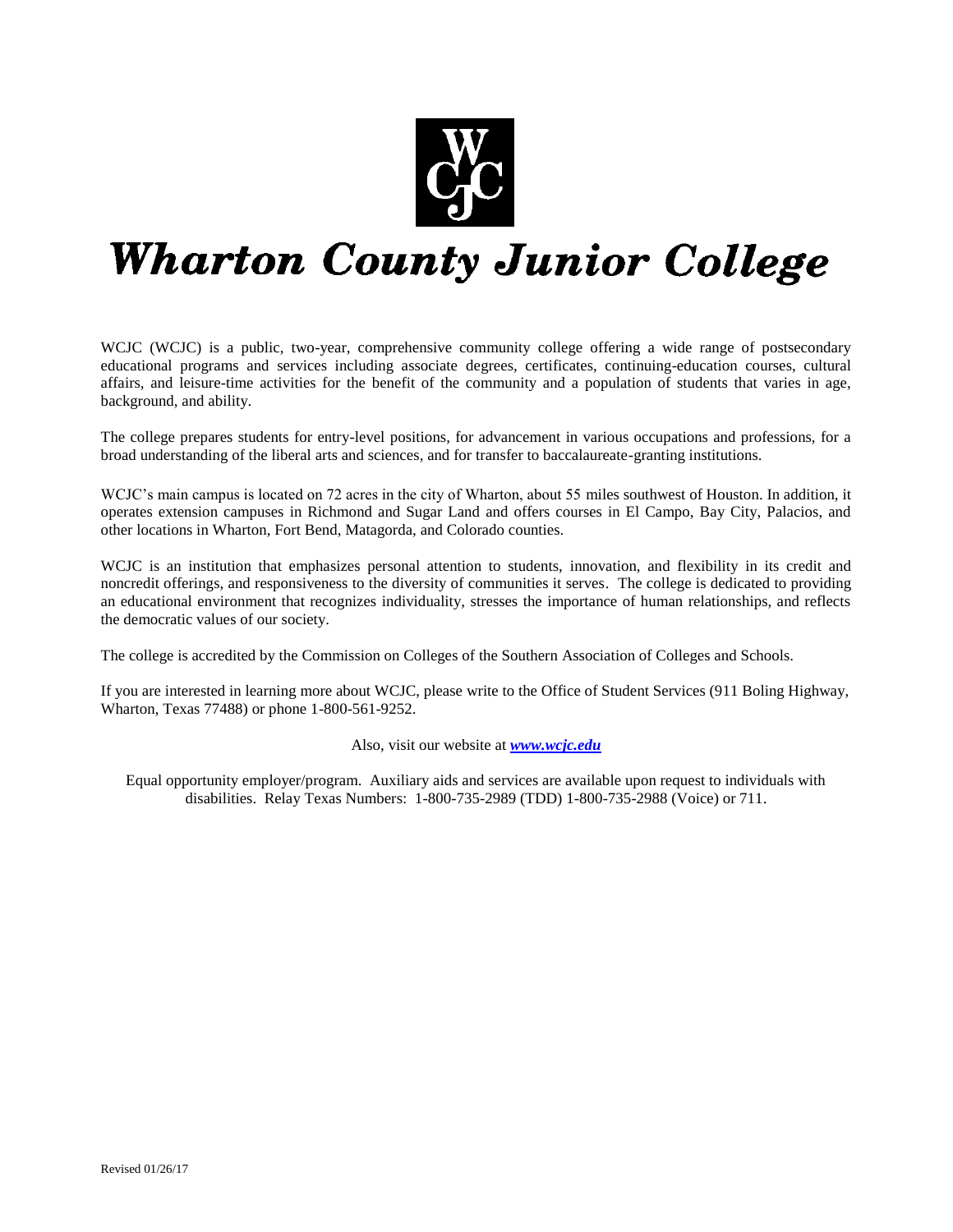# Wharton County Junior College

WCJC (WCJC) is a public, two-year, comprehensive community college offering a wide range of postsecondary educational programs and services including associate degrees, certificates, continuing-education courses, cultural affairs, and leisure-time activities for the benefit of the community and a population of students that varies in age, background, and ability.

The college prepares students for entry-level positions, for advancement in various occupations and professions, for a broad understanding of the liberal arts and sciences, and for transfer to baccalaureate-granting institutions.

WCJC's main campus is located on 72 acres in the city of Wharton, about 55 miles southwest of Houston. In addition, it operates extension campuses in Richmond and Sugar Land and offers courses in El Campo, Bay City, Palacios, and other locations in Wharton, Fort Bend, Matagorda, and Colorado counties.

WCJC is an institution that emphasizes personal attention to students, innovation, and flexibility in its credit and noncredit offerings, and responsiveness to the diversity of communities it serves. The college is dedicated to providing an educational environment that recognizes individuality, stresses the importance of human relationships, and reflects the democratic values of our society.

The college is accredited by the Commission on Colleges of the Southern Association of Colleges and Schools.

If you are interested in learning more about WCJC, please write to the Office of Student Services (911 Boling Highway, Wharton, Texas 77488) or phone 1-800-561-9252.

Also, visit our website at ***www.wcjc.edu***

Equal opportunity employer/program. Auxiliary aids and services are available upon request to individuals with disabilities. Relay Texas Numbers: 1-800-735-2989 (TDD) 1-800-735-2988 (Voice) or 711.

Revised 01/26/17